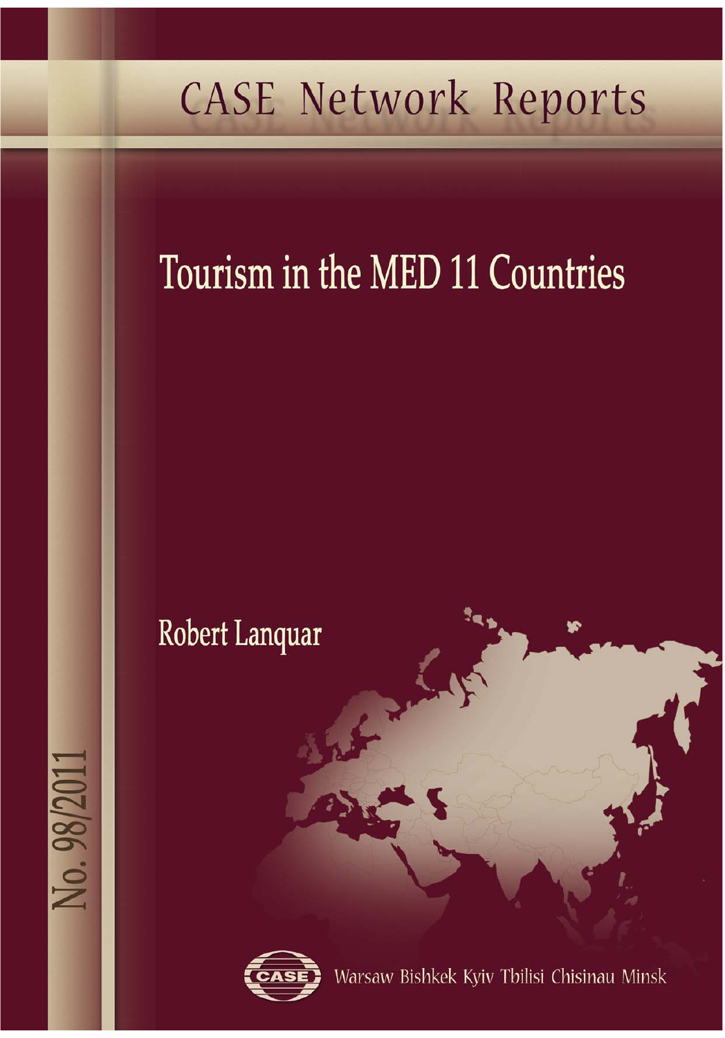CASE Network Reports

# Tourism in the MED 11 Countries

Robert Lanquar

No. 98/2011

CASE

Warsaw Bishkek Kyiv Tbilisi Chisinau Minsk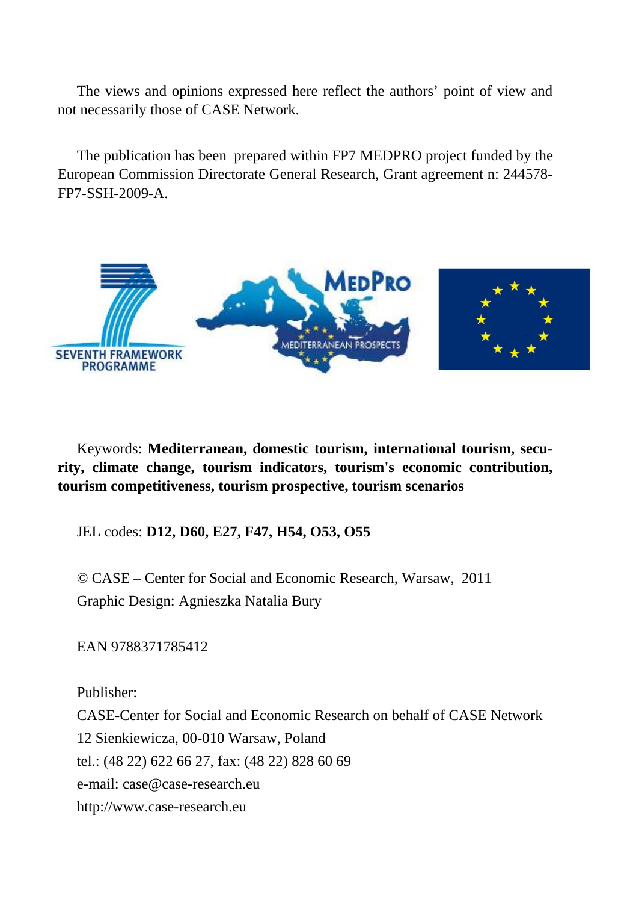The views and opinions expressed here reflect the authors' point of view and not necessarily those of CASE Network.

The publication has been prepared within FP7 MEDPRO project funded by the European Commission Directorate General Research, Grant agreement n: 244578-FP7-SSH-2009-A.

Keywords: **Mediterranean, domestic tourism, international tourism, security, climate change, tourism indicators, tourism's economic contribution, tourism competitiveness, tourism prospective, tourism scenarios**

JEL codes: **D12, D60, E27, F47, H54, O53, O55**

© CASE – Center for Social and Economic Research, Warsaw, 2011
Graphic Design: Agnieszka Natalia Bury

EAN 9788371785412

Publisher:
CASE-Center for Social and Economic Research on behalf of CASE Network
12 Sienkiewicza, 00-010 Warsaw, Poland
tel.: (48 22) 622 66 27, fax: (48 22) 828 60 69
e-mail: case@case-research.eu
http://www.case-research.eu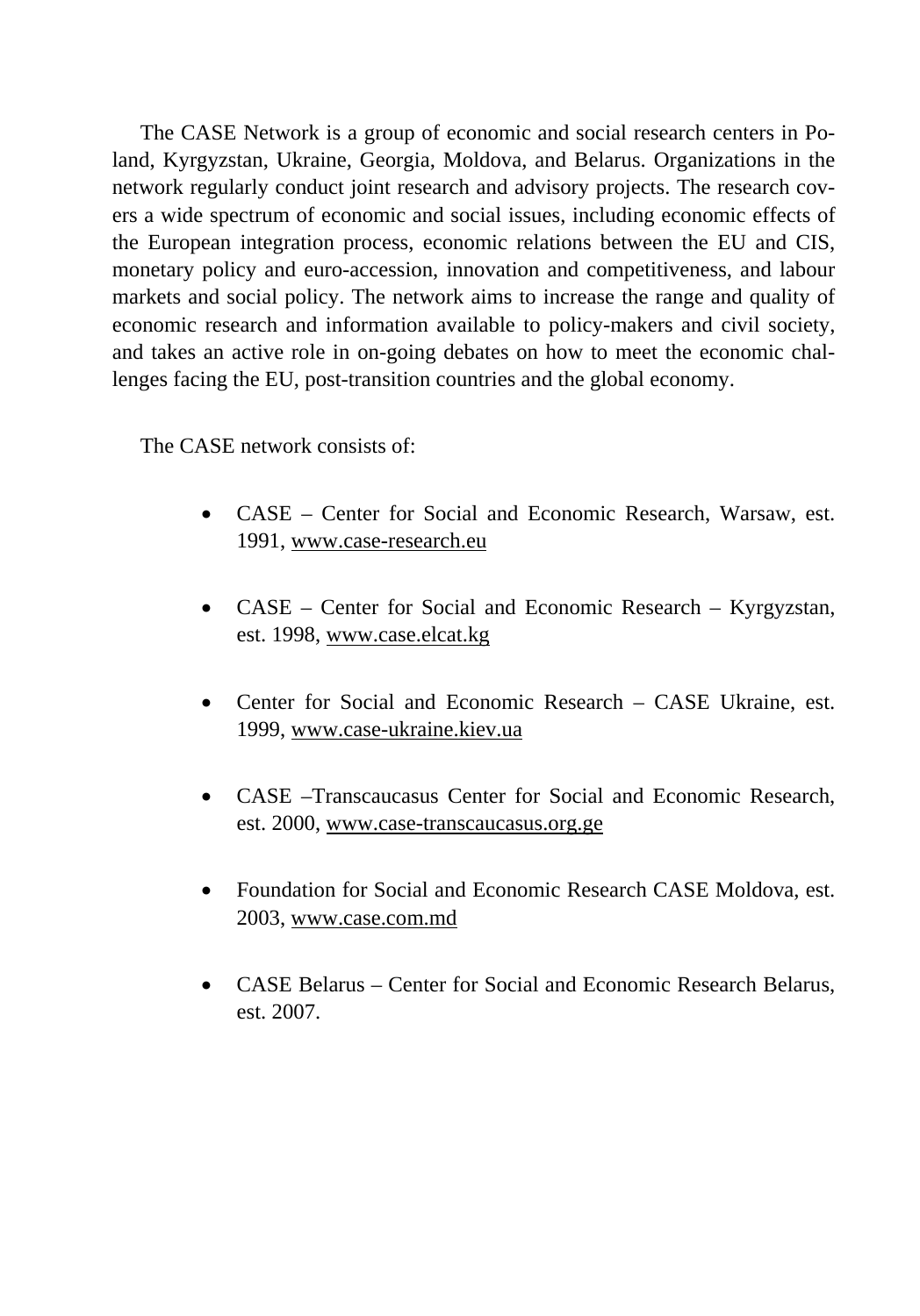The CASE Network is a group of economic and social research centers in Poland, Kyrgyzstan, Ukraine, Georgia, Moldova, and Belarus. Organizations in the network regularly conduct joint research and advisory projects. The research covers a wide spectrum of economic and social issues, including economic effects of the European integration process, economic relations between the EU and CIS, monetary policy and euro-accession, innovation and competitiveness, and labour markets and social policy. The network aims to increase the range and quality of economic research and information available to policy-makers and civil society, and takes an active role in on-going debates on how to meet the economic challenges facing the EU, post-transition countries and the global economy.

The CASE network consists of:

- CASE – Center for Social and Economic Research, Warsaw, est. 1991, www.case-research.eu
- CASE – Center for Social and Economic Research – Kyrgyzstan, est. 1998, www.case.elcat.kg
- Center for Social and Economic Research – CASE Ukraine, est. 1999, www.case-ukraine.kiev.ua
- CASE –Transcaucasus Center for Social and Economic Research, est. 2000, www.case-transcaucasus.org.ge
- Foundation for Social and Economic Research CASE Moldova, est. 2003, www.case.com.md
- CASE Belarus – Center for Social and Economic Research Belarus, est. 2007.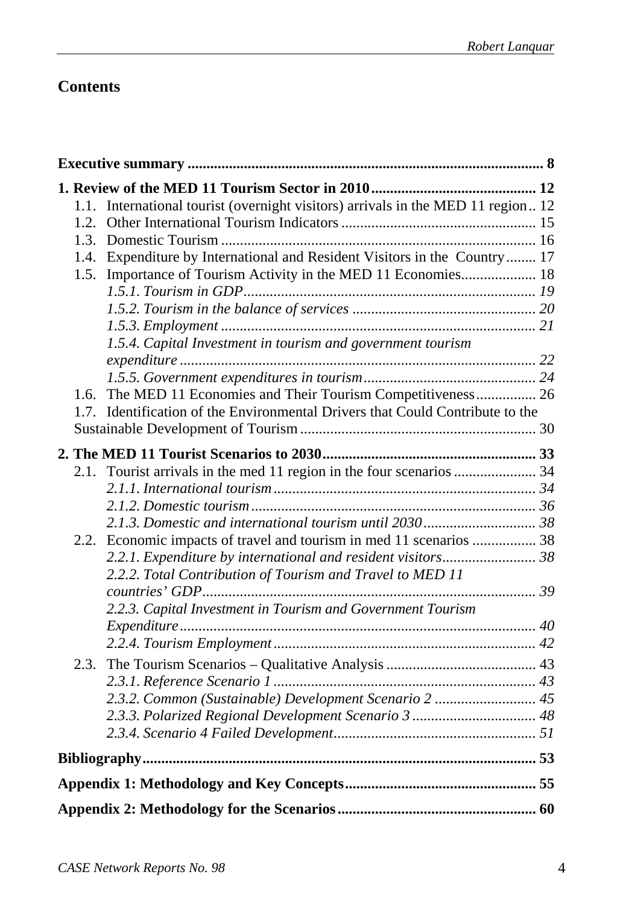## Contents

**Executive summary ............................................................................................... 8**

**1. Review of the MED 11 Tourism Sector in 2010 ............................................. 12**

1.1. International tourist (overnight visitors) arrivals in the MED 11 region .. 12

1.2. Other International Tourism Indicators .................................................... 15

1.3. Domestic Tourism .................................................................................... 16

1.4. Expenditure by International and Resident Visitors in the Country ........ 17

1.5. Importance of Tourism Activity in the MED 11 Economies .................... 18

*1.5.1. Tourism in GDP .............................................................................. 19*

*1.5.2. Tourism in the balance of services ................................................. 20*

*1.5.3. Employment .................................................................................... 21*

*1.5.4. Capital Investment in tourism and government tourism expenditure ............................................................................................... 22*

*1.5.5. Government expenditures in tourism ............................................. 24*

1.6. The MED 11 Economies and Their Tourism Competitiveness ................ 26

1.7. Identification of the Environmental Drivers that Could Contribute to the Sustainable Development of Tourism ............................................................... 30

**2. The MED 11 Tourist Scenarios to 2030 ......................................................... 33**

2.1. Tourist arrivals in the med 11 region in the four scenarios ...................... 34

*2.1.1. International tourism ...................................................................... 34*

*2.1.2. Domestic tourism ............................................................................ 36*

*2.1.3. Domestic and international tourism until 2030 .............................. 38*

2.2. Economic impacts of travel and tourism in med 11 scenarios ................. 38

*2.2.1. Expenditure by international and resident visitors ......................... 38*

*2.2.2. Total Contribution of Tourism and Travel to MED 11 countries' GDP ......................................................................................... 39*

*2.2.3. Capital Investment in Tourism and Government Tourism Expenditure ............................................................................................... 40*

*2.2.4. Tourism Employment ...................................................................... 42*

2.3. The Tourism Scenarios – Qualitative Analysis ........................................ 43

*2.3.1. Reference Scenario 1 ..................................................................... 43*

*2.3.2. Common (Sustainable) Development Scenario 2 ........................... 45*

*2.3.3. Polarized Regional Development Scenario 3 ................................. 48*

*2.3.4. Scenario 4 Failed Development ...................................................... 51*

**Bibliography ......................................................................................................... 53**

**Appendix 1: Methodology and Key Concepts ................................................... 55**

**Appendix 2: Methodology for the Scenarios ..................................................... 60**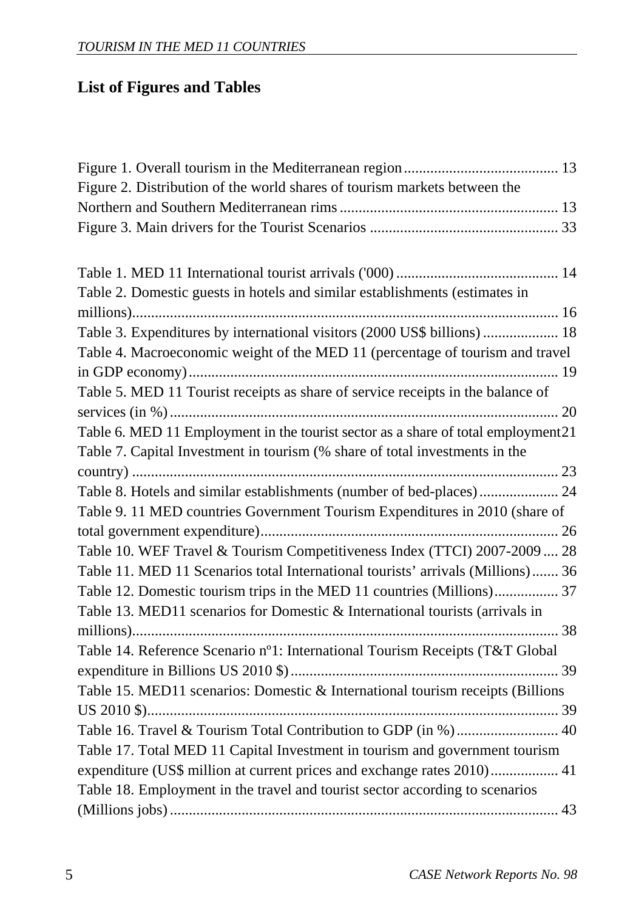## List of Figures and Tables

Figure 1. Overall tourism in the Mediterranean region ........................................ 13
Figure 2. Distribution of the world shares of tourism markets between the Northern and Southern Mediterranean rims ......................................................... 13
Figure 3. Main drivers for the Tourist Scenarios ................................................. 33

Table 1. MED 11 International tourist arrivals ('000) .......................................... 14
Table 2. Domestic guests in hotels and similar establishments (estimates in millions) ................................................................................................................ 16
Table 3. Expenditures by international visitors (2000 US$ billions) .................... 18
Table 4. Macroeconomic weight of the MED 11 (percentage of tourism and travel in GDP economy) ................................................................................................. 19
Table 5. MED 11 Tourist receipts as share of service receipts in the balance of services (in %) ....................................................................................................... 20
Table 6. MED 11 Employment in the tourist sector as a share of total employment 21
Table 7. Capital Investment in tourism (% share of total investments in the country) ................................................................................................................ 23
Table 8. Hotels and similar establishments (number of bed-places) ..................... 24
Table 9. 11 MED countries Government Tourism Expenditures in 2010 (share of total government expenditure) .............................................................................. 26
Table 10. WEF Travel & Tourism Competitiveness Index (TTCI) 2007-2009 .... 28
Table 11. MED 11 Scenarios total International tourists' arrivals (Millions) ....... 36
Table 12. Domestic tourism trips in the MED 11 countries (Millions) ................. 37
Table 13. MED11 scenarios for Domestic & International tourists (arrivals in millions) ................................................................................................................ 38
Table 14. Reference Scenario nº1: International Tourism Receipts (T&T Global expenditure in Billions US 2010 $) ...................................................................... 39
Table 15. MED11 scenarios: Domestic & International tourism receipts (Billions US 2010 $) ............................................................................................................ 39
Table 16. Travel & Tourism Total Contribution to GDP (in %) ........................... 40
Table 17. Total MED 11 Capital Investment in tourism and government tourism expenditure (US$ million at current prices and exchange rates 2010) .................. 41
Table 18. Employment in the travel and tourist sector according to scenarios (Millions jobs) ...................................................................................................... 43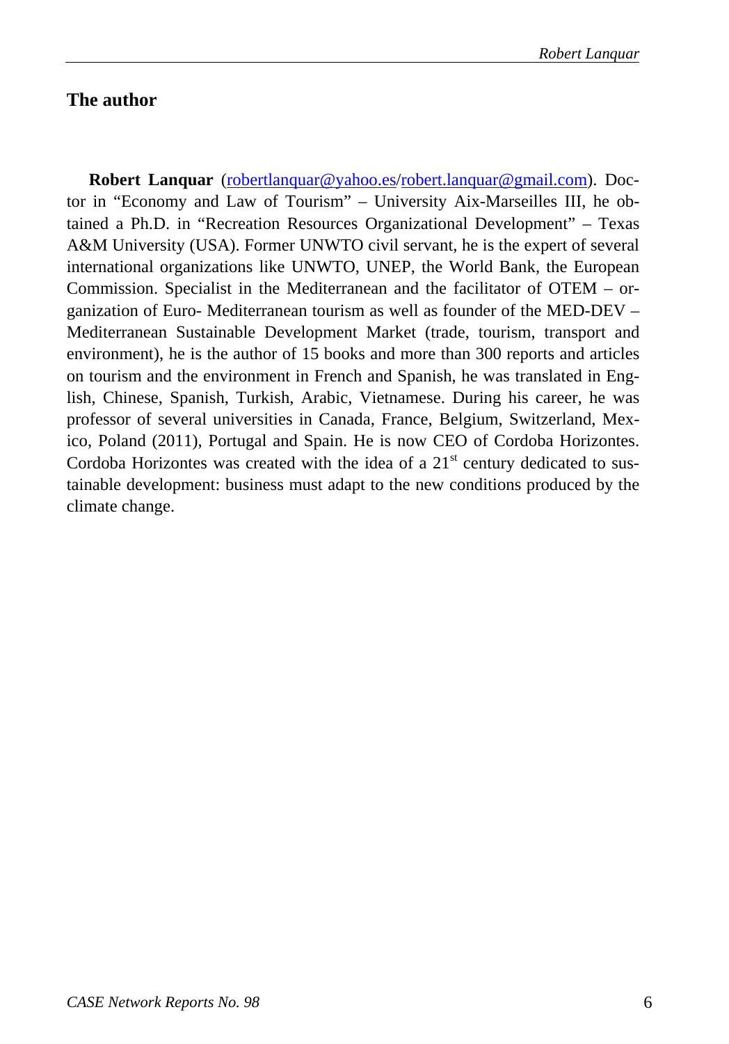## The author

**Robert Lanquar** (robertlanquar@yahoo.es/robert.lanquar@gmail.com). Doctor in "Economy and Law of Tourism" – University Aix-Marseilles III, he obtained a Ph.D. in "Recreation Resources Organizational Development" – Texas A&M University (USA). Former UNWTO civil servant, he is the expert of several international organizations like UNWTO, UNEP, the World Bank, the European Commission. Specialist in the Mediterranean and the facilitator of OTEM – organization of Euro- Mediterranean tourism as well as founder of the MED-DEV – Mediterranean Sustainable Development Market (trade, tourism, transport and environment), he is the author of 15 books and more than 300 reports and articles on tourism and the environment in French and Spanish, he was translated in English, Chinese, Spanish, Turkish, Arabic, Vietnamese. During his career, he was professor of several universities in Canada, France, Belgium, Switzerland, Mexico, Poland (2011), Portugal and Spain. He is now CEO of Cordoba Horizontes. Cordoba Horizontes was created with the idea of a 21st century dedicated to sustainable development: business must adapt to the new conditions produced by the climate change.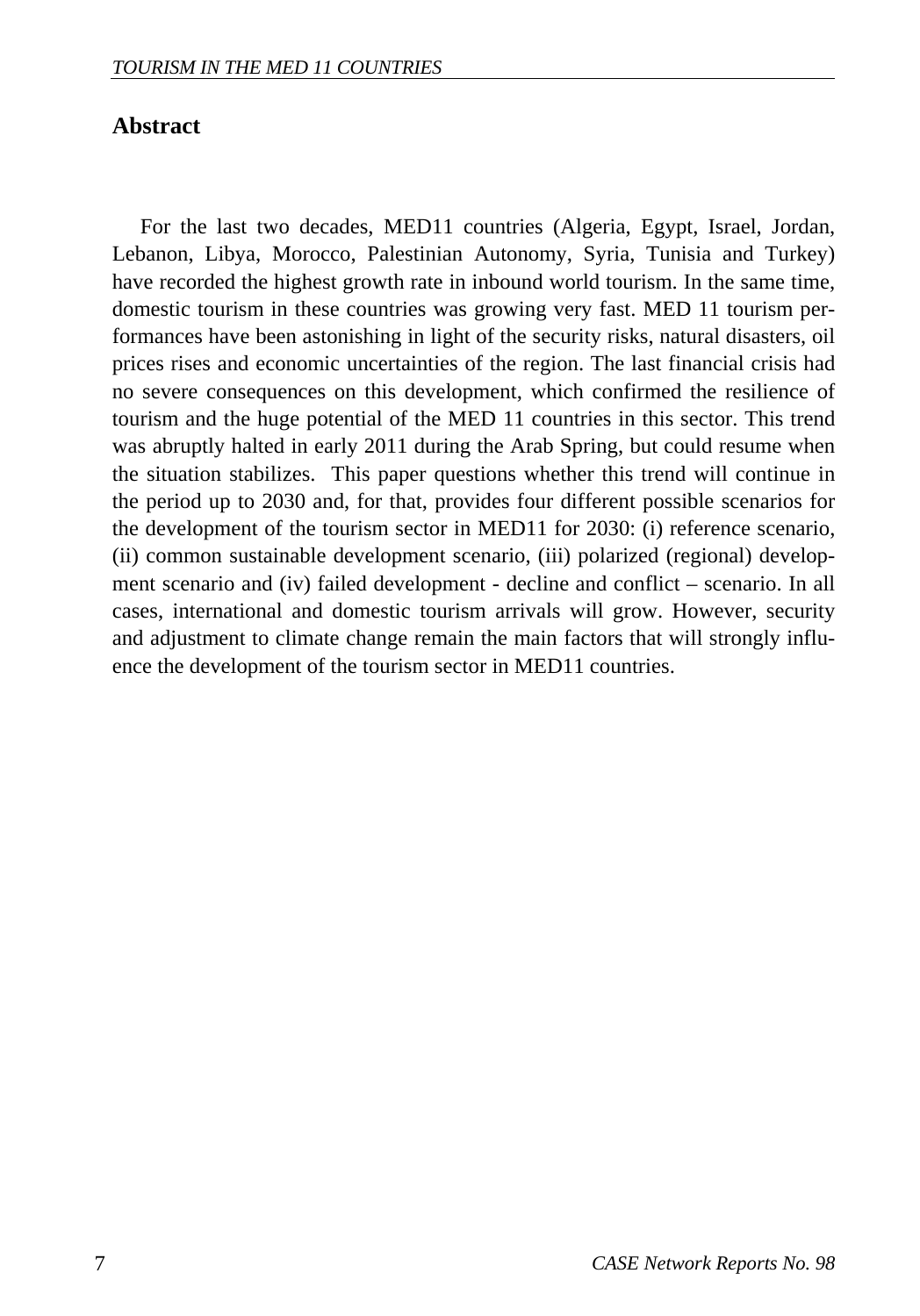## Abstract

For the last two decades, MED11 countries (Algeria, Egypt, Israel, Jordan, Lebanon, Libya, Morocco, Palestinian Autonomy, Syria, Tunisia and Turkey) have recorded the highest growth rate in inbound world tourism. In the same time, domestic tourism in these countries was growing very fast. MED 11 tourism performances have been astonishing in light of the security risks, natural disasters, oil prices rises and economic uncertainties of the region. The last financial crisis had no severe consequences on this development, which confirmed the resilience of tourism and the huge potential of the MED 11 countries in this sector. This trend was abruptly halted in early 2011 during the Arab Spring, but could resume when the situation stabilizes. This paper questions whether this trend will continue in the period up to 2030 and, for that, provides four different possible scenarios for the development of the tourism sector in MED11 for 2030: (i) reference scenario, (ii) common sustainable development scenario, (iii) polarized (regional) development scenario and (iv) failed development - decline and conflict – scenario. In all cases, international and domestic tourism arrivals will grow. However, security and adjustment to climate change remain the main factors that will strongly influence the development of the tourism sector in MED11 countries.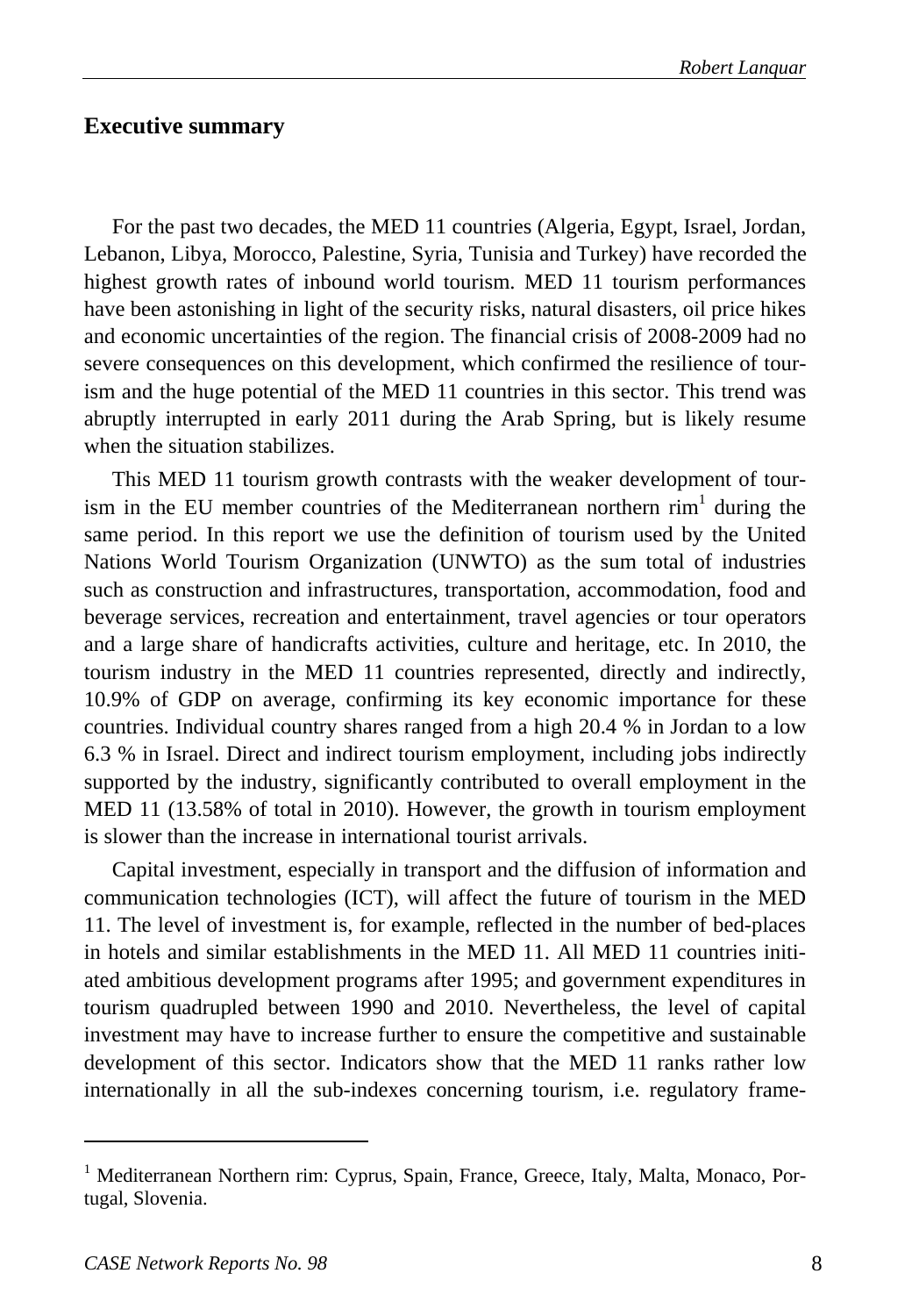## Executive summary

For the past two decades, the MED 11 countries (Algeria, Egypt, Israel, Jordan, Lebanon, Libya, Morocco, Palestine, Syria, Tunisia and Turkey) have recorded the highest growth rates of inbound world tourism. MED 11 tourism performances have been astonishing in light of the security risks, natural disasters, oil price hikes and economic uncertainties of the region. The financial crisis of 2008-2009 had no severe consequences on this development, which confirmed the resilience of tourism and the huge potential of the MED 11 countries in this sector. This trend was abruptly interrupted in early 2011 during the Arab Spring, but is likely resume when the situation stabilizes.

This MED 11 tourism growth contrasts with the weaker development of tourism in the EU member countries of the Mediterranean northern rim[1] during the same period. In this report we use the definition of tourism used by the United Nations World Tourism Organization (UNWTO) as the sum total of industries such as construction and infrastructures, transportation, accommodation, food and beverage services, recreation and entertainment, travel agencies or tour operators and a large share of handicrafts activities, culture and heritage, etc. In 2010, the tourism industry in the MED 11 countries represented, directly and indirectly, 10.9% of GDP on average, confirming its key economic importance for these countries. Individual country shares ranged from a high 20.4 % in Jordan to a low 6.3 % in Israel. Direct and indirect tourism employment, including jobs indirectly supported by the industry, significantly contributed to overall employment in the MED 11 (13.58% of total in 2010). However, the growth in tourism employment is slower than the increase in international tourist arrivals.

Capital investment, especially in transport and the diffusion of information and communication technologies (ICT), will affect the future of tourism in the MED 11. The level of investment is, for example, reflected in the number of bed-places in hotels and similar establishments in the MED 11. All MED 11 countries initiated ambitious development programs after 1995; and government expenditures in tourism quadrupled between 1990 and 2010. Nevertheless, the level of capital investment may have to increase further to ensure the competitive and sustainable development of this sector. Indicators show that the MED 11 ranks rather low internationally in all the sub-indexes concerning tourism, i.e. regulatory frame-

[1] Mediterranean Northern rim: Cyprus, Spain, France, Greece, Italy, Malta, Monaco, Portugal, Slovenia.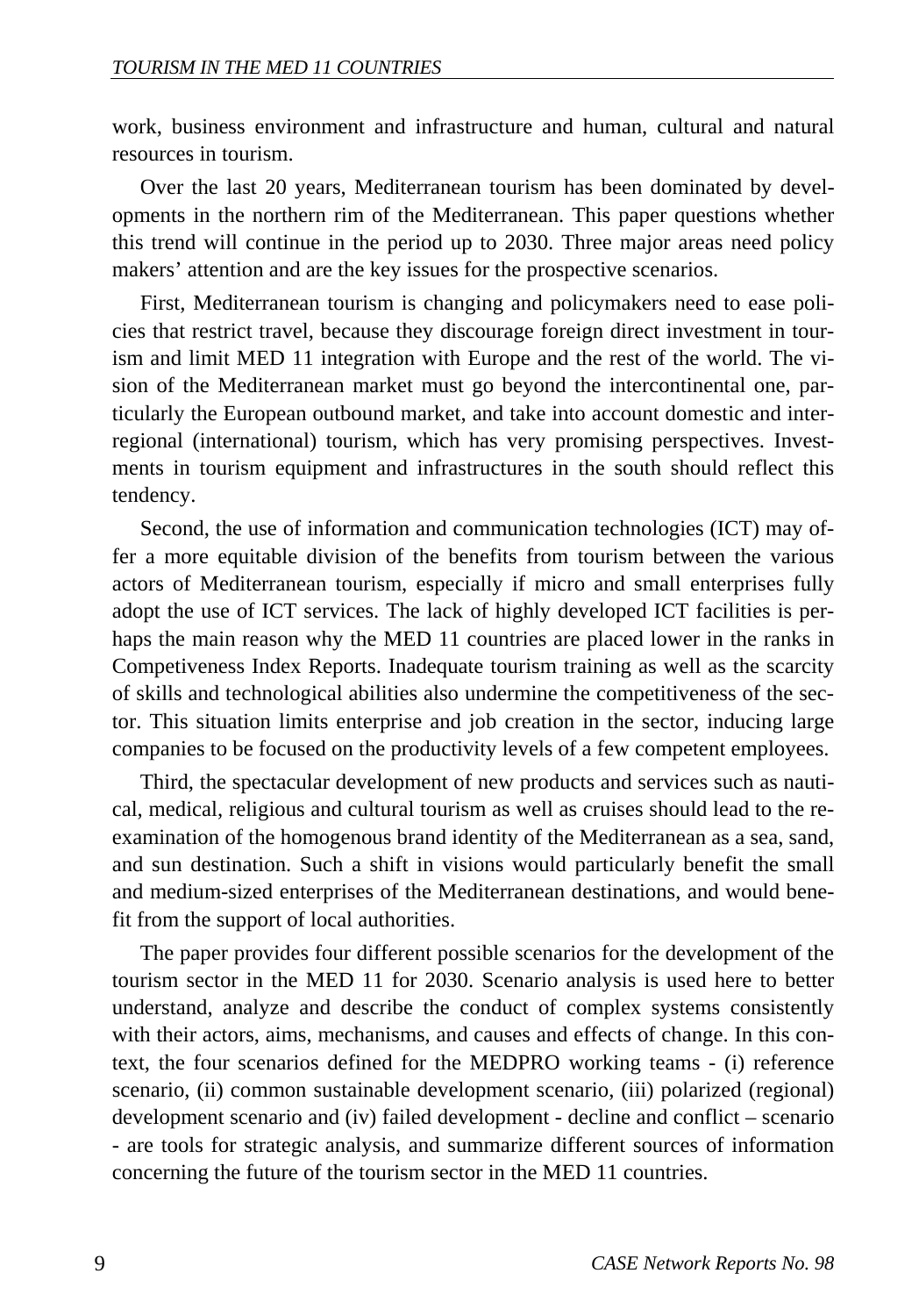work, business environment and infrastructure and human, cultural and natural resources in tourism.

Over the last 20 years, Mediterranean tourism has been dominated by developments in the northern rim of the Mediterranean. This paper questions whether this trend will continue in the period up to 2030. Three major areas need policy makers' attention and are the key issues for the prospective scenarios.

First, Mediterranean tourism is changing and policymakers need to ease policies that restrict travel, because they discourage foreign direct investment in tourism and limit MED 11 integration with Europe and the rest of the world. The vision of the Mediterranean market must go beyond the intercontinental one, particularly the European outbound market, and take into account domestic and interregional (international) tourism, which has very promising perspectives. Investments in tourism equipment and infrastructures in the south should reflect this tendency.

Second, the use of information and communication technologies (ICT) may offer a more equitable division of the benefits from tourism between the various actors of Mediterranean tourism, especially if micro and small enterprises fully adopt the use of ICT services. The lack of highly developed ICT facilities is perhaps the main reason why the MED 11 countries are placed lower in the ranks in Competiveness Index Reports. Inadequate tourism training as well as the scarcity of skills and technological abilities also undermine the competitiveness of the sector. This situation limits enterprise and job creation in the sector, inducing large companies to be focused on the productivity levels of a few competent employees.

Third, the spectacular development of new products and services such as nautical, medical, religious and cultural tourism as well as cruises should lead to the reexamination of the homogenous brand identity of the Mediterranean as a sea, sand, and sun destination. Such a shift in visions would particularly benefit the small and medium-sized enterprises of the Mediterranean destinations, and would benefit from the support of local authorities.

The paper provides four different possible scenarios for the development of the tourism sector in the MED 11 for 2030. Scenario analysis is used here to better understand, analyze and describe the conduct of complex systems consistently with their actors, aims, mechanisms, and causes and effects of change. In this context, the four scenarios defined for the MEDPRO working teams - (i) reference scenario, (ii) common sustainable development scenario, (iii) polarized (regional) development scenario and (iv) failed development - decline and conflict – scenario - are tools for strategic analysis, and summarize different sources of information concerning the future of the tourism sector in the MED 11 countries.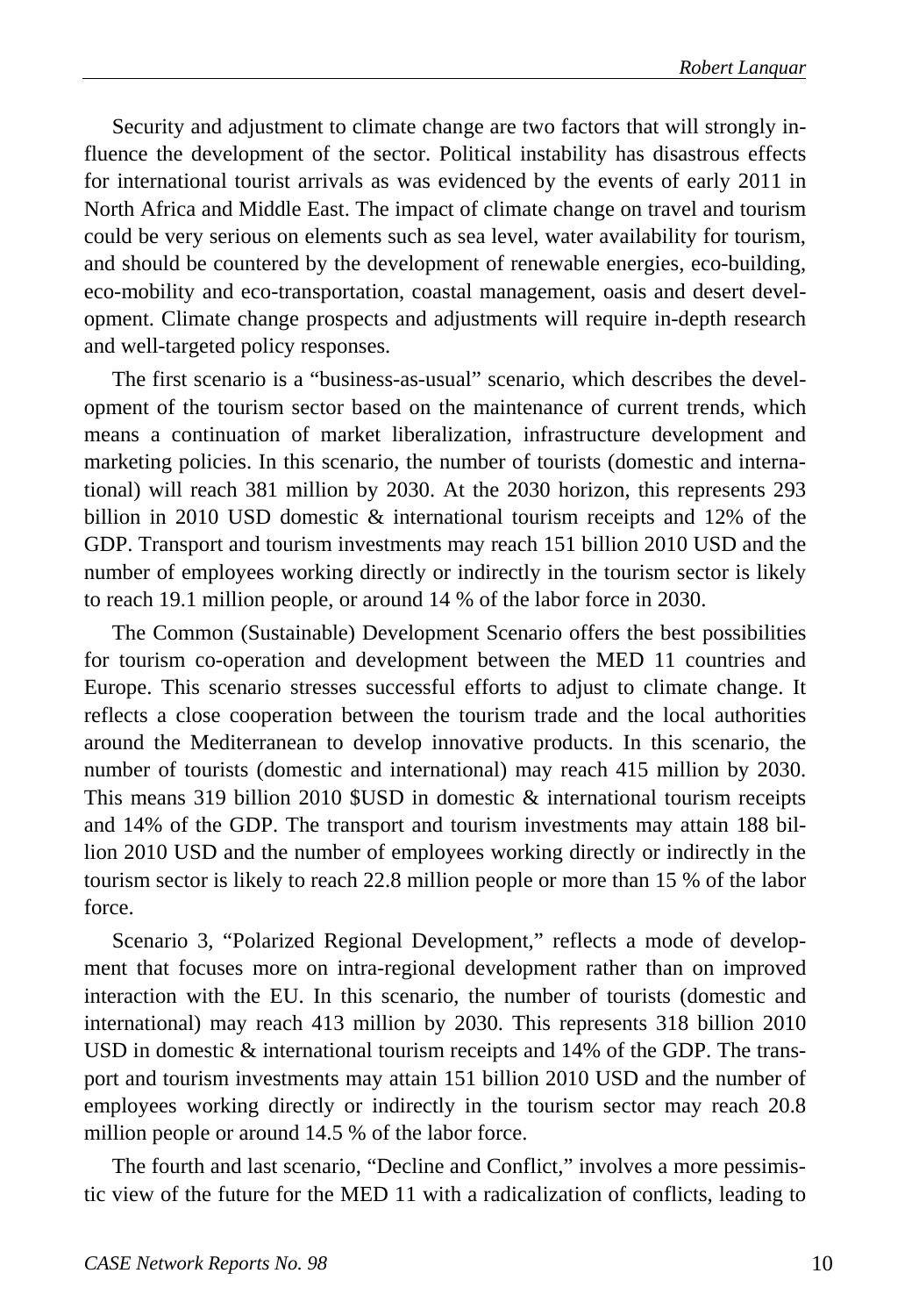Security and adjustment to climate change are two factors that will strongly influence the development of the sector. Political instability has disastrous effects for international tourist arrivals as was evidenced by the events of early 2011 in North Africa and Middle East. The impact of climate change on travel and tourism could be very serious on elements such as sea level, water availability for tourism, and should be countered by the development of renewable energies, eco-building, eco-mobility and eco-transportation, coastal management, oasis and desert development. Climate change prospects and adjustments will require in-depth research and well-targeted policy responses.

The first scenario is a "business-as-usual" scenario, which describes the development of the tourism sector based on the maintenance of current trends, which means a continuation of market liberalization, infrastructure development and marketing policies. In this scenario, the number of tourists (domestic and international) will reach 381 million by 2030. At the 2030 horizon, this represents 293 billion in 2010 USD domestic & international tourism receipts and 12% of the GDP. Transport and tourism investments may reach 151 billion 2010 USD and the number of employees working directly or indirectly in the tourism sector is likely to reach 19.1 million people, or around 14 % of the labor force in 2030.

The Common (Sustainable) Development Scenario offers the best possibilities for tourism co-operation and development between the MED 11 countries and Europe. This scenario stresses successful efforts to adjust to climate change. It reflects a close cooperation between the tourism trade and the local authorities around the Mediterranean to develop innovative products. In this scenario, the number of tourists (domestic and international) may reach 415 million by 2030. This means 319 billion 2010 $USD in domestic & international tourism receipts and 14% of the GDP. The transport and tourism investments may attain 188 billion 2010 USD and the number of employees working directly or indirectly in the tourism sector is likely to reach 22.8 million people or more than 15 % of the labor force.

Scenario 3, "Polarized Regional Development," reflects a mode of development that focuses more on intra-regional development rather than on improved interaction with the EU. In this scenario, the number of tourists (domestic and international) may reach 413 million by 2030. This represents 318 billion 2010 USD in domestic & international tourism receipts and 14% of the GDP. The transport and tourism investments may attain 151 billion 2010 USD and the number of employees working directly or indirectly in the tourism sector may reach 20.8 million people or around 14.5 % of the labor force.

The fourth and last scenario, "Decline and Conflict," involves a more pessimistic view of the future for the MED 11 with a radicalization of conflicts, leading to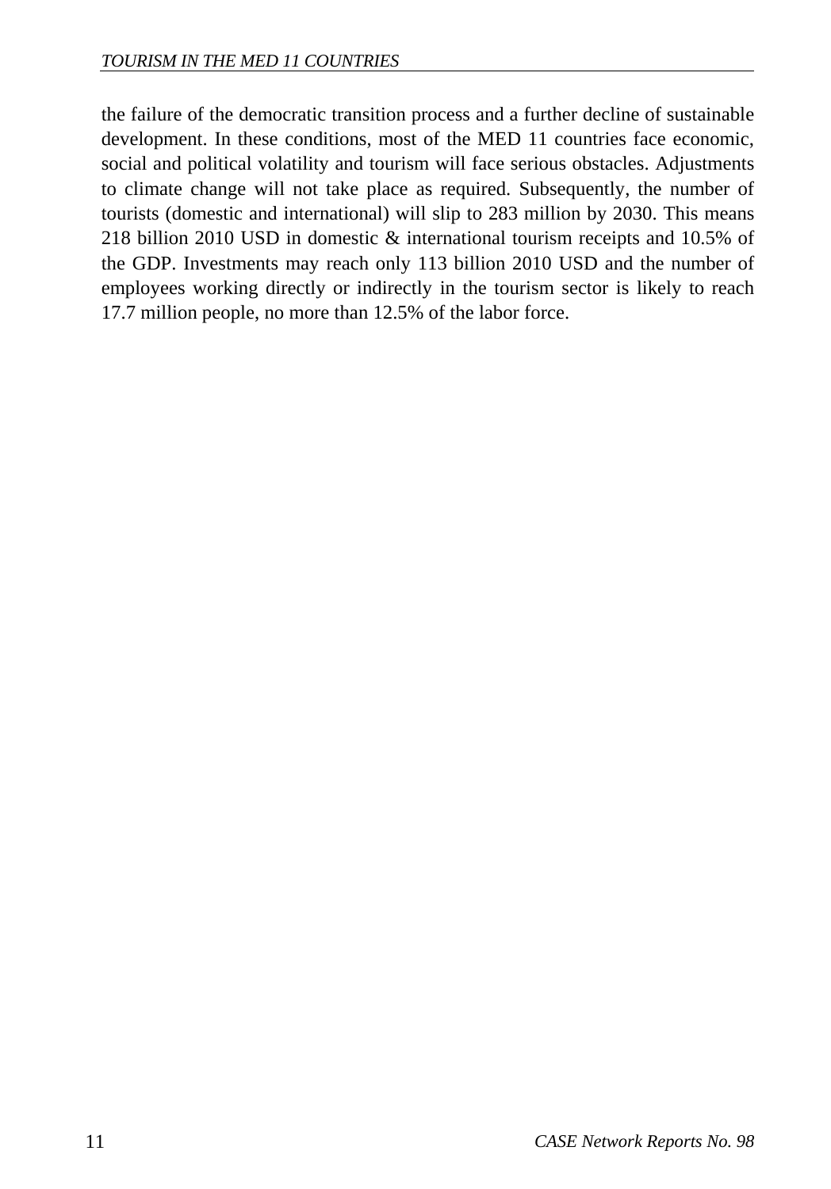the failure of the democratic transition process and a further decline of sustainable development. In these conditions, most of the MED 11 countries face economic, social and political volatility and tourism will face serious obstacles. Adjustments to climate change will not take place as required. Subsequently, the number of tourists (domestic and international) will slip to 283 million by 2030. This means 218 billion 2010 USD in domestic & international tourism receipts and 10.5% of the GDP. Investments may reach only 113 billion 2010 USD and the number of employees working directly or indirectly in the tourism sector is likely to reach 17.7 million people, no more than 12.5% of the labor force.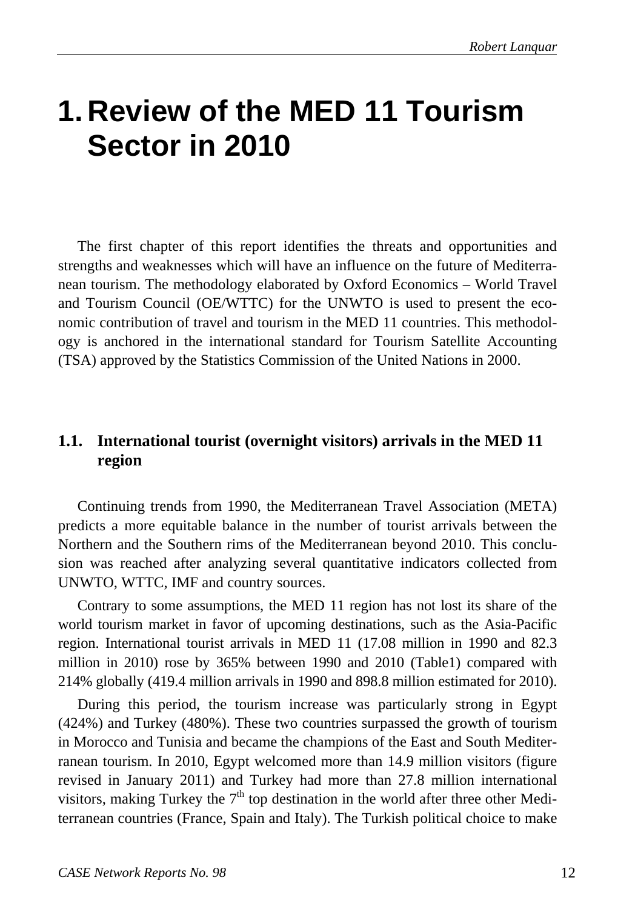# 1. Review of the MED 11 Tourism Sector in 2010

The first chapter of this report identifies the threats and opportunities and strengths and weaknesses which will have an influence on the future of Mediterranean tourism. The methodology elaborated by Oxford Economics – World Travel and Tourism Council (OE/WTTC) for the UNWTO is used to present the economic contribution of travel and tourism in the MED 11 countries. This methodology is anchored in the international standard for Tourism Satellite Accounting (TSA) approved by the Statistics Commission of the United Nations in 2000.

## 1.1. International tourist (overnight visitors) arrivals in the MED 11 region

Continuing trends from 1990, the Mediterranean Travel Association (META) predicts a more equitable balance in the number of tourist arrivals between the Northern and the Southern rims of the Mediterranean beyond 2010. This conclusion was reached after analyzing several quantitative indicators collected from UNWTO, WTTC, IMF and country sources.

Contrary to some assumptions, the MED 11 region has not lost its share of the world tourism market in favor of upcoming destinations, such as the Asia-Pacific region. International tourist arrivals in MED 11 (17.08 million in 1990 and 82.3 million in 2010) rose by 365% between 1990 and 2010 (Table1) compared with 214% globally (419.4 million arrivals in 1990 and 898.8 million estimated for 2010).

During this period, the tourism increase was particularly strong in Egypt (424%) and Turkey (480%). These two countries surpassed the growth of tourism in Morocco and Tunisia and became the champions of the East and South Mediterranean tourism. In 2010, Egypt welcomed more than 14.9 million visitors (figure revised in January 2011) and Turkey had more than 27.8 million international visitors, making Turkey the 7th top destination in the world after three other Mediterranean countries (France, Spain and Italy). The Turkish political choice to make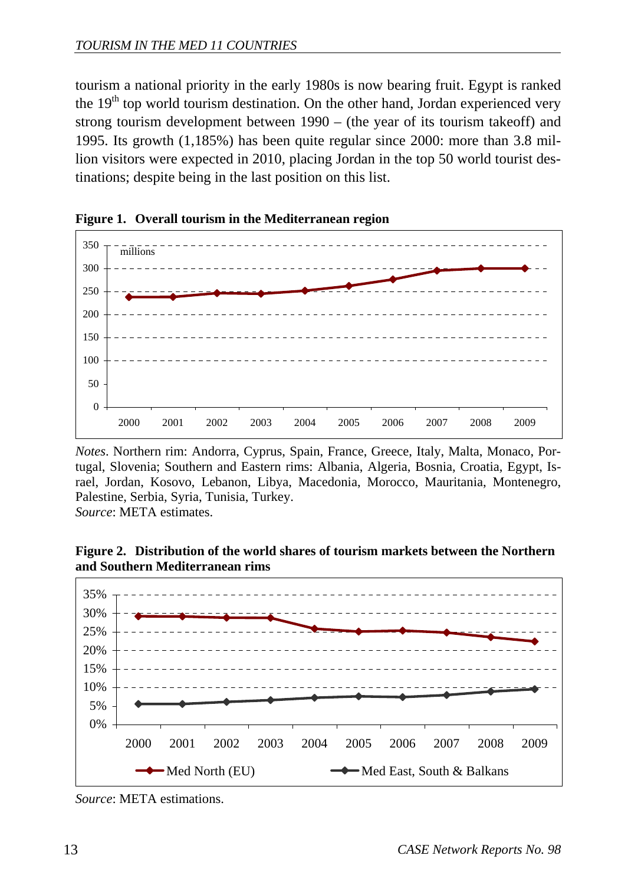tourism a national priority in the early 1980s is now bearing fruit. Egypt is ranked the 19th top world tourism destination. On the other hand, Jordan experienced very strong tourism development between 1990 – (the year of its tourism takeoff) and 1995. Its growth (1,185%) has been quite regular since 2000: more than 3.8 million visitors were expected in 2010, placing Jordan in the top 50 world tourist destinations; despite being in the last position on this list.

**Figure 1. Overall tourism in the Mediterranean region**

*Notes*. Northern rim: Andorra, Cyprus, Spain, France, Greece, Italy, Malta, Monaco, Portugal, Slovenia; Southern and Eastern rims: Albania, Algeria, Bosnia, Croatia, Egypt, Israel, Jordan, Kosovo, Lebanon, Libya, Macedonia, Morocco, Mauritania, Montenegro, Palestine, Serbia, Syria, Tunisia, Turkey.
*Source*: META estimates.

**Figure 2. Distribution of the world shares of tourism markets between the Northern and Southern Mediterranean rims**

*Source*: META estimations.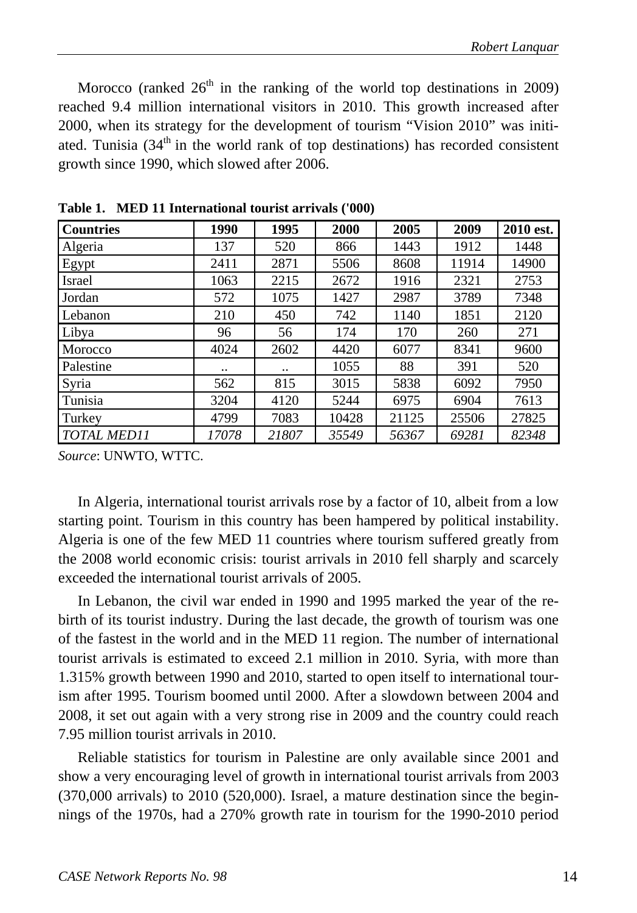Morocco (ranked 26th in the ranking of the world top destinations in 2009) reached 9.4 million international visitors in 2010. This growth increased after 2000, when its strategy for the development of tourism "Vision 2010" was initiated. Tunisia (34th in the world rank of top destinations) has recorded consistent growth since 1990, which slowed after 2006.

**Table 1. MED 11 International tourist arrivals ('000)**

| Countries | 1990 | 1995 | 2000 | 2005 | 2009 | 2010 est. |
|---|---|---|---|---|---|---|
| Algeria | 137 | 520 | 866 | 1443 | 1912 | 1448 |
| Egypt | 2411 | 2871 | 5506 | 8608 | 11914 | 14900 |
| Israel | 1063 | 2215 | 2672 | 1916 | 2321 | 2753 |
| Jordan | 572 | 1075 | 1427 | 2987 | 3789 | 7348 |
| Lebanon | 210 | 450 | 742 | 1140 | 1851 | 2120 |
| Libya | 96 | 56 | 174 | 170 | 260 | 271 |
| Morocco | 4024 | 2602 | 4420 | 6077 | 8341 | 9600 |
| Palestine | .. | .. | 1055 | 88 | 391 | 520 |
| Syria | 562 | 815 | 3015 | 5838 | 6092 | 7950 |
| Tunisia | 3204 | 4120 | 5244 | 6975 | 6904 | 7613 |
| Turkey | 4799 | 7083 | 10428 | 21125 | 25506 | 27825 |
| *TOTAL MED11* | *17078* | *21807* | *35549* | *56367* | *69281* | *82348* |

*Source*: UNWTO, WTTC.

In Algeria, international tourist arrivals rose by a factor of 10, albeit from a low starting point. Tourism in this country has been hampered by political instability. Algeria is one of the few MED 11 countries where tourism suffered greatly from the 2008 world economic crisis: tourist arrivals in 2010 fell sharply and scarcely exceeded the international tourist arrivals of 2005.

In Lebanon, the civil war ended in 1990 and 1995 marked the year of the rebirth of its tourist industry. During the last decade, the growth of tourism was one of the fastest in the world and in the MED 11 region. The number of international tourist arrivals is estimated to exceed 2.1 million in 2010. Syria, with more than 1.315% growth between 1990 and 2010, started to open itself to international tourism after 1995. Tourism boomed until 2000. After a slowdown between 2004 and 2008, it set out again with a very strong rise in 2009 and the country could reach 7.95 million tourist arrivals in 2010.

Reliable statistics for tourism in Palestine are only available since 2001 and show a very encouraging level of growth in international tourist arrivals from 2003 (370,000 arrivals) to 2010 (520,000). Israel, a mature destination since the beginnings of the 1970s, had a 270% growth rate in tourism for the 1990-2010 period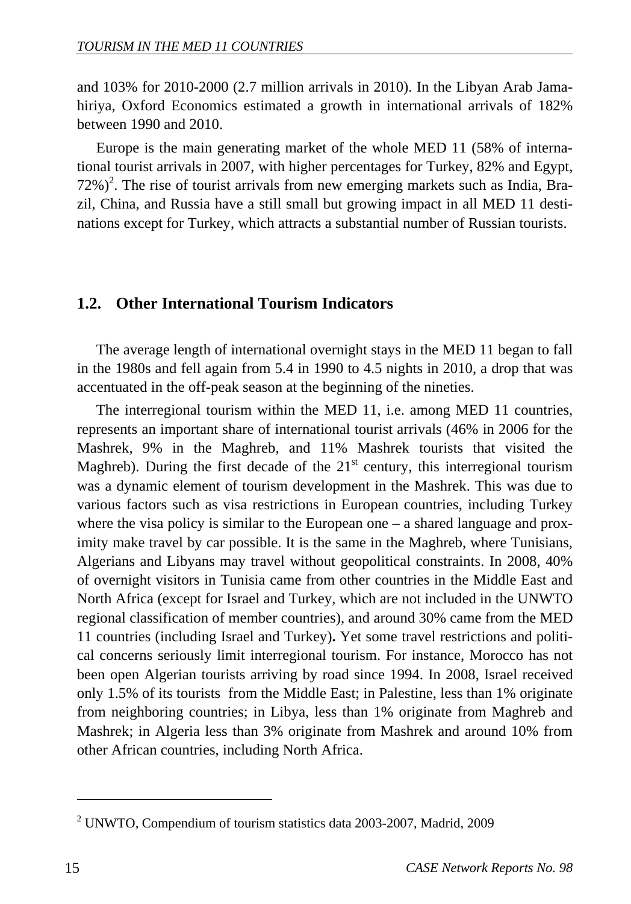and 103% for 2010-2000 (2.7 million arrivals in 2010). In the Libyan Arab Jamahiriya, Oxford Economics estimated a growth in international arrivals of 182% between 1990 and 2010.

Europe is the main generating market of the whole MED 11 (58% of international tourist arrivals in 2007, with higher percentages for Turkey, 82% and Egypt, 72%)[2]. The rise of tourist arrivals from new emerging markets such as India, Brazil, China, and Russia have a still small but growing impact in all MED 11 destinations except for Turkey, which attracts a substantial number of Russian tourists.

## 1.2. Other International Tourism Indicators

The average length of international overnight stays in the MED 11 began to fall in the 1980s and fell again from 5.4 in 1990 to 4.5 nights in 2010, a drop that was accentuated in the off-peak season at the beginning of the nineties.

The interregional tourism within the MED 11, i.e. among MED 11 countries, represents an important share of international tourist arrivals (46% in 2006 for the Mashrek, 9% in the Maghreb, and 11% Mashrek tourists that visited the Maghreb). During the first decade of the 21st century, this interregional tourism was a dynamic element of tourism development in the Mashrek. This was due to various factors such as visa restrictions in European countries, including Turkey where the visa policy is similar to the European one – a shared language and proximity make travel by car possible. It is the same in the Maghreb, where Tunisians, Algerians and Libyans may travel without geopolitical constraints. In 2008, 40% of overnight visitors in Tunisia came from other countries in the Middle East and North Africa (except for Israel and Turkey, which are not included in the UNWTO regional classification of member countries), and around 30% came from the MED 11 countries (including Israel and Turkey)**.** Yet some travel restrictions and political concerns seriously limit interregional tourism. For instance, Morocco has not been open Algerian tourists arriving by road since 1994. In 2008, Israel received only 1.5% of its tourists from the Middle East; in Palestine, less than 1% originate from neighboring countries; in Libya, less than 1% originate from Maghreb and Mashrek; in Algeria less than 3% originate from Mashrek and around 10% from other African countries, including North Africa.

---

[2] UNWTO, Compendium of tourism statistics data 2003-2007, Madrid, 2009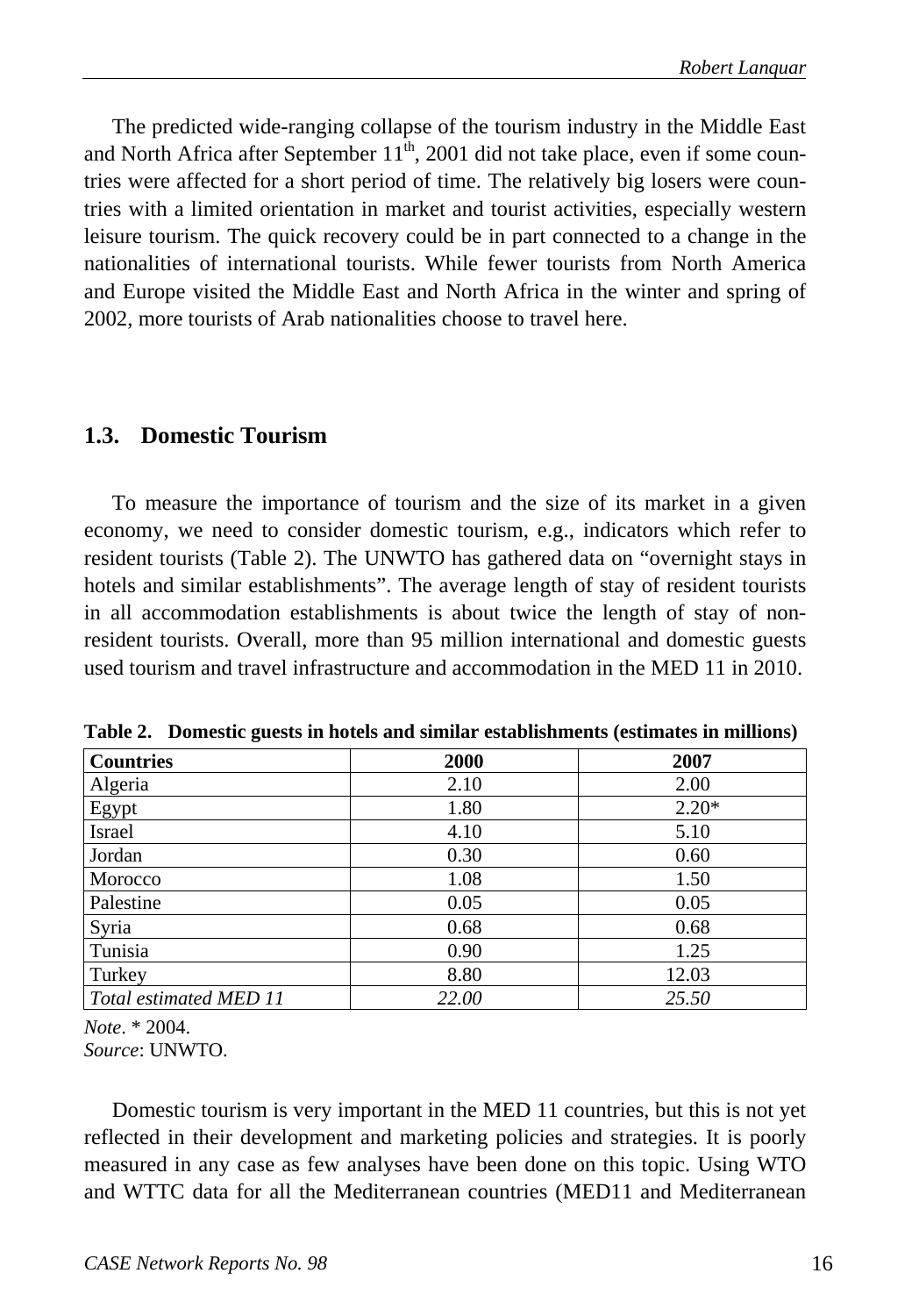The predicted wide-ranging collapse of the tourism industry in the Middle East and North Africa after September 11[th], 2001 did not take place, even if some countries were affected for a short period of time. The relatively big losers were countries with a limited orientation in market and tourist activities, especially western leisure tourism. The quick recovery could be in part connected to a change in the nationalities of international tourists. While fewer tourists from North America and Europe visited the Middle East and North Africa in the winter and spring of 2002, more tourists of Arab nationalities choose to travel here.

## 1.3. Domestic Tourism

To measure the importance of tourism and the size of its market in a given economy, we need to consider domestic tourism, e.g., indicators which refer to resident tourists (Table 2). The UNWTO has gathered data on "overnight stays in hotels and similar establishments". The average length of stay of resident tourists in all accommodation establishments is about twice the length of stay of non-resident tourists. Overall, more than 95 million international and domestic guests used tourism and travel infrastructure and accommodation in the MED 11 in 2010.

**Table 2. Domestic guests in hotels and similar establishments (estimates in millions)**

| Countries | 2000 | 2007 |
|---|---|---|
| Algeria | 2.10 | 2.00 |
| Egypt | 1.80 | 2.20* |
| Israel | 4.10 | 5.10 |
| Jordan | 0.30 | 0.60 |
| Morocco | 1.08 | 1.50 |
| Palestine | 0.05 | 0.05 |
| Syria | 0.68 | 0.68 |
| Tunisia | 0.90 | 1.25 |
| Turkey | 8.80 | 12.03 |
| *Total estimated MED 11* | *22.00* | *25.50* |

*Note*. * 2004.
*Source*: UNWTO.

Domestic tourism is very important in the MED 11 countries, but this is not yet reflected in their development and marketing policies and strategies. It is poorly measured in any case as few analyses have been done on this topic. Using WTO and WTTC data for all the Mediterranean countries (MED11 and Mediterranean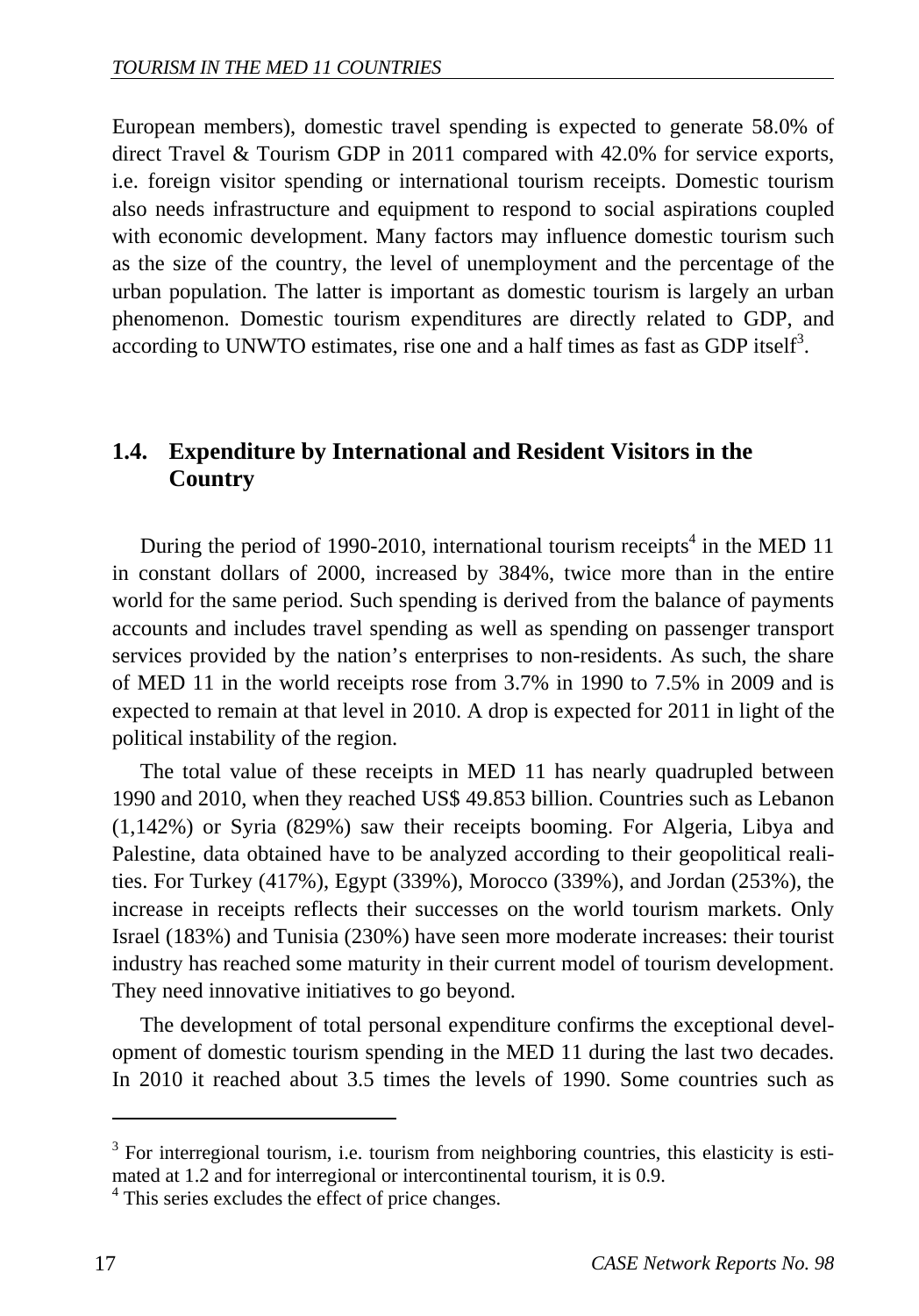European members), domestic travel spending is expected to generate 58.0% of direct Travel & Tourism GDP in 2011 compared with 42.0% for service exports, i.e. foreign visitor spending or international tourism receipts. Domestic tourism also needs infrastructure and equipment to respond to social aspirations coupled with economic development. Many factors may influence domestic tourism such as the size of the country, the level of unemployment and the percentage of the urban population. The latter is important as domestic tourism is largely an urban phenomenon. Domestic tourism expenditures are directly related to GDP, and according to UNWTO estimates, rise one and a half times as fast as GDP itself[3].

## 1.4. Expenditure by International and Resident Visitors in the Country

During the period of 1990-2010, international tourism receipts[4] in the MED 11 in constant dollars of 2000, increased by 384%, twice more than in the entire world for the same period. Such spending is derived from the balance of payments accounts and includes travel spending as well as spending on passenger transport services provided by the nation's enterprises to non-residents. As such, the share of MED 11 in the world receipts rose from 3.7% in 1990 to 7.5% in 2009 and is expected to remain at that level in 2010. A drop is expected for 2011 in light of the political instability of the region.

The total value of these receipts in MED 11 has nearly quadrupled between 1990 and 2010, when they reached US$ 49.853 billion. Countries such as Lebanon (1,142%) or Syria (829%) saw their receipts booming. For Algeria, Libya and Palestine, data obtained have to be analyzed according to their geopolitical realities. For Turkey (417%), Egypt (339%), Morocco (339%), and Jordan (253%), the increase in receipts reflects their successes on the world tourism markets. Only Israel (183%) and Tunisia (230%) have seen more moderate increases: their tourist industry has reached some maturity in their current model of tourism development. They need innovative initiatives to go beyond.

The development of total personal expenditure confirms the exceptional development of domestic tourism spending in the MED 11 during the last two decades. In 2010 it reached about 3.5 times the levels of 1990. Some countries such as

---

[3] For interregional tourism, i.e. tourism from neighboring countries, this elasticity is estimated at 1.2 and for interregional or intercontinental tourism, it is 0.9.

[4] This series excludes the effect of price changes.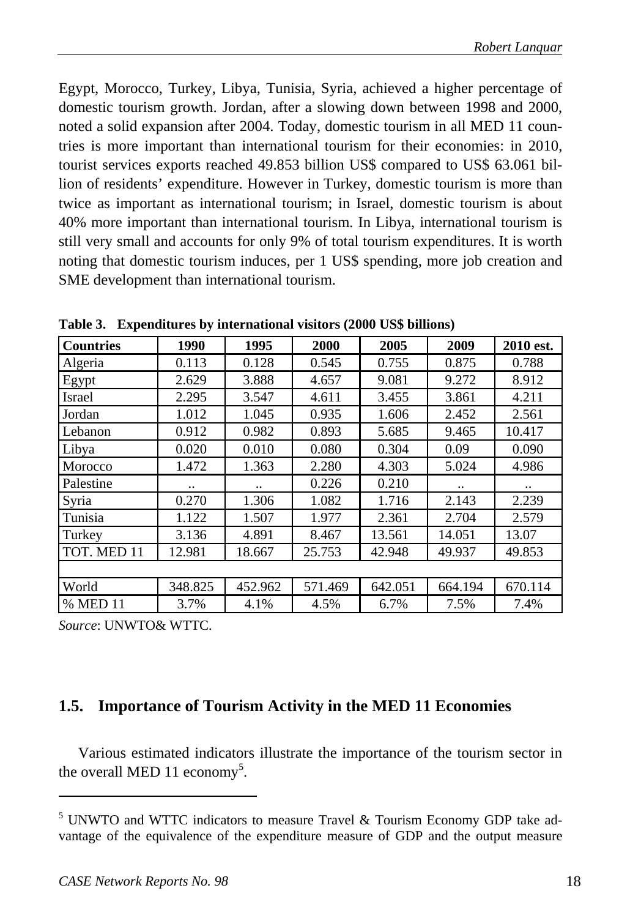Egypt, Morocco, Turkey, Libya, Tunisia, Syria, achieved a higher percentage of domestic tourism growth. Jordan, after a slowing down between 1998 and 2000, noted a solid expansion after 2004. Today, domestic tourism in all MED 11 countries is more important than international tourism for their economies: in 2010, tourist services exports reached 49.853 billion US$ compared to US$ 63.061 billion of residents' expenditure. However in Turkey, domestic tourism is more than twice as important as international tourism; in Israel, domestic tourism is about 40% more important than international tourism. In Libya, international tourism is still very small and accounts for only 9% of total tourism expenditures. It is worth noting that domestic tourism induces, per 1 US$ spending, more job creation and SME development than international tourism.

**Table 3. Expenditures by international visitors (2000 US$ billions)**

| Countries | 1990 | 1995 | 2000 | 2005 | 2009 | 2010 est. |
|---|---|---|---|---|---|---|
| Algeria | 0.113 | 0.128 | 0.545 | 0.755 | 0.875 | 0.788 |
| Egypt | 2.629 | 3.888 | 4.657 | 9.081 | 9.272 | 8.912 |
| Israel | 2.295 | 3.547 | 4.611 | 3.455 | 3.861 | 4.211 |
| Jordan | 1.012 | 1.045 | 0.935 | 1.606 | 2.452 | 2.561 |
| Lebanon | 0.912 | 0.982 | 0.893 | 5.685 | 9.465 | 10.417 |
| Libya | 0.020 | 0.010 | 0.080 | 0.304 | 0.09 | 0.090 |
| Morocco | 1.472 | 1.363 | 2.280 | 4.303 | 5.024 | 4.986 |
| Palestine | .. | .. | 0.226 | 0.210 | .. | .. |
| Syria | 0.270 | 1.306 | 1.082 | 1.716 | 2.143 | 2.239 |
| Tunisia | 1.122 | 1.507 | 1.977 | 2.361 | 2.704 | 2.579 |
| Turkey | 3.136 | 4.891 | 8.467 | 13.561 | 14.051 | 13.07 |
| TOT. MED 11 | 12.981 | 18.667 | 25.753 | 42.948 | 49.937 | 49.853 |
| | | | | | | |
| World | 348.825 | 452.962 | 571.469 | 642.051 | 664.194 | 670.114 |
| % MED 11 | 3.7% | 4.1% | 4.5% | 6.7% | 7.5% | 7.4% |

*Source*: UNWTO& WTTC.

## 1.5. Importance of Tourism Activity in the MED 11 Economies

Various estimated indicators illustrate the importance of the tourism sector in the overall MED 11 economy[5].

[5] UNWTO and WTTC indicators to measure Travel & Tourism Economy GDP take advantage of the equivalence of the expenditure measure of GDP and the output measure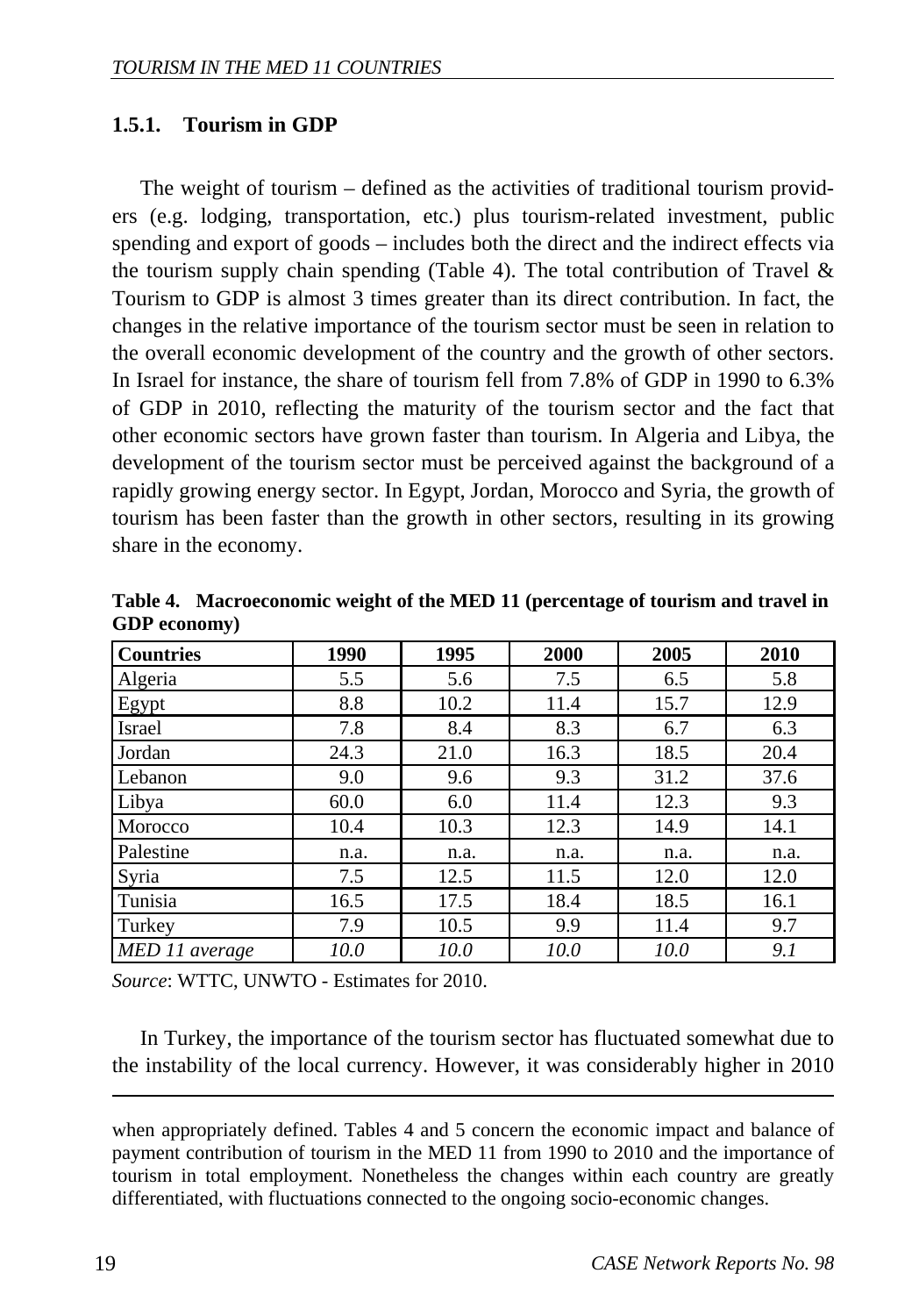### 1.5.1. Tourism in GDP

The weight of tourism – defined as the activities of traditional tourism providers (e.g. lodging, transportation, etc.) plus tourism-related investment, public spending and export of goods – includes both the direct and the indirect effects via the tourism supply chain spending (Table 4). The total contribution of Travel & Tourism to GDP is almost 3 times greater than its direct contribution. In fact, the changes in the relative importance of the tourism sector must be seen in relation to the overall economic development of the country and the growth of other sectors. In Israel for instance, the share of tourism fell from 7.8% of GDP in 1990 to 6.3% of GDP in 2010, reflecting the maturity of the tourism sector and the fact that other economic sectors have grown faster than tourism. In Algeria and Libya, the development of the tourism sector must be perceived against the background of a rapidly growing energy sector. In Egypt, Jordan, Morocco and Syria, the growth of tourism has been faster than the growth in other sectors, resulting in its growing share in the economy.

**Table 4. Macroeconomic weight of the MED 11 (percentage of tourism and travel in GDP economy)**

| Countries | 1990 | 1995 | 2000 | 2005 | 2010 |
|---|---|---|---|---|---|
| Algeria | 5.5 | 5.6 | 7.5 | 6.5 | 5.8 |
| Egypt | 8.8 | 10.2 | 11.4 | 15.7 | 12.9 |
| Israel | 7.8 | 8.4 | 8.3 | 6.7 | 6.3 |
| Jordan | 24.3 | 21.0 | 16.3 | 18.5 | 20.4 |
| Lebanon | 9.0 | 9.6 | 9.3 | 31.2 | 37.6 |
| Libya | 60.0 | 6.0 | 11.4 | 12.3 | 9.3 |
| Morocco | 10.4 | 10.3 | 12.3 | 14.9 | 14.1 |
| Palestine | n.a. | n.a. | n.a. | n.a. | n.a. |
| Syria | 7.5 | 12.5 | 11.5 | 12.0 | 12.0 |
| Tunisia | 16.5 | 17.5 | 18.4 | 18.5 | 16.1 |
| Turkey | 7.9 | 10.5 | 9.9 | 11.4 | 9.7 |
| *MED 11 average* | *10.0* | *10.0* | *10.0* | *10.0* | *9.1* |

*Source*: WTTC, UNWTO - Estimates for 2010.

In Turkey, the importance of the tourism sector has fluctuated somewhat due to the instability of the local currency. However, it was considerably higher in 2010

when appropriately defined. Tables 4 and 5 concern the economic impact and balance of payment contribution of tourism in the MED 11 from 1990 to 2010 and the importance of tourism in total employment. Nonetheless the changes within each country are greatly differentiated, with fluctuations connected to the ongoing socio-economic changes.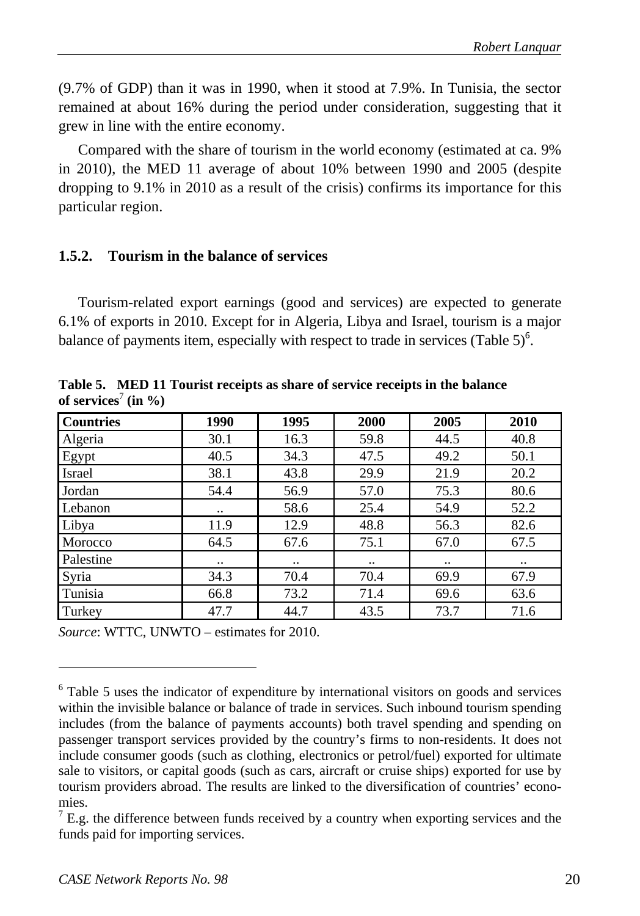(9.7% of GDP) than it was in 1990, when it stood at 7.9%. In Tunisia, the sector remained at about 16% during the period under consideration, suggesting that it grew in line with the entire economy.

Compared with the share of tourism in the world economy (estimated at ca. 9% in 2010), the MED 11 average of about 10% between 1990 and 2005 (despite dropping to 9.1% in 2010 as a result of the crisis) confirms its importance for this particular region.

### 1.5.2. Tourism in the balance of services

Tourism-related export earnings (good and services) are expected to generate 6.1% of exports in 2010. Except for in Algeria, Libya and Israel, tourism is a major balance of payments item, especially with respect to trade in services (Table 5)[6].

**Table 5. MED 11 Tourist receipts as share of service receipts in the balance of services[7] (in %)**

| Countries | 1990 | 1995 | 2000 | 2005 | 2010 |
|---|---|---|---|---|---|
| Algeria | 30.1 | 16.3 | 59.8 | 44.5 | 40.8 |
| Egypt | 40.5 | 34.3 | 47.5 | 49.2 | 50.1 |
| Israel | 38.1 | 43.8 | 29.9 | 21.9 | 20.2 |
| Jordan | 54.4 | 56.9 | 57.0 | 75.3 | 80.6 |
| Lebanon | .. | 58.6 | 25.4 | 54.9 | 52.2 |
| Libya | 11.9 | 12.9 | 48.8 | 56.3 | 82.6 |
| Morocco | 64.5 | 67.6 | 75.1 | 67.0 | 67.5 |
| Palestine | .. | .. | .. | .. | .. |
| Syria | 34.3 | 70.4 | 70.4 | 69.9 | 67.9 |
| Tunisia | 66.8 | 73.2 | 71.4 | 69.6 | 63.6 |
| Turkey | 47.7 | 44.7 | 43.5 | 73.7 | 71.6 |

*Source*: WTTC, UNWTO – estimates for 2010.

---

[6] Table 5 uses the indicator of expenditure by international visitors on goods and services within the invisible balance or balance of trade in services. Such inbound tourism spending includes (from the balance of payments accounts) both travel spending and spending on passenger transport services provided by the country's firms to non-residents. It does not include consumer goods (such as clothing, electronics or petrol/fuel) exported for ultimate sale to visitors, or capital goods (such as cars, aircraft or cruise ships) exported for use by tourism providers abroad. The results are linked to the diversification of countries' economies.

[7] E.g. the difference between funds received by a country when exporting services and the funds paid for importing services.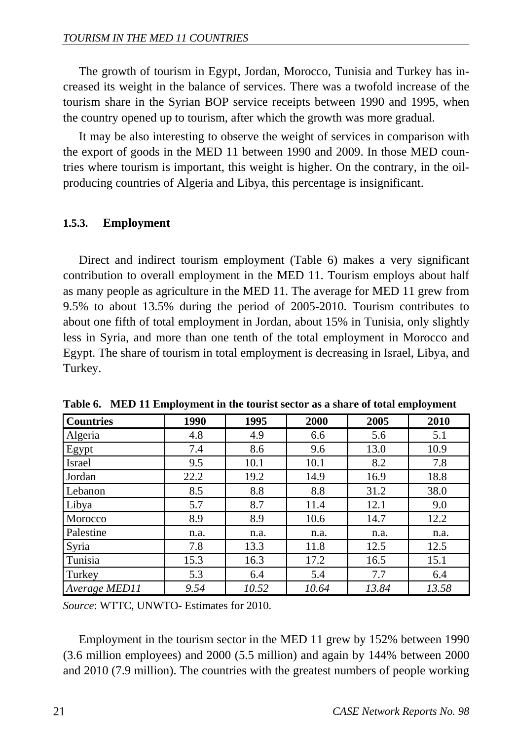The growth of tourism in Egypt, Jordan, Morocco, Tunisia and Turkey has increased its weight in the balance of services. There was a twofold increase of the tourism share in the Syrian BOP service receipts between 1990 and 1995, when the country opened up to tourism, after which the growth was more gradual.

It may be also interesting to observe the weight of services in comparison with the export of goods in the MED 11 between 1990 and 2009. In those MED countries where tourism is important, this weight is higher. On the contrary, in the oil-producing countries of Algeria and Libya, this percentage is insignificant.

### 1.5.3. Employment

Direct and indirect tourism employment (Table 6) makes a very significant contribution to overall employment in the MED 11. Tourism employs about half as many people as agriculture in the MED 11. The average for MED 11 grew from 9.5% to about 13.5% during the period of 2005-2010. Tourism contributes to about one fifth of total employment in Jordan, about 15% in Tunisia, only slightly less in Syria, and more than one tenth of the total employment in Morocco and Egypt. The share of tourism in total employment is decreasing in Israel, Libya, and Turkey.

**Table 6. MED 11 Employment in the tourist sector as a share of total employment**

| Countries | 1990 | 1995 | 2000 | 2005 | 2010 |
|---|---|---|---|---|---|
| Algeria | 4.8 | 4.9 | 6.6 | 5.6 | 5.1 |
| Egypt | 7.4 | 8.6 | 9.6 | 13.0 | 10.9 |
| Israel | 9.5 | 10.1 | 10.1 | 8.2 | 7.8 |
| Jordan | 22.2 | 19.2 | 14.9 | 16.9 | 18.8 |
| Lebanon | 8.5 | 8.8 | 8.8 | 31.2 | 38.0 |
| Libya | 5.7 | 8.7 | 11.4 | 12.1 | 9.0 |
| Morocco | 8.9 | 8.9 | 10.6 | 14.7 | 12.2 |
| Palestine | n.a. | n.a. | n.a. | n.a. | n.a. |
| Syria | 7.8 | 13.3 | 11.8 | 12.5 | 12.5 |
| Tunisia | 15.3 | 16.3 | 17.2 | 16.5 | 15.1 |
| Turkey | 5.3 | 6.4 | 5.4 | 7.7 | 6.4 |
| *Average MED11* | *9.54* | *10.52* | *10.64* | *13.84* | *13.58* |

*Source*: WTTC, UNWTO- Estimates for 2010.

Employment in the tourism sector in the MED 11 grew by 152% between 1990 (3.6 million employees) and 2000 (5.5 million) and again by 144% between 2000 and 2010 (7.9 million). The countries with the greatest numbers of people working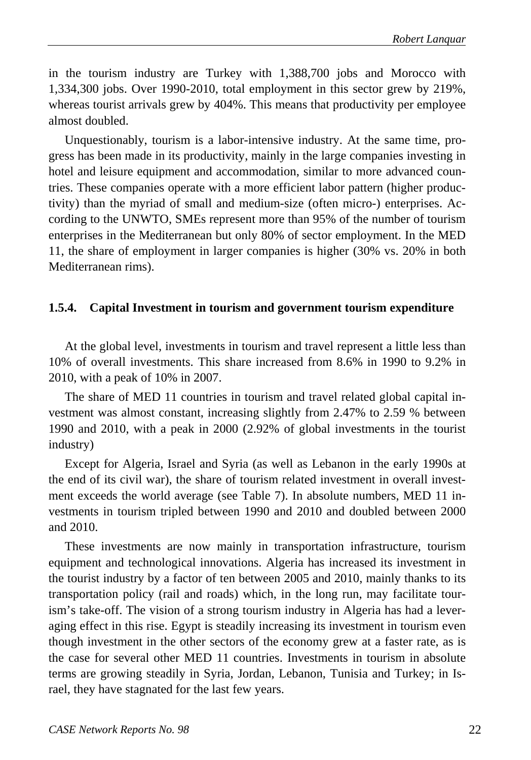in the tourism industry are Turkey with 1,388,700 jobs and Morocco with 1,334,300 jobs. Over 1990-2010, total employment in this sector grew by 219%, whereas tourist arrivals grew by 404%. This means that productivity per employee almost doubled.

Unquestionably, tourism is a labor-intensive industry. At the same time, progress has been made in its productivity, mainly in the large companies investing in hotel and leisure equipment and accommodation, similar to more advanced countries. These companies operate with a more efficient labor pattern (higher productivity) than the myriad of small and medium-size (often micro-) enterprises. According to the UNWTO, SMEs represent more than 95% of the number of tourism enterprises in the Mediterranean but only 80% of sector employment. In the MED 11, the share of employment in larger companies is higher (30% vs. 20% in both Mediterranean rims).

### 1.5.4. Capital Investment in tourism and government tourism expenditure

At the global level, investments in tourism and travel represent a little less than 10% of overall investments. This share increased from 8.6% in 1990 to 9.2% in 2010, with a peak of 10% in 2007.

The share of MED 11 countries in tourism and travel related global capital investment was almost constant, increasing slightly from 2.47% to 2.59 % between 1990 and 2010, with a peak in 2000 (2.92% of global investments in the tourist industry)

Except for Algeria, Israel and Syria (as well as Lebanon in the early 1990s at the end of its civil war), the share of tourism related investment in overall investment exceeds the world average (see Table 7). In absolute numbers, MED 11 investments in tourism tripled between 1990 and 2010 and doubled between 2000 and 2010.

These investments are now mainly in transportation infrastructure, tourism equipment and technological innovations. Algeria has increased its investment in the tourist industry by a factor of ten between 2005 and 2010, mainly thanks to its transportation policy (rail and roads) which, in the long run, may facilitate tourism's take-off. The vision of a strong tourism industry in Algeria has had a leveraging effect in this rise. Egypt is steadily increasing its investment in tourism even though investment in the other sectors of the economy grew at a faster rate, as is the case for several other MED 11 countries. Investments in tourism in absolute terms are growing steadily in Syria, Jordan, Lebanon, Tunisia and Turkey; in Israel, they have stagnated for the last few years.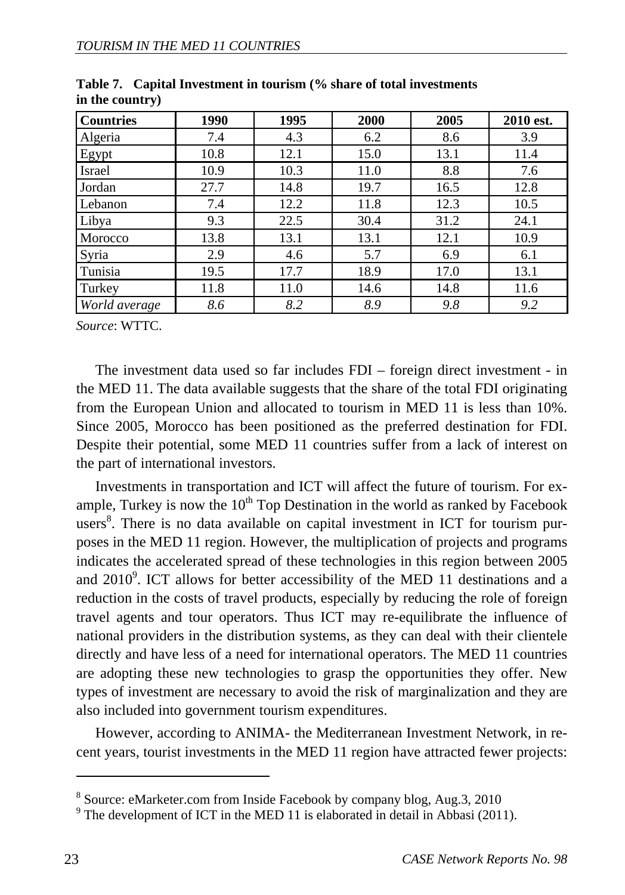**Table 7. Capital Investment in tourism (% share of total investments in the country)**

| Countries | 1990 | 1995 | 2000 | 2005 | 2010 est. |
|---|---|---|---|---|---|
| Algeria | 7.4 | 4.3 | 6.2 | 8.6 | 3.9 |
| Egypt | 10.8 | 12.1 | 15.0 | 13.1 | 11.4 |
| Israel | 10.9 | 10.3 | 11.0 | 8.8 | 7.6 |
| Jordan | 27.7 | 14.8 | 19.7 | 16.5 | 12.8 |
| Lebanon | 7.4 | 12.2 | 11.8 | 12.3 | 10.5 |
| Libya | 9.3 | 22.5 | 30.4 | 31.2 | 24.1 |
| Morocco | 13.8 | 13.1 | 13.1 | 12.1 | 10.9 |
| Syria | 2.9 | 4.6 | 5.7 | 6.9 | 6.1 |
| Tunisia | 19.5 | 17.7 | 18.9 | 17.0 | 13.1 |
| Turkey | 11.8 | 11.0 | 14.6 | 14.8 | 11.6 |
| *World average* | *8.6* | *8.2* | *8.9* | *9.8* | *9.2* |

*Source*: WTTC.

The investment data used so far includes FDI – foreign direct investment - in the MED 11. The data available suggests that the share of the total FDI originating from the European Union and allocated to tourism in MED 11 is less than 10%. Since 2005, Morocco has been positioned as the preferred destination for FDI. Despite their potential, some MED 11 countries suffer from a lack of interest on the part of international investors.

Investments in transportation and ICT will affect the future of tourism. For example, Turkey is now the 10th Top Destination in the world as ranked by Facebook users[8]. There is no data available on capital investment in ICT for tourism purposes in the MED 11 region. However, the multiplication of projects and programs indicates the accelerated spread of these technologies in this region between 2005 and 2010[9]. ICT allows for better accessibility of the MED 11 destinations and a reduction in the costs of travel products, especially by reducing the role of foreign travel agents and tour operators. Thus ICT may re-equilibrate the influence of national providers in the distribution systems, as they can deal with their clientele directly and have less of a need for international operators. The MED 11 countries are adopting these new technologies to grasp the opportunities they offer. New types of investment are necessary to avoid the risk of marginalization and they are also included into government tourism expenditures.

However, according to ANIMA- the Mediterranean Investment Network, in recent years, tourist investments in the MED 11 region have attracted fewer projects:

---

[8] Source: eMarketer.com from Inside Facebook by company blog, Aug.3, 2010

[9] The development of ICT in the MED 11 is elaborated in detail in Abbasi (2011).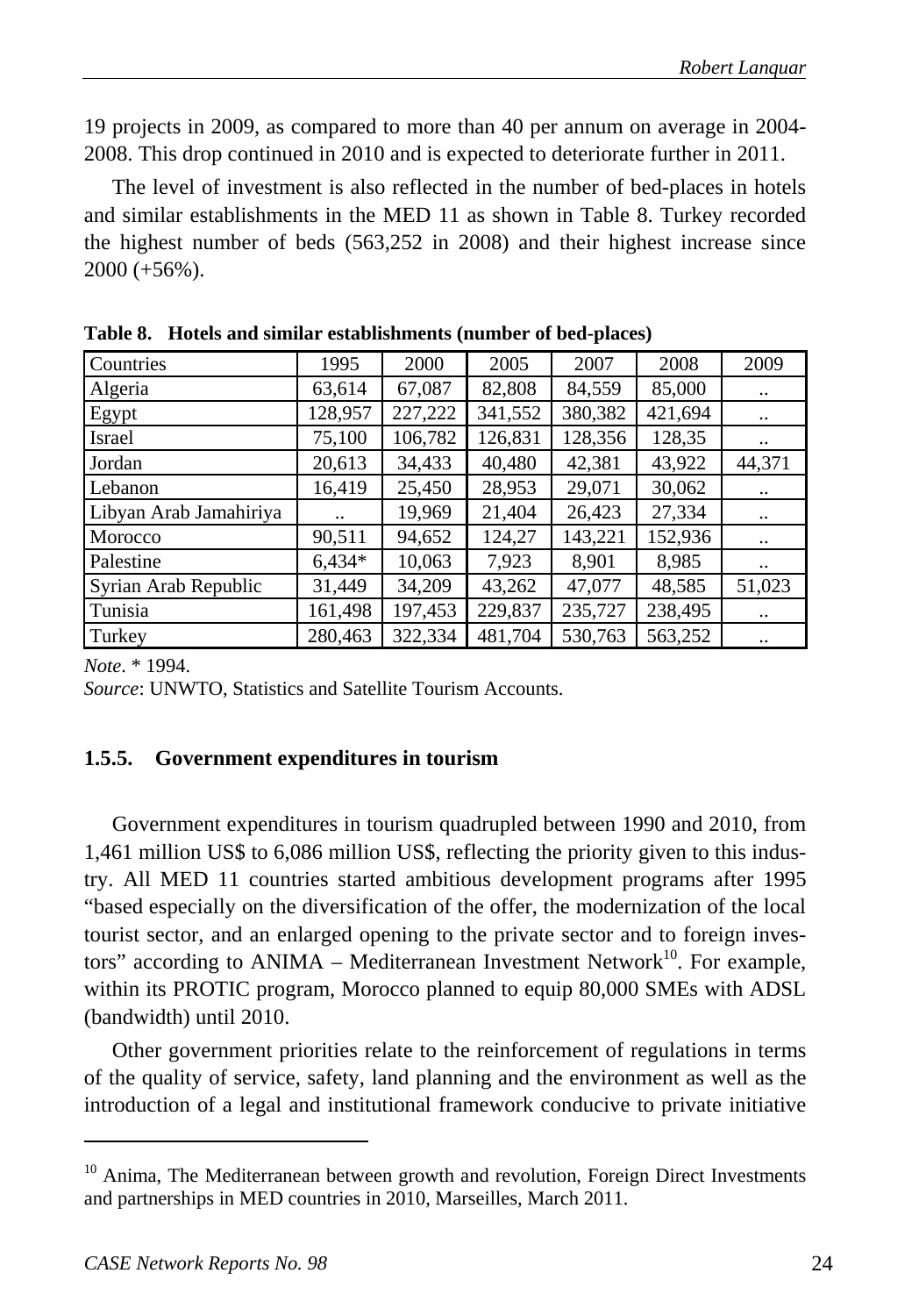19 projects in 2009, as compared to more than 40 per annum on average in 2004-2008. This drop continued in 2010 and is expected to deteriorate further in 2011.

The level of investment is also reflected in the number of bed-places in hotels and similar establishments in the MED 11 as shown in Table 8. Turkey recorded the highest number of beds (563,252 in 2008) and their highest increase since 2000 (+56%).

**Table 8. Hotels and similar establishments (number of bed-places)**

| Countries | 1995 | 2000 | 2005 | 2007 | 2008 | 2009 |
|---|---|---|---|---|---|---|
| Algeria | 63,614 | 67,087 | 82,808 | 84,559 | 85,000 | .. |
| Egypt | 128,957 | 227,222 | 341,552 | 380,382 | 421,694 | .. |
| Israel | 75,100 | 106,782 | 126,831 | 128,356 | 128,35 | .. |
| Jordan | 20,613 | 34,433 | 40,480 | 42,381 | 43,922 | 44,371 |
| Lebanon | 16,419 | 25,450 | 28,953 | 29,071 | 30,062 | .. |
| Libyan Arab Jamahiriya | .. | 19,969 | 21,404 | 26,423 | 27,334 | .. |
| Morocco | 90,511 | 94,652 | 124,27 | 143,221 | 152,936 | .. |
| Palestine | 6,434* | 10,063 | 7,923 | 8,901 | 8,985 | .. |
| Syrian Arab Republic | 31,449 | 34,209 | 43,262 | 47,077 | 48,585 | 51,023 |
| Tunisia | 161,498 | 197,453 | 229,837 | 235,727 | 238,495 | .. |
| Turkey | 280,463 | 322,334 | 481,704 | 530,763 | 563,252 | .. |

*Note*. * 1994.

*Source*: UNWTO, Statistics and Satellite Tourism Accounts.

### 1.5.5. Government expenditures in tourism

Government expenditures in tourism quadrupled between 1990 and 2010, from 1,461 million US$ to 6,086 million US$, reflecting the priority given to this industry. All MED 11 countries started ambitious development programs after 1995 "based especially on the diversification of the offer, the modernization of the local tourist sector, and an enlarged opening to the private sector and to foreign investors" according to ANIMA – Mediterranean Investment Network[10]. For example, within its PROTIC program, Morocco planned to equip 80,000 SMEs with ADSL (bandwidth) until 2010.

Other government priorities relate to the reinforcement of regulations in terms of the quality of service, safety, land planning and the environment as well as the introduction of a legal and institutional framework conducive to private initiative

[10] Anima, The Mediterranean between growth and revolution, Foreign Direct Investments and partnerships in MED countries in 2010, Marseilles, March 2011.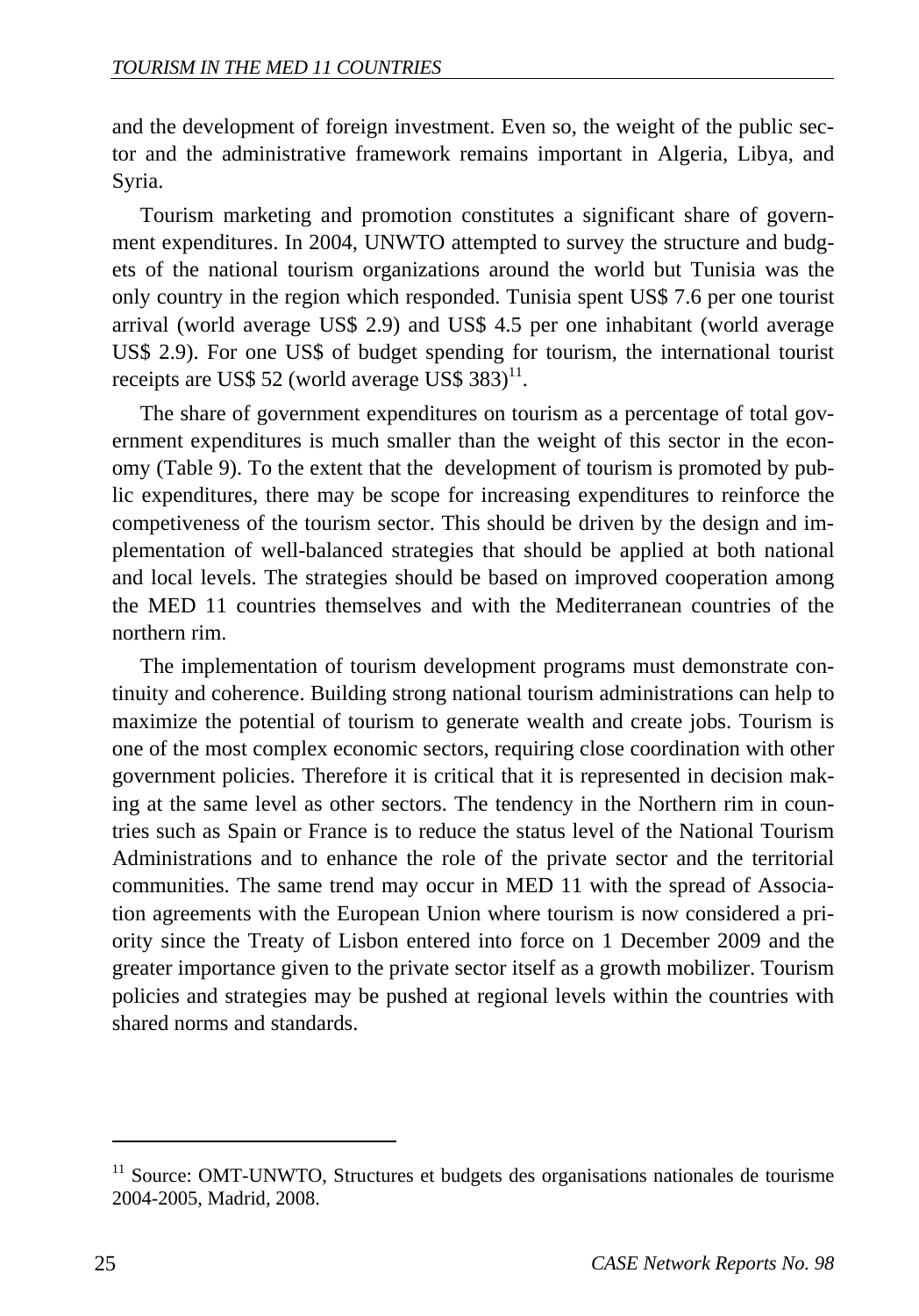and the development of foreign investment. Even so, the weight of the public sector and the administrative framework remains important in Algeria, Libya, and Syria.

Tourism marketing and promotion constitutes a significant share of government expenditures. In 2004, UNWTO attempted to survey the structure and budgets of the national tourism organizations around the world but Tunisia was the only country in the region which responded. Tunisia spent US$ 7.6 per one tourist arrival (world average US$ 2.9) and US$ 4.5 per one inhabitant (world average US$ 2.9). For one US$ of budget spending for tourism, the international tourist receipts are US$ 52 (world average US$ 383)[11].

The share of government expenditures on tourism as a percentage of total government expenditures is much smaller than the weight of this sector in the economy (Table 9). To the extent that the development of tourism is promoted by public expenditures, there may be scope for increasing expenditures to reinforce the competiveness of the tourism sector. This should be driven by the design and implementation of well-balanced strategies that should be applied at both national and local levels. The strategies should be based on improved cooperation among the MED 11 countries themselves and with the Mediterranean countries of the northern rim.

The implementation of tourism development programs must demonstrate continuity and coherence. Building strong national tourism administrations can help to maximize the potential of tourism to generate wealth and create jobs. Tourism is one of the most complex economic sectors, requiring close coordination with other government policies. Therefore it is critical that it is represented in decision making at the same level as other sectors. The tendency in the Northern rim in countries such as Spain or France is to reduce the status level of the National Tourism Administrations and to enhance the role of the private sector and the territorial communities. The same trend may occur in MED 11 with the spread of Association agreements with the European Union where tourism is now considered a priority since the Treaty of Lisbon entered into force on 1 December 2009 and the greater importance given to the private sector itself as a growth mobilizer. Tourism policies and strategies may be pushed at regional levels within the countries with shared norms and standards.

---

[11] Source: OMT-UNWTO, Structures et budgets des organisations nationales de tourisme 2004-2005, Madrid, 2008.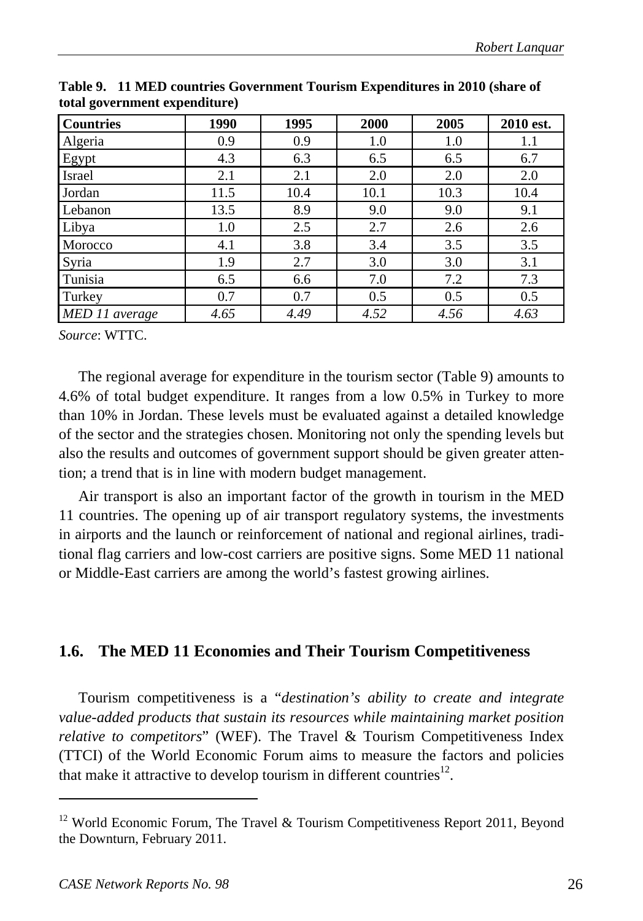**Table 9. 11 MED countries Government Tourism Expenditures in 2010 (share of total government expenditure)**

| Countries | 1990 | 1995 | 2000 | 2005 | 2010 est. |
|---|---|---|---|---|---|
| Algeria | 0.9 | 0.9 | 1.0 | 1.0 | 1.1 |
| Egypt | 4.3 | 6.3 | 6.5 | 6.5 | 6.7 |
| Israel | 2.1 | 2.1 | 2.0 | 2.0 | 2.0 |
| Jordan | 11.5 | 10.4 | 10.1 | 10.3 | 10.4 |
| Lebanon | 13.5 | 8.9 | 9.0 | 9.0 | 9.1 |
| Libya | 1.0 | 2.5 | 2.7 | 2.6 | 2.6 |
| Morocco | 4.1 | 3.8 | 3.4 | 3.5 | 3.5 |
| Syria | 1.9 | 2.7 | 3.0 | 3.0 | 3.1 |
| Tunisia | 6.5 | 6.6 | 7.0 | 7.2 | 7.3 |
| Turkey | 0.7 | 0.7 | 0.5 | 0.5 | 0.5 |
| *MED 11 average* | *4.65* | *4.49* | *4.52* | *4.56* | *4.63* |

*Source*: WTTC.

The regional average for expenditure in the tourism sector (Table 9) amounts to 4.6% of total budget expenditure. It ranges from a low 0.5% in Turkey to more than 10% in Jordan. These levels must be evaluated against a detailed knowledge of the sector and the strategies chosen. Monitoring not only the spending levels but also the results and outcomes of government support should be given greater attention; a trend that is in line with modern budget management.

Air transport is also an important factor of the growth in tourism in the MED 11 countries. The opening up of air transport regulatory systems, the investments in airports and the launch or reinforcement of national and regional airlines, traditional flag carriers and low-cost carriers are positive signs. Some MED 11 national or Middle-East carriers are among the world's fastest growing airlines.

## 1.6. The MED 11 Economies and Their Tourism Competitiveness

Tourism competitiveness is a "*destination's ability to create and integrate value-added products that sustain its resources while maintaining market position relative to competitors*" (WEF). The Travel & Tourism Competitiveness Index (TTCI) of the World Economic Forum aims to measure the factors and policies that make it attractive to develop tourism in different countries[12].

[12] World Economic Forum, The Travel & Tourism Competitiveness Report 2011, Beyond the Downturn, February 2011.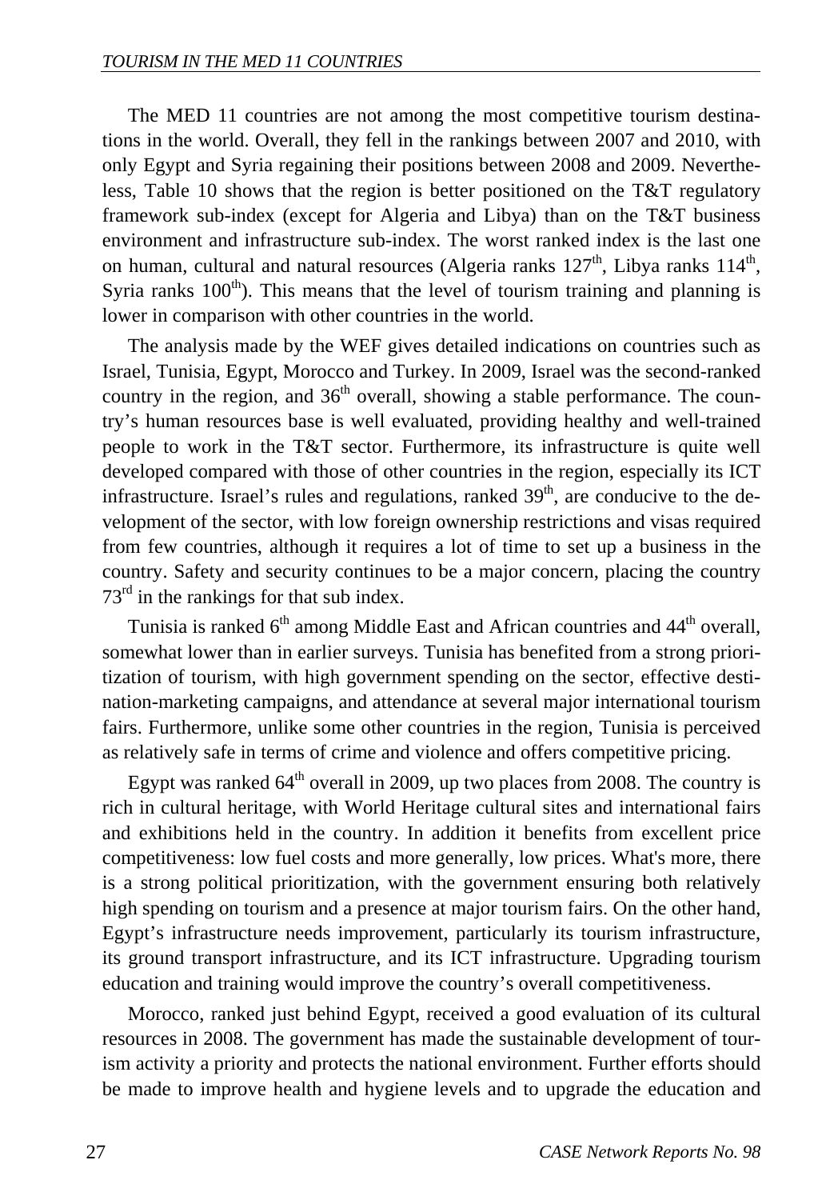The MED 11 countries are not among the most competitive tourism destinations in the world. Overall, they fell in the rankings between 2007 and 2010, with only Egypt and Syria regaining their positions between 2008 and 2009. Nevertheless, Table 10 shows that the region is better positioned on the T&T regulatory framework sub-index (except for Algeria and Libya) than on the T&T business environment and infrastructure sub-index. The worst ranked index is the last one on human, cultural and natural resources (Algeria ranks 127th, Libya ranks 114th, Syria ranks 100th). This means that the level of tourism training and planning is lower in comparison with other countries in the world.

The analysis made by the WEF gives detailed indications on countries such as Israel, Tunisia, Egypt, Morocco and Turkey. In 2009, Israel was the second-ranked country in the region, and 36th overall, showing a stable performance. The country's human resources base is well evaluated, providing healthy and well-trained people to work in the T&T sector. Furthermore, its infrastructure is quite well developed compared with those of other countries in the region, especially its ICT infrastructure. Israel's rules and regulations, ranked 39th, are conducive to the development of the sector, with low foreign ownership restrictions and visas required from few countries, although it requires a lot of time to set up a business in the country. Safety and security continues to be a major concern, placing the country 73rd in the rankings for that sub index.

Tunisia is ranked 6th among Middle East and African countries and 44th overall, somewhat lower than in earlier surveys. Tunisia has benefited from a strong prioritization of tourism, with high government spending on the sector, effective destination-marketing campaigns, and attendance at several major international tourism fairs. Furthermore, unlike some other countries in the region, Tunisia is perceived as relatively safe in terms of crime and violence and offers competitive pricing.

Egypt was ranked 64th overall in 2009, up two places from 2008. The country is rich in cultural heritage, with World Heritage cultural sites and international fairs and exhibitions held in the country. In addition it benefits from excellent price competitiveness: low fuel costs and more generally, low prices. What's more, there is a strong political prioritization, with the government ensuring both relatively high spending on tourism and a presence at major tourism fairs. On the other hand, Egypt's infrastructure needs improvement, particularly its tourism infrastructure, its ground transport infrastructure, and its ICT infrastructure. Upgrading tourism education and training would improve the country's overall competitiveness.

Morocco, ranked just behind Egypt, received a good evaluation of its cultural resources in 2008. The government has made the sustainable development of tourism activity a priority and protects the national environment. Further efforts should be made to improve health and hygiene levels and to upgrade the education and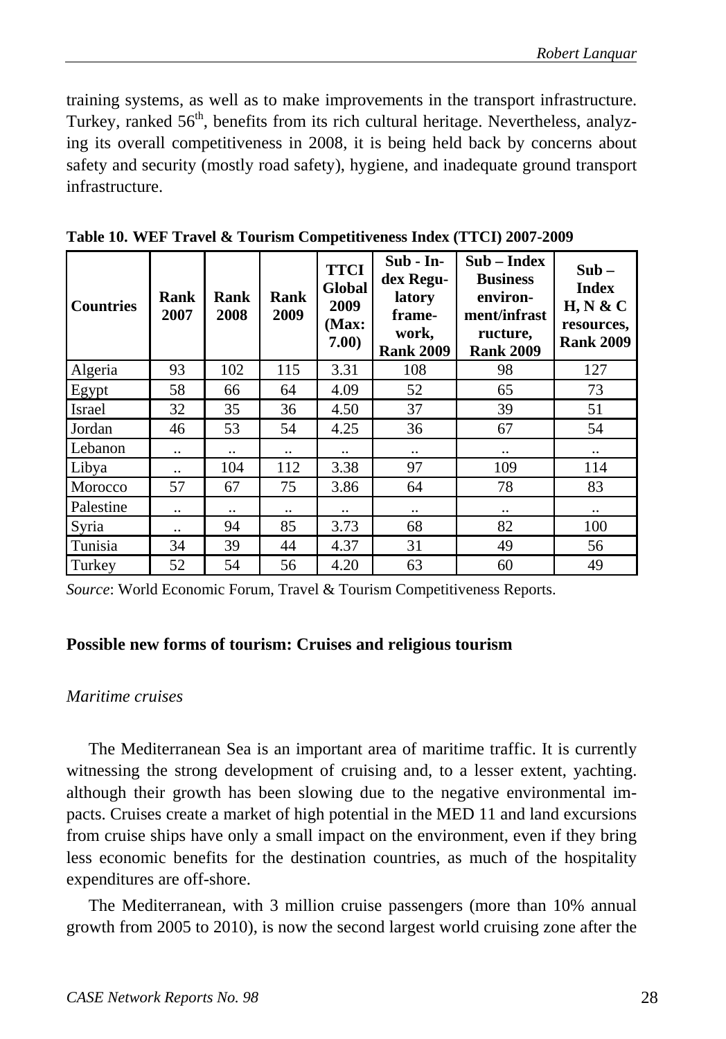training systems, as well as to make improvements in the transport infrastructure. Turkey, ranked 56th, benefits from its rich cultural heritage. Nevertheless, analyzing its overall competitiveness in 2008, it is being held back by concerns about safety and security (mostly road safety), hygiene, and inadequate ground transport infrastructure.

**Table 10. WEF Travel & Tourism Competitiveness Index (TTCI) 2007-2009**

| Countries | Rank 2007 | Rank 2008 | Rank 2009 | TTCI Global 2009 (Max: 7.00) | Sub - Index Regulatory framework, Rank 2009 | Sub – Index Business environment/infrastructure, Rank 2009 | Sub – Index H, N & C resources, Rank 2009 |
|---|---|---|---|---|---|---|---|
| Algeria | 93 | 102 | 115 | 3.31 | 108 | 98 | 127 |
| Egypt | 58 | 66 | 64 | 4.09 | 52 | 65 | 73 |
| Israel | 32 | 35 | 36 | 4.50 | 37 | 39 | 51 |
| Jordan | 46 | 53 | 54 | 4.25 | 36 | 67 | 54 |
| Lebanon | .. | .. | .. | .. | .. | .. | .. |
| Libya | .. | 104 | 112 | 3.38 | 97 | 109 | 114 |
| Morocco | 57 | 67 | 75 | 3.86 | 64 | 78 | 83 |
| Palestine | .. | .. | .. | .. | .. | .. | .. |
| Syria | .. | 94 | 85 | 3.73 | 68 | 82 | 100 |
| Tunisia | 34 | 39 | 44 | 4.37 | 31 | 49 | 56 |
| Turkey | 52 | 54 | 56 | 4.20 | 63 | 60 | 49 |

*Source*: World Economic Forum, Travel & Tourism Competitiveness Reports.

## Possible new forms of tourism: Cruises and religious tourism

*Maritime cruises*

The Mediterranean Sea is an important area of maritime traffic. It is currently witnessing the strong development of cruising and, to a lesser extent, yachting. although their growth has been slowing due to the negative environmental impacts. Cruises create a market of high potential in the MED 11 and land excursions from cruise ships have only a small impact on the environment, even if they bring less economic benefits for the destination countries, as much of the hospitality expenditures are off-shore.

The Mediterranean, with 3 million cruise passengers (more than 10% annual growth from 2005 to 2010), is now the second largest world cruising zone after the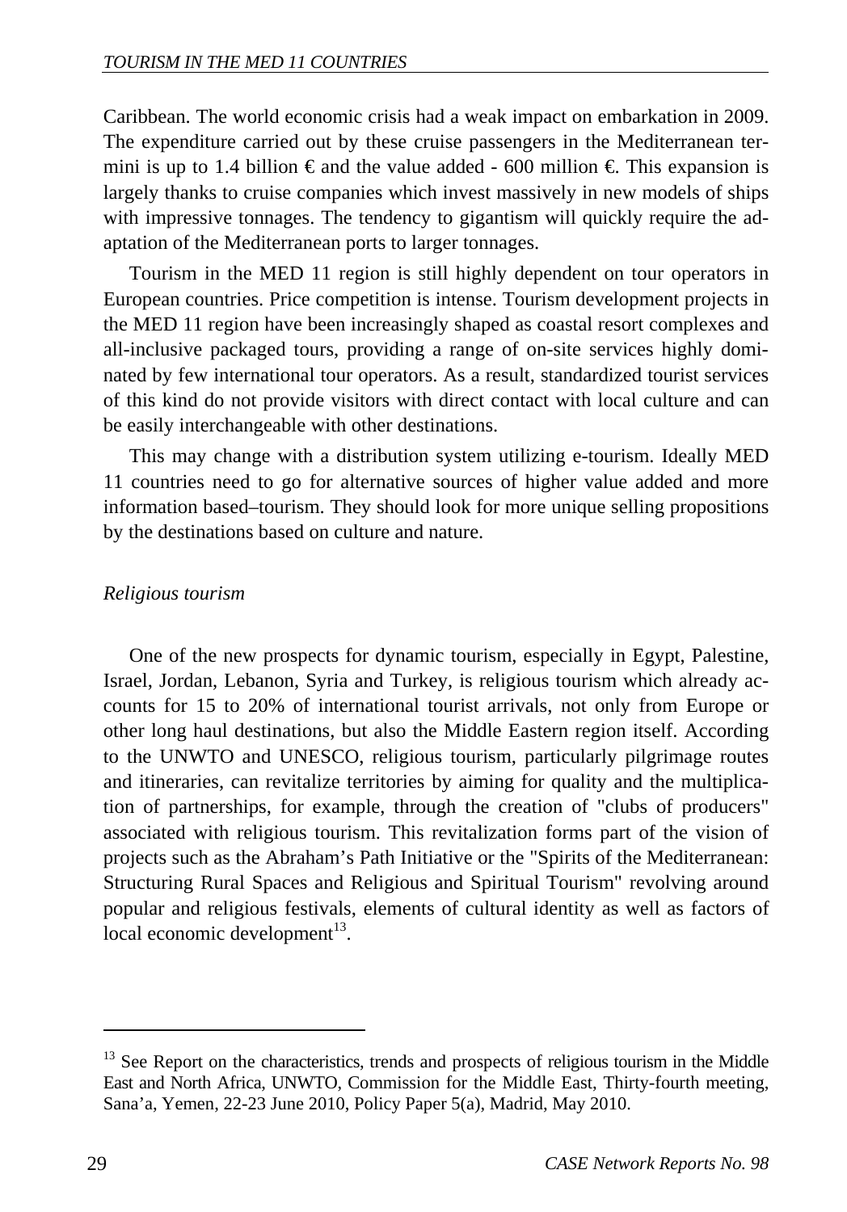Caribbean. The world economic crisis had a weak impact on embarkation in 2009. The expenditure carried out by these cruise passengers in the Mediterranean termini is up to 1.4 billion € and the value added - 600 million €. This expansion is largely thanks to cruise companies which invest massively in new models of ships with impressive tonnages. The tendency to gigantism will quickly require the adaptation of the Mediterranean ports to larger tonnages.

Tourism in the MED 11 region is still highly dependent on tour operators in European countries. Price competition is intense. Tourism development projects in the MED 11 region have been increasingly shaped as coastal resort complexes and all-inclusive packaged tours, providing a range of on-site services highly dominated by few international tour operators. As a result, standardized tourist services of this kind do not provide visitors with direct contact with local culture and can be easily interchangeable with other destinations.

This may change with a distribution system utilizing e-tourism. Ideally MED 11 countries need to go for alternative sources of higher value added and more information based–tourism. They should look for more unique selling propositions by the destinations based on culture and nature.

*Religious tourism*

One of the new prospects for dynamic tourism, especially in Egypt, Palestine, Israel, Jordan, Lebanon, Syria and Turkey, is religious tourism which already accounts for 15 to 20% of international tourist arrivals, not only from Europe or other long haul destinations, but also the Middle Eastern region itself. According to the UNWTO and UNESCO, religious tourism, particularly pilgrimage routes and itineraries, can revitalize territories by aiming for quality and the multiplication of partnerships, for example, through the creation of "clubs of producers" associated with religious tourism. This revitalization forms part of the vision of projects such as the Abraham's Path Initiative or the "Spirits of the Mediterranean: Structuring Rural Spaces and Religious and Spiritual Tourism" revolving around popular and religious festivals, elements of cultural identity as well as factors of local economic development[13].

---

[13] See Report on the characteristics, trends and prospects of religious tourism in the Middle East and North Africa, UNWTO, Commission for the Middle East, Thirty-fourth meeting, Sana'a, Yemen, 22-23 June 2010, Policy Paper 5(a), Madrid, May 2010.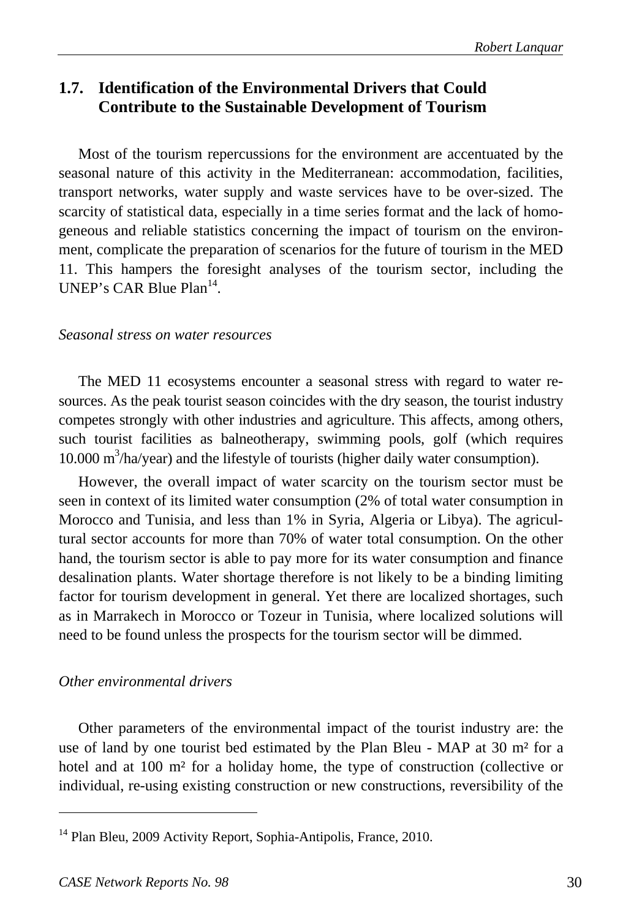## 1.7. Identification of the Environmental Drivers that Could Contribute to the Sustainable Development of Tourism

Most of the tourism repercussions for the environment are accentuated by the seasonal nature of this activity in the Mediterranean: accommodation, facilities, transport networks, water supply and waste services have to be over-sized. The scarcity of statistical data, especially in a time series format and the lack of homogeneous and reliable statistics concerning the impact of tourism on the environment, complicate the preparation of scenarios for the future of tourism in the MED 11. This hampers the foresight analyses of the tourism sector, including the UNEP's CAR Blue Plan[14].

*Seasonal stress on water resources*

The MED 11 ecosystems encounter a seasonal stress with regard to water resources. As the peak tourist season coincides with the dry season, the tourist industry competes strongly with other industries and agriculture. This affects, among others, such tourist facilities as balneotherapy, swimming pools, golf (which requires 10.000 $m^3$/ha/year) and the lifestyle of tourists (higher daily water consumption).

However, the overall impact of water scarcity on the tourism sector must be seen in context of its limited water consumption (2% of total water consumption in Morocco and Tunisia, and less than 1% in Syria, Algeria or Libya). The agricultural sector accounts for more than 70% of water total consumption. On the other hand, the tourism sector is able to pay more for its water consumption and finance desalination plants. Water shortage therefore is not likely to be a binding limiting factor for tourism development in general. Yet there are localized shortages, such as in Marrakech in Morocco or Tozeur in Tunisia, where localized solutions will need to be found unless the prospects for the tourism sector will be dimmed.

*Other environmental drivers*

Other parameters of the environmental impact of the tourist industry are: the use of land by one tourist bed estimated by the Plan Bleu - MAP at 30 m² for a hotel and at 100 m² for a holiday home, the type of construction (collective or individual, re-using existing construction or new constructions, reversibility of the

---

[14] Plan Bleu, 2009 Activity Report, Sophia-Antipolis, France, 2010.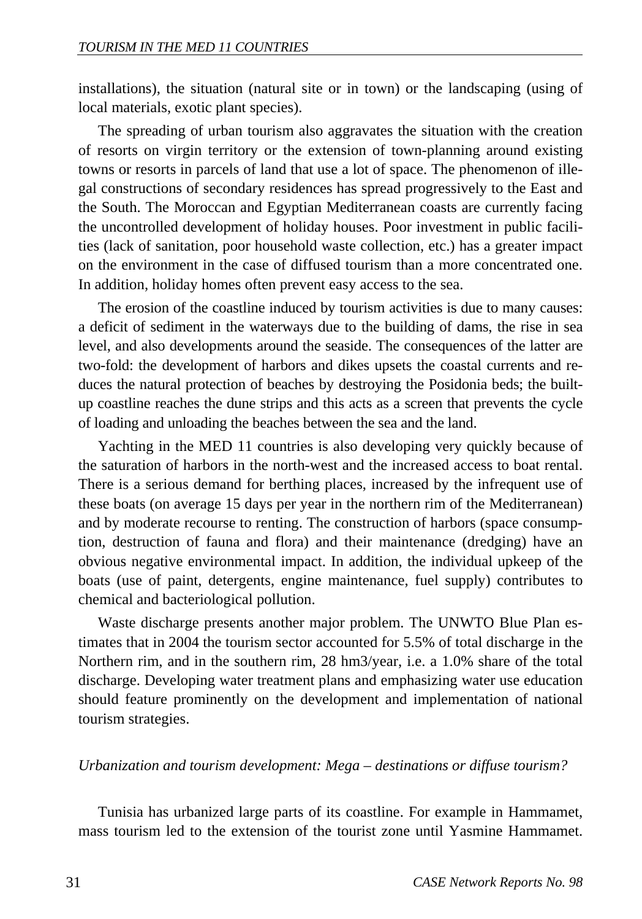installations), the situation (natural site or in town) or the landscaping (using of local materials, exotic plant species).

The spreading of urban tourism also aggravates the situation with the creation of resorts on virgin territory or the extension of town-planning around existing towns or resorts in parcels of land that use a lot of space. The phenomenon of illegal constructions of secondary residences has spread progressively to the East and the South. The Moroccan and Egyptian Mediterranean coasts are currently facing the uncontrolled development of holiday houses. Poor investment in public facilities (lack of sanitation, poor household waste collection, etc.) has a greater impact on the environment in the case of diffused tourism than a more concentrated one. In addition, holiday homes often prevent easy access to the sea.

The erosion of the coastline induced by tourism activities is due to many causes: a deficit of sediment in the waterways due to the building of dams, the rise in sea level, and also developments around the seaside. The consequences of the latter are two-fold: the development of harbors and dikes upsets the coastal currents and reduces the natural protection of beaches by destroying the Posidonia beds; the built-up coastline reaches the dune strips and this acts as a screen that prevents the cycle of loading and unloading the beaches between the sea and the land.

Yachting in the MED 11 countries is also developing very quickly because of the saturation of harbors in the north-west and the increased access to boat rental. There is a serious demand for berthing places, increased by the infrequent use of these boats (on average 15 days per year in the northern rim of the Mediterranean) and by moderate recourse to renting. The construction of harbors (space consumption, destruction of fauna and flora) and their maintenance (dredging) have an obvious negative environmental impact. In addition, the individual upkeep of the boats (use of paint, detergents, engine maintenance, fuel supply) contributes to chemical and bacteriological pollution.

Waste discharge presents another major problem. The UNWTO Blue Plan estimates that in 2004 the tourism sector accounted for 5.5% of total discharge in the Northern rim, and in the southern rim, 28 hm3/year, i.e. a 1.0% share of the total discharge. Developing water treatment plans and emphasizing water use education should feature prominently on the development and implementation of national tourism strategies.

*Urbanization and tourism development: Mega – destinations or diffuse tourism?*

Tunisia has urbanized large parts of its coastline. For example in Hammamet, mass tourism led to the extension of the tourist zone until Yasmine Hammamet.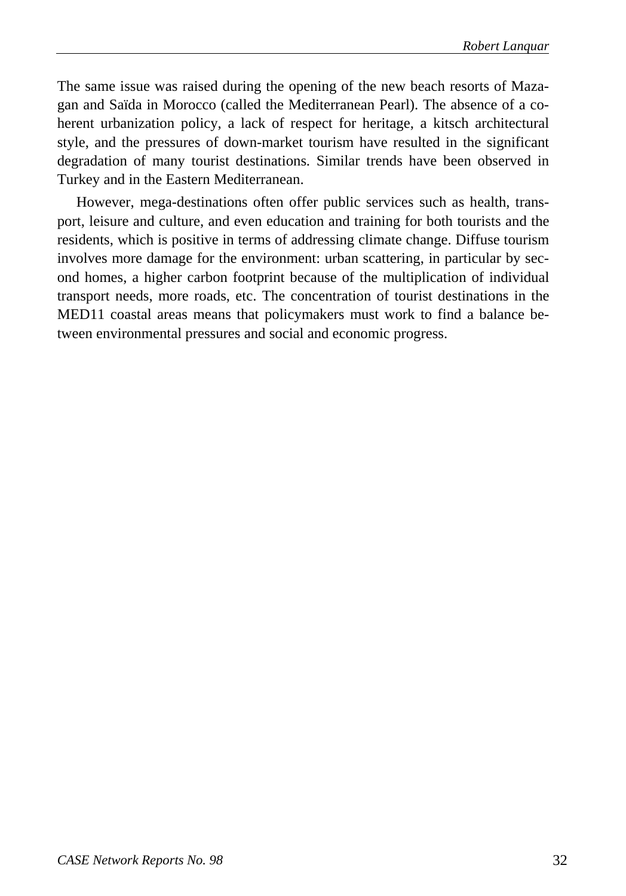The same issue was raised during the opening of the new beach resorts of Mazagan and Saïda in Morocco (called the Mediterranean Pearl). The absence of a coherent urbanization policy, a lack of respect for heritage, a kitsch architectural style, and the pressures of down-market tourism have resulted in the significant degradation of many tourist destinations. Similar trends have been observed in Turkey and in the Eastern Mediterranean.

However, mega-destinations often offer public services such as health, transport, leisure and culture, and even education and training for both tourists and the residents, which is positive in terms of addressing climate change. Diffuse tourism involves more damage for the environment: urban scattering, in particular by second homes, a higher carbon footprint because of the multiplication of individual transport needs, more roads, etc. The concentration of tourist destinations in the MED11 coastal areas means that policymakers must work to find a balance between environmental pressures and social and economic progress.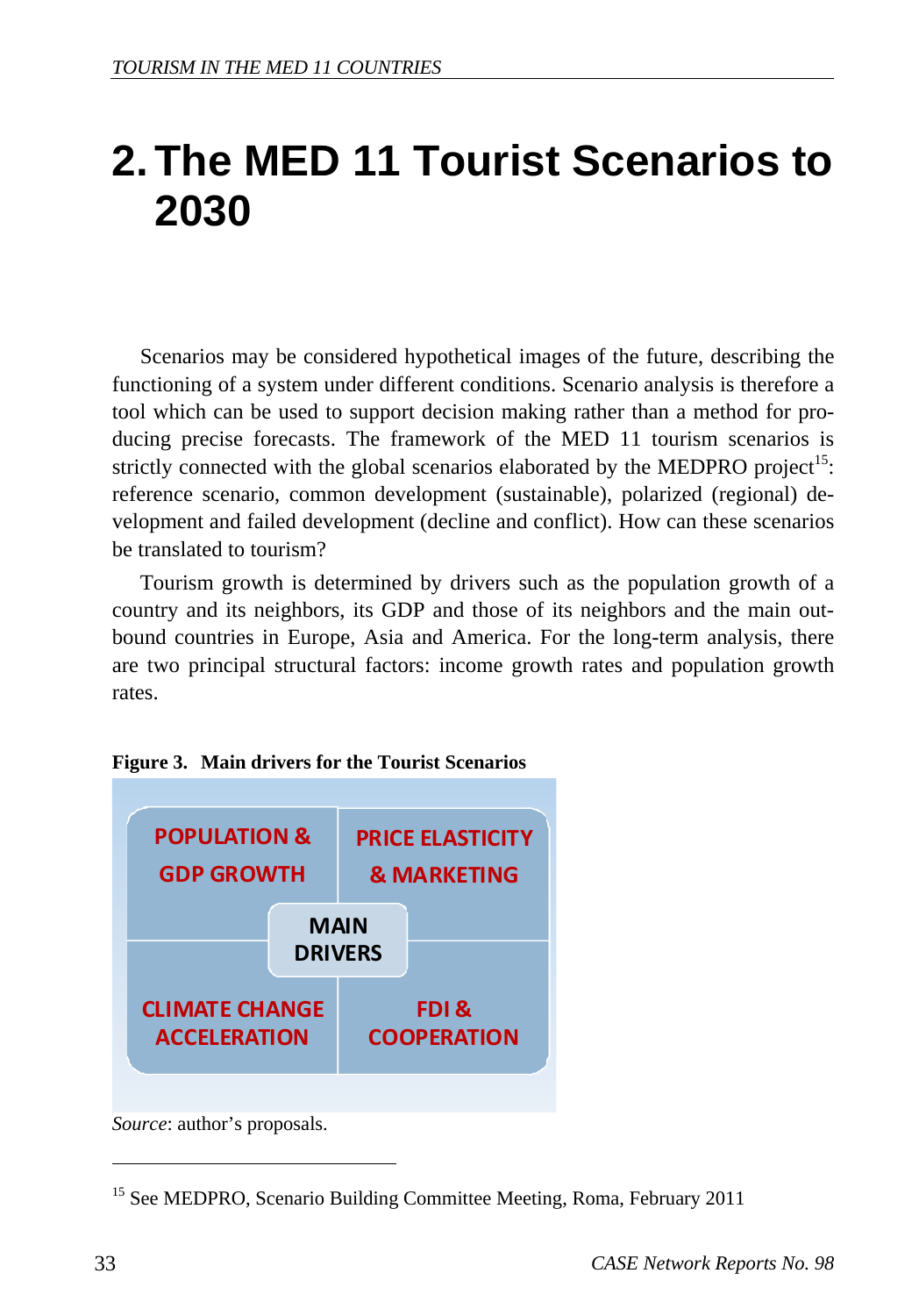# 2. The MED 11 Tourist Scenarios to 2030

Scenarios may be considered hypothetical images of the future, describing the functioning of a system under different conditions. Scenario analysis is therefore a tool which can be used to support decision making rather than a method for producing precise forecasts. The framework of the MED 11 tourism scenarios is strictly connected with the global scenarios elaborated by the MEDPRO project[15]: reference scenario, common development (sustainable), polarized (regional) development and failed development (decline and conflict). How can these scenarios be translated to tourism?

Tourism growth is determined by drivers such as the population growth of a country and its neighbors, its GDP and those of its neighbors and the main outbound countries in Europe, Asia and America. For the long-term analysis, there are two principal structural factors: income growth rates and population growth rates.

**Figure 3. Main drivers for the Tourist Scenarios**

| POPULATION & GDP GROWTH | PRICE ELASTICITY & MARKETING |
|---|---|
| **MAIN DRIVERS** | |
| CLIMATE CHANGE ACCELERATION | FDI & COOPERATION |

*Source*: author's proposals.

[15] See MEDPRO, Scenario Building Committee Meeting, Roma, February 2011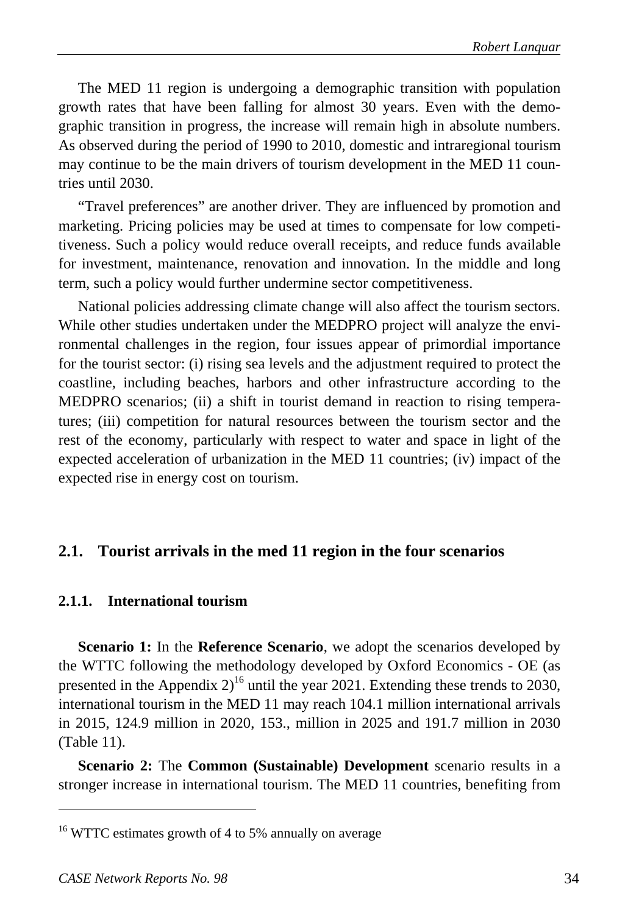The MED 11 region is undergoing a demographic transition with population growth rates that have been falling for almost 30 years. Even with the demographic transition in progress, the increase will remain high in absolute numbers. As observed during the period of 1990 to 2010, domestic and intraregional tourism may continue to be the main drivers of tourism development in the MED 11 countries until 2030.

"Travel preferences" are another driver. They are influenced by promotion and marketing. Pricing policies may be used at times to compensate for low competitiveness. Such a policy would reduce overall receipts, and reduce funds available for investment, maintenance, renovation and innovation. In the middle and long term, such a policy would further undermine sector competitiveness.

National policies addressing climate change will also affect the tourism sectors. While other studies undertaken under the MEDPRO project will analyze the environmental challenges in the region, four issues appear of primordial importance for the tourist sector: (i) rising sea levels and the adjustment required to protect the coastline, including beaches, harbors and other infrastructure according to the MEDPRO scenarios; (ii) a shift in tourist demand in reaction to rising temperatures; (iii) competition for natural resources between the tourism sector and the rest of the economy, particularly with respect to water and space in light of the expected acceleration of urbanization in the MED 11 countries; (iv) impact of the expected rise in energy cost on tourism.

## 2.1. Tourist arrivals in the med 11 region in the four scenarios

### 2.1.1. International tourism

**Scenario 1:** In the **Reference Scenario**, we adopt the scenarios developed by the WTTC following the methodology developed by Oxford Economics - OE (as presented in the Appendix 2)[16] until the year 2021. Extending these trends to 2030, international tourism in the MED 11 may reach 104.1 million international arrivals in 2015, 124.9 million in 2020, 153., million in 2025 and 191.7 million in 2030 (Table 11).

**Scenario 2:** The **Common (Sustainable) Development** scenario results in a stronger increase in international tourism. The MED 11 countries, benefiting from

[16] WTTC estimates growth of 4 to 5% annually on average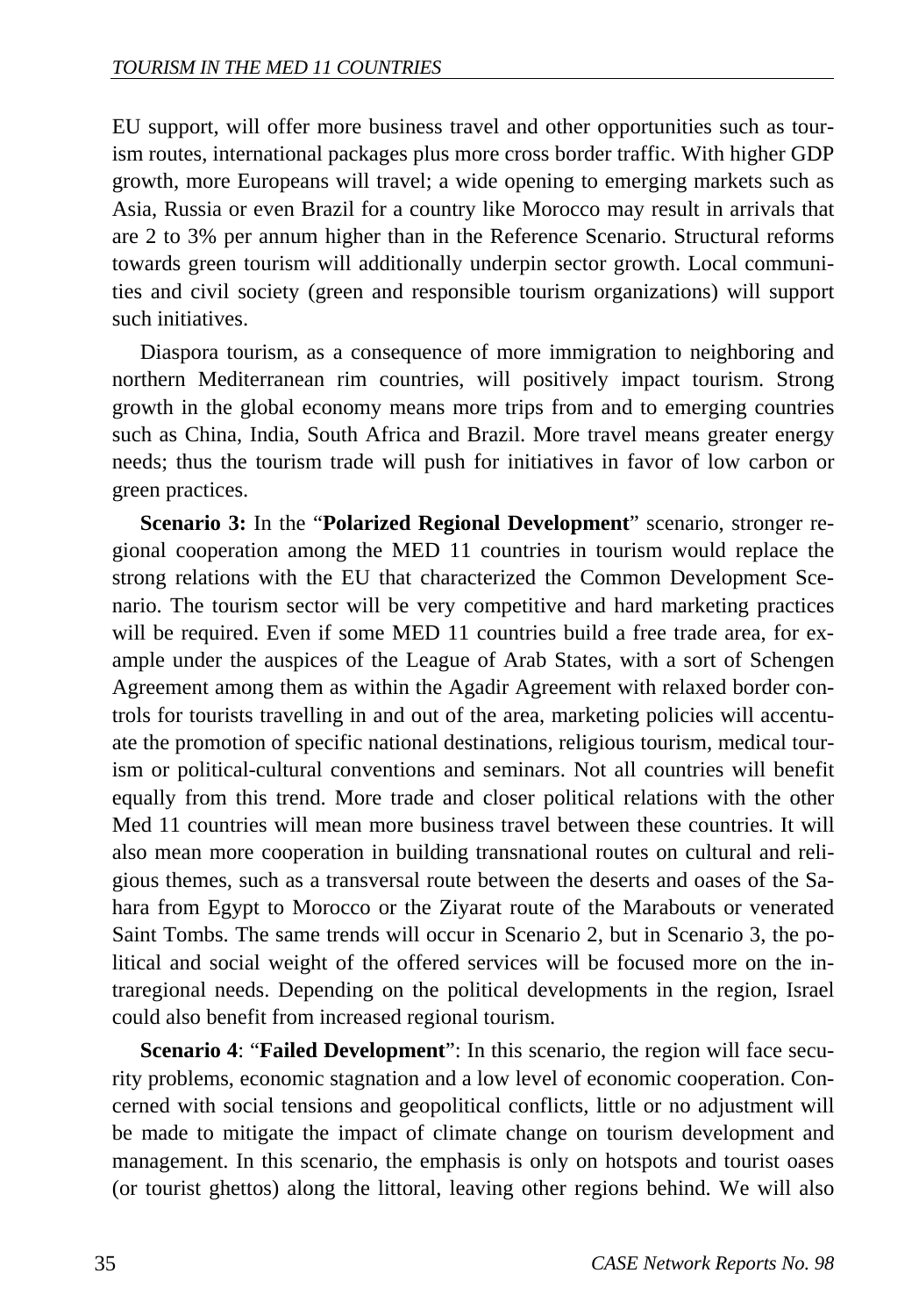EU support, will offer more business travel and other opportunities such as tourism routes, international packages plus more cross border traffic. With higher GDP growth, more Europeans will travel; a wide opening to emerging markets such as Asia, Russia or even Brazil for a country like Morocco may result in arrivals that are 2 to 3% per annum higher than in the Reference Scenario. Structural reforms towards green tourism will additionally underpin sector growth. Local communities and civil society (green and responsible tourism organizations) will support such initiatives.

Diaspora tourism, as a consequence of more immigration to neighboring and northern Mediterranean rim countries, will positively impact tourism. Strong growth in the global economy means more trips from and to emerging countries such as China, India, South Africa and Brazil. More travel means greater energy needs; thus the tourism trade will push for initiatives in favor of low carbon or green practices.

**Scenario 3:** In the "**Polarized Regional Development**" scenario, stronger regional cooperation among the MED 11 countries in tourism would replace the strong relations with the EU that characterized the Common Development Scenario. The tourism sector will be very competitive and hard marketing practices will be required. Even if some MED 11 countries build a free trade area, for example under the auspices of the League of Arab States, with a sort of Schengen Agreement among them as within the Agadir Agreement with relaxed border controls for tourists travelling in and out of the area, marketing policies will accentuate the promotion of specific national destinations, religious tourism, medical tourism or political-cultural conventions and seminars. Not all countries will benefit equally from this trend. More trade and closer political relations with the other Med 11 countries will mean more business travel between these countries. It will also mean more cooperation in building transnational routes on cultural and religious themes, such as a transversal route between the deserts and oases of the Sahara from Egypt to Morocco or the Ziyarat route of the Marabouts or venerated Saint Tombs. The same trends will occur in Scenario 2, but in Scenario 3, the political and social weight of the offered services will be focused more on the intraregional needs. Depending on the political developments in the region, Israel could also benefit from increased regional tourism.

**Scenario 4**: "**Failed Development**": In this scenario, the region will face security problems, economic stagnation and a low level of economic cooperation. Concerned with social tensions and geopolitical conflicts, little or no adjustment will be made to mitigate the impact of climate change on tourism development and management. In this scenario, the emphasis is only on hotspots and tourist oases (or tourist ghettos) along the littoral, leaving other regions behind. We will also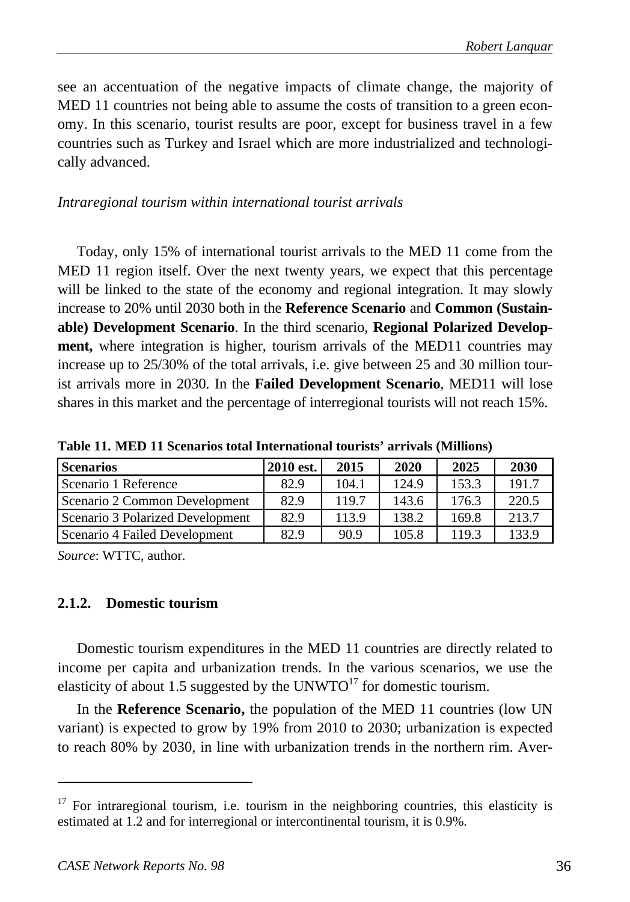see an accentuation of the negative impacts of climate change, the majority of MED 11 countries not being able to assume the costs of transition to a green economy. In this scenario, tourist results are poor, except for business travel in a few countries such as Turkey and Israel which are more industrialized and technologically advanced.

*Intraregional tourism within international tourist arrivals*

Today, only 15% of international tourist arrivals to the MED 11 come from the MED 11 region itself. Over the next twenty years, we expect that this percentage will be linked to the state of the economy and regional integration. It may slowly increase to 20% until 2030 both in the **Reference Scenario** and **Common (Sustainable) Development Scenario**. In the third scenario, **Regional Polarized Development,** where integration is higher, tourism arrivals of the MED11 countries may increase up to 25/30% of the total arrivals, i.e. give between 25 and 30 million tourist arrivals more in 2030. In the **Failed Development Scenario**, MED11 will lose shares in this market and the percentage of interregional tourists will not reach 15%.

**Table 11. MED 11 Scenarios total International tourists' arrivals (Millions)**

| Scenarios | 2010 est. | 2015 | 2020 | 2025 | 2030 |
|---|---|---|---|---|---|
| Scenario 1 Reference | 82.9 | 104.1 | 124.9 | 153.3 | 191.7 |
| Scenario 2 Common Development | 82.9 | 119.7 | 143.6 | 176.3 | 220.5 |
| Scenario 3 Polarized Development | 82.9 | 113.9 | 138.2 | 169.8 | 213.7 |
| Scenario 4 Failed Development | 82.9 | 90.9 | 105.8 | 119.3 | 133.9 |

*Source*: WTTC, author.

### 2.1.2. Domestic tourism

Domestic tourism expenditures in the MED 11 countries are directly related to income per capita and urbanization trends. In the various scenarios, we use the elasticity of about 1.5 suggested by the UNWTO[17] for domestic tourism.

In the **Reference Scenario,** the population of the MED 11 countries (low UN variant) is expected to grow by 19% from 2010 to 2030; urbanization is expected to reach 80% by 2030, in line with urbanization trends in the northern rim. Aver-

[17] For intraregional tourism, i.e. tourism in the neighboring countries, this elasticity is estimated at 1.2 and for interregional or intercontinental tourism, it is 0.9%.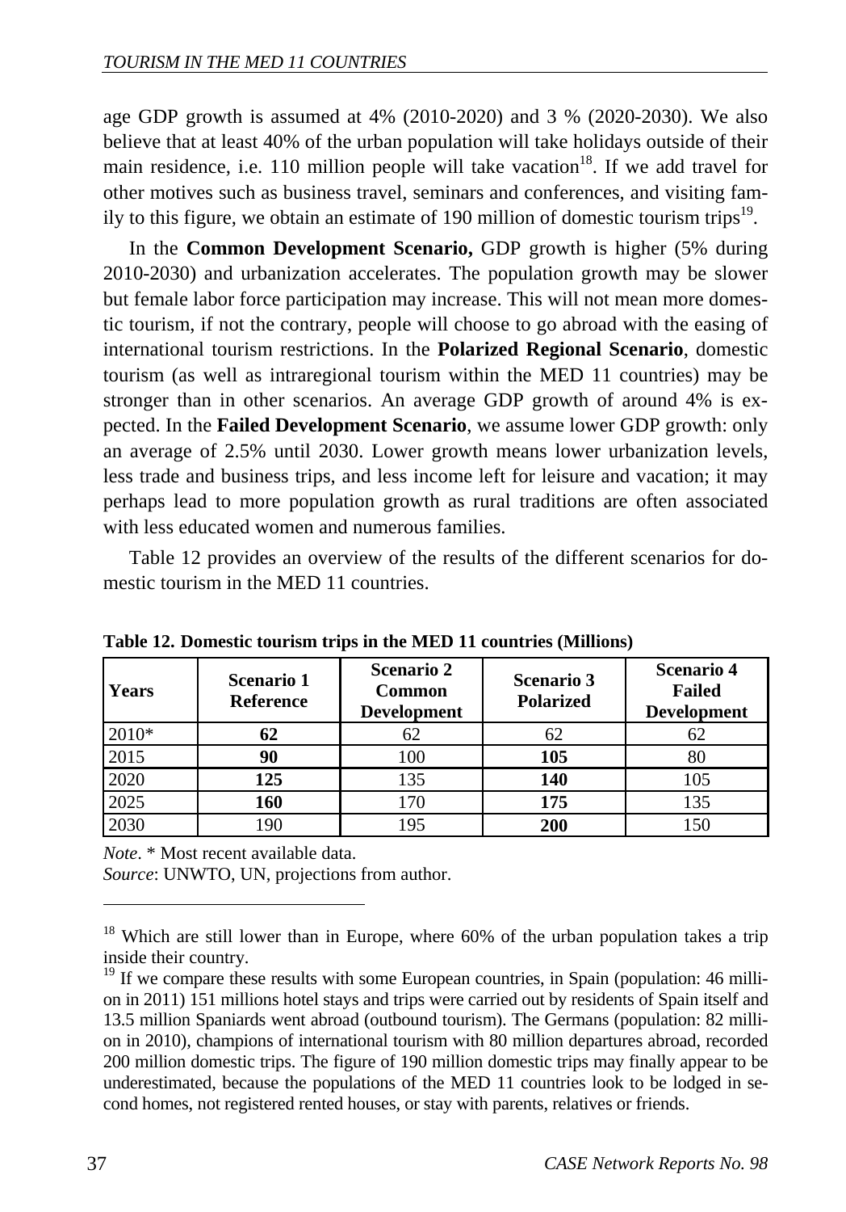age GDP growth is assumed at 4% (2010-2020) and 3 % (2020-2030). We also believe that at least 40% of the urban population will take holidays outside of their main residence, i.e. 110 million people will take vacation[18]. If we add travel for other motives such as business travel, seminars and conferences, and visiting family to this figure, we obtain an estimate of 190 million of domestic tourism trips[19].

In the **Common Development Scenario,** GDP growth is higher (5% during 2010-2030) and urbanization accelerates. The population growth may be slower but female labor force participation may increase. This will not mean more domestic tourism, if not the contrary, people will choose to go abroad with the easing of international tourism restrictions. In the **Polarized Regional Scenario**, domestic tourism (as well as intraregional tourism within the MED 11 countries) may be stronger than in other scenarios. An average GDP growth of around 4% is expected. In the **Failed Development Scenario**, we assume lower GDP growth: only an average of 2.5% until 2030. Lower growth means lower urbanization levels, less trade and business trips, and less income left for leisure and vacation; it may perhaps lead to more population growth as rural traditions are often associated with less educated women and numerous families.

Table 12 provides an overview of the results of the different scenarios for domestic tourism in the MED 11 countries.

**Table 12. Domestic tourism trips in the MED 11 countries (Millions)**

| Years | Scenario 1 Reference | Scenario 2 Common Development | Scenario 3 Polarized | Scenario 4 Failed Development |
|---|---|---|---|---|
| 2010* | **62** | 62 | 62 | 62 |
| 2015 | **90** | 100 | **105** | 80 |
| 2020 | **125** | 135 | **140** | 105 |
| 2025 | **160** | 170 | **175** | 135 |
| 2030 | 190 | 195 | **200** | 150 |

*Note*. * Most recent available data.
*Source*: UNWTO, UN, projections from author.

[18] Which are still lower than in Europe, where 60% of the urban population takes a trip inside their country.

[19] If we compare these results with some European countries, in Spain (population: 46 million in 2011) 151 millions hotel stays and trips were carried out by residents of Spain itself and 13.5 million Spaniards went abroad (outbound tourism). The Germans (population: 82 million in 2010), champions of international tourism with 80 million departures abroad, recorded 200 million domestic trips. The figure of 190 million domestic trips may finally appear to be underestimated, because the populations of the MED 11 countries look to be lodged in second homes, not registered rented houses, or stay with parents, relatives or friends.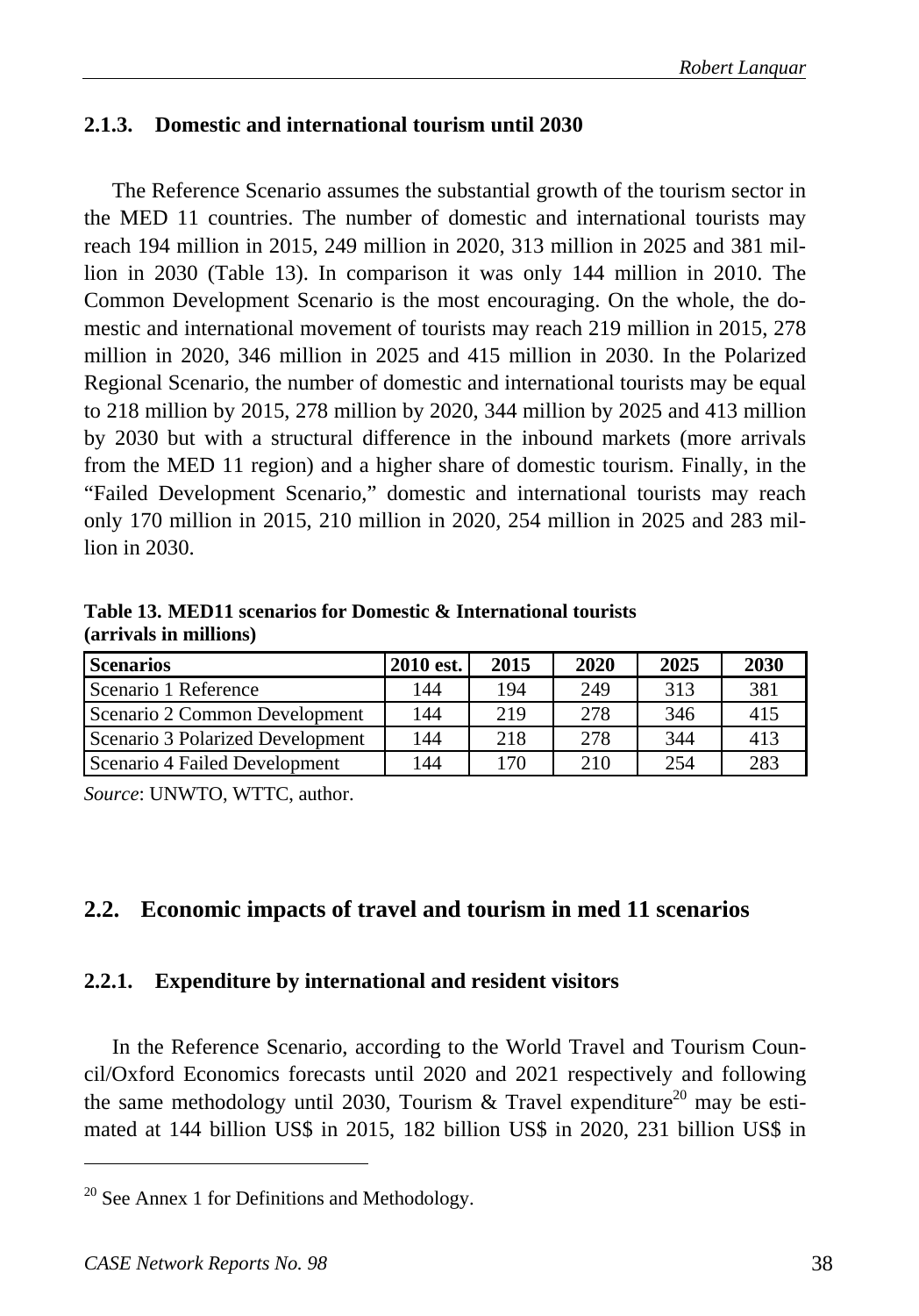### 2.1.3. Domestic and international tourism until 2030

The Reference Scenario assumes the substantial growth of the tourism sector in the MED 11 countries. The number of domestic and international tourists may reach 194 million in 2015, 249 million in 2020, 313 million in 2025 and 381 million in 2030 (Table 13). In comparison it was only 144 million in 2010. The Common Development Scenario is the most encouraging. On the whole, the domestic and international movement of tourists may reach 219 million in 2015, 278 million in 2020, 346 million in 2025 and 415 million in 2030. In the Polarized Regional Scenario, the number of domestic and international tourists may be equal to 218 million by 2015, 278 million by 2020, 344 million by 2025 and 413 million by 2030 but with a structural difference in the inbound markets (more arrivals from the MED 11 region) and a higher share of domestic tourism. Finally, in the "Failed Development Scenario," domestic and international tourists may reach only 170 million in 2015, 210 million in 2020, 254 million in 2025 and 283 million in 2030.

**Table 13. MED11 scenarios for Domestic & International tourists (arrivals in millions)**

| Scenarios | 2010 est. | 2015 | 2020 | 2025 | 2030 |
|---|---|---|---|---|---|
| Scenario 1 Reference | 144 | 194 | 249 | 313 | 381 |
| Scenario 2 Common Development | 144 | 219 | 278 | 346 | 415 |
| Scenario 3 Polarized Development | 144 | 218 | 278 | 344 | 413 |
| Scenario 4 Failed Development | 144 | 170 | 210 | 254 | 283 |

*Source*: UNWTO, WTTC, author.

## 2.2. Economic impacts of travel and tourism in med 11 scenarios

### 2.2.1. Expenditure by international and resident visitors

In the Reference Scenario, according to the World Travel and Tourism Council/Oxford Economics forecasts until 2020 and 2021 respectively and following the same methodology until 2030, Tourism & Travel expenditure[20] may be estimated at 144 billion US$ in 2015, 182 billion US$ in 2020, 231 billion US$ in

[20] See Annex 1 for Definitions and Methodology.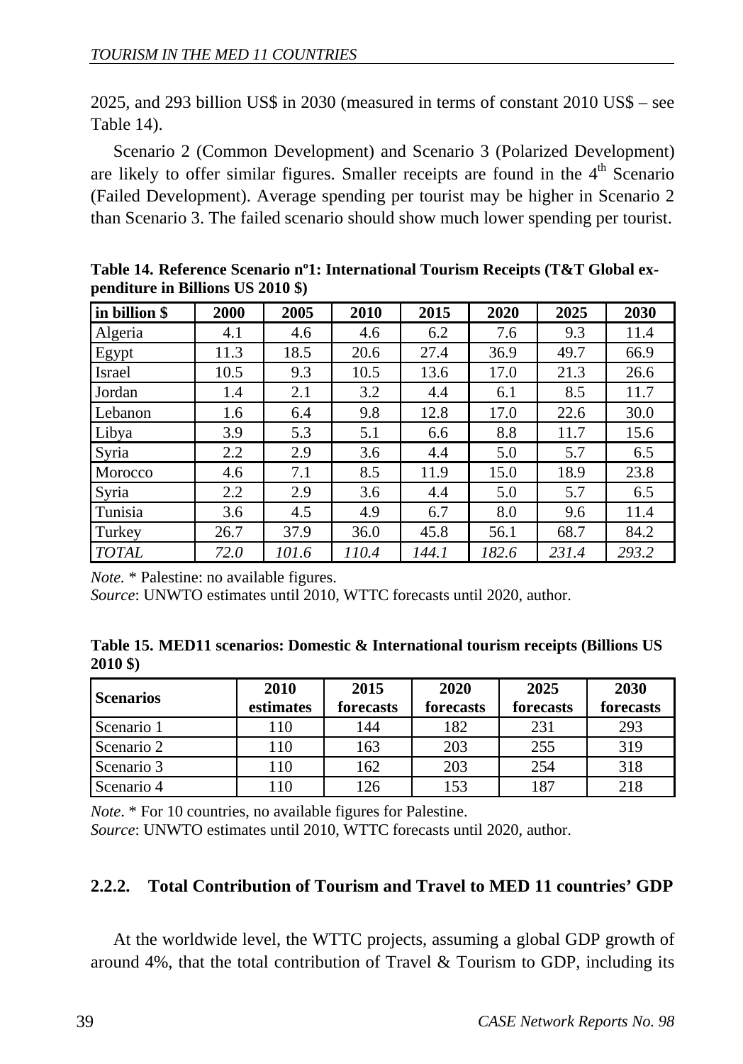2025, and 293 billion US$ in 2030 (measured in terms of constant 2010 US$ – see Table 14).

Scenario 2 (Common Development) and Scenario 3 (Polarized Development) are likely to offer similar figures. Smaller receipts are found in the 4th Scenario (Failed Development). Average spending per tourist may be higher in Scenario 2 than Scenario 3. The failed scenario should show much lower spending per tourist.

**Table 14. Reference Scenario nº1: International Tourism Receipts (T&T Global expenditure in Billions US 2010 $)**

| in billion $ | 2000 | 2005 | 2010 | 2015 | 2020 | 2025 | 2030 |
|---|---|---|---|---|---|---|---|
| Algeria | 4.1 | 4.6 | 4.6 | 6.2 | 7.6 | 9.3 | 11.4 |
| Egypt | 11.3 | 18.5 | 20.6 | 27.4 | 36.9 | 49.7 | 66.9 |
| Israel | 10.5 | 9.3 | 10.5 | 13.6 | 17.0 | 21.3 | 26.6 |
| Jordan | 1.4 | 2.1 | 3.2 | 4.4 | 6.1 | 8.5 | 11.7 |
| Lebanon | 1.6 | 6.4 | 9.8 | 12.8 | 17.0 | 22.6 | 30.0 |
| Libya | 3.9 | 5.3 | 5.1 | 6.6 | 8.8 | 11.7 | 15.6 |
| Syria | 2.2 | 2.9 | 3.6 | 4.4 | 5.0 | 5.7 | 6.5 |
| Morocco | 4.6 | 7.1 | 8.5 | 11.9 | 15.0 | 18.9 | 23.8 |
| Syria | 2.2 | 2.9 | 3.6 | 4.4 | 5.0 | 5.7 | 6.5 |
| Tunisia | 3.6 | 4.5 | 4.9 | 6.7 | 8.0 | 9.6 | 11.4 |
| Turkey | 26.7 | 37.9 | 36.0 | 45.8 | 56.1 | 68.7 | 84.2 |
| *TOTAL* | *72.0* | *101.6* | *110.4* | *144.1* | *182.6* | *231.4* | *293.2* |

*Note.* * Palestine: no available figures.
*Source*: UNWTO estimates until 2010, WTTC forecasts until 2020, author.

**Table 15. MED11 scenarios: Domestic & International tourism receipts (Billions US 2010 $)**

| Scenarios | 2010 estimates | 2015 forecasts | 2020 forecasts | 2025 forecasts | 2030 forecasts |
|---|---|---|---|---|---|
| Scenario 1 | 110 | 144 | 182 | 231 | 293 |
| Scenario 2 | 110 | 163 | 203 | 255 | 319 |
| Scenario 3 | 110 | 162 | 203 | 254 | 318 |
| Scenario 4 | 110 | 126 | 153 | 187 | 218 |

*Note*. * For 10 countries, no available figures for Palestine.
*Source*: UNWTO estimates until 2010, WTTC forecasts until 2020, author.

### 2.2.2. Total Contribution of Tourism and Travel to MED 11 countries' GDP

At the worldwide level, the WTTC projects, assuming a global GDP growth of around 4%, that the total contribution of Travel & Tourism to GDP, including its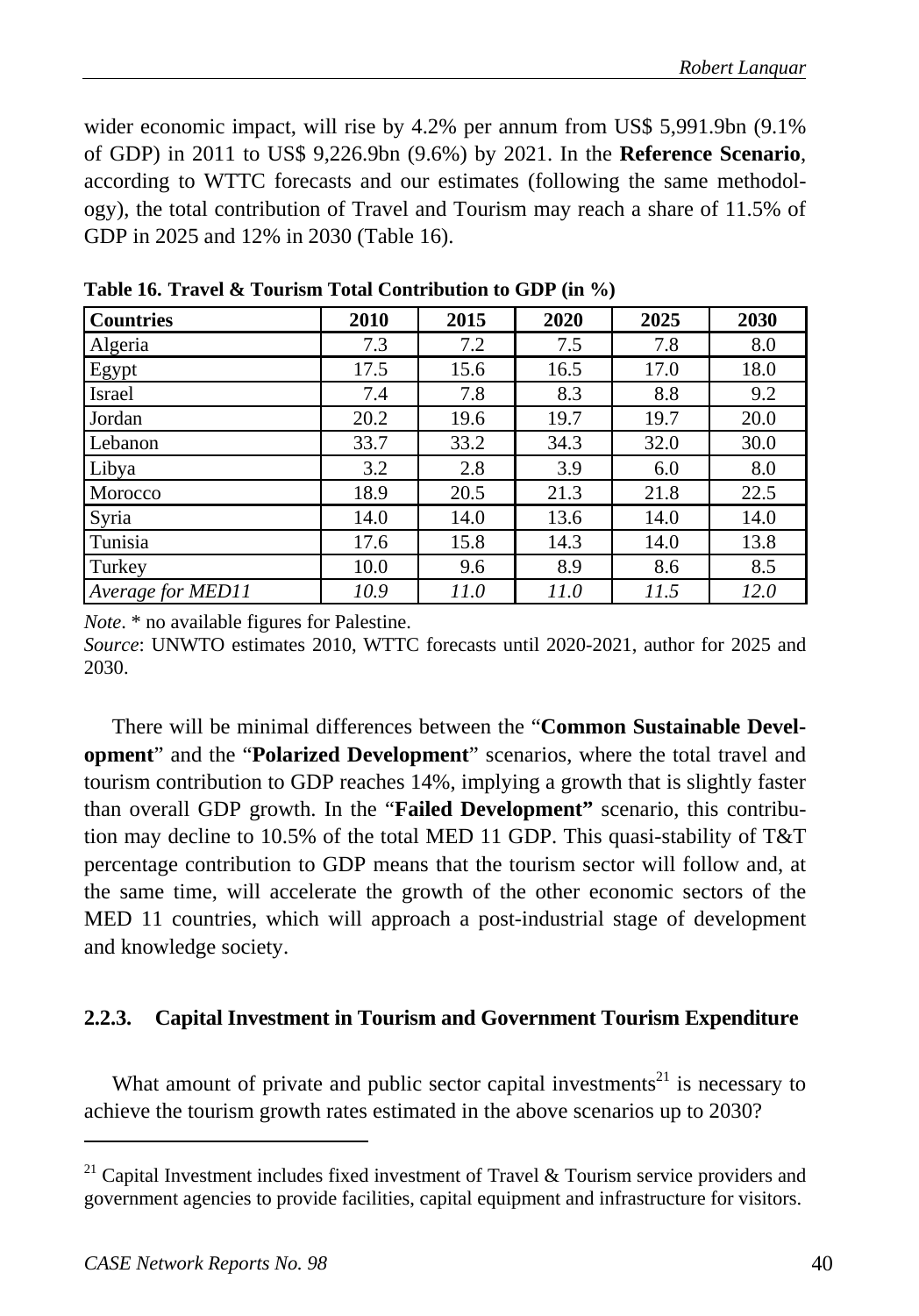wider economic impact, will rise by 4.2% per annum from US$ 5,991.9bn (9.1% of GDP) in 2011 to US$ 9,226.9bn (9.6%) by 2021. In the **Reference Scenario**, according to WTTC forecasts and our estimates (following the same methodology), the total contribution of Travel and Tourism may reach a share of 11.5% of GDP in 2025 and 12% in 2030 (Table 16).

**Table 16. Travel & Tourism Total Contribution to GDP (in %)**

| Countries | 2010 | 2015 | 2020 | 2025 | 2030 |
|---|---|---|---|---|---|
| Algeria | 7.3 | 7.2 | 7.5 | 7.8 | 8.0 |
| Egypt | 17.5 | 15.6 | 16.5 | 17.0 | 18.0 |
| Israel | 7.4 | 7.8 | 8.3 | 8.8 | 9.2 |
| Jordan | 20.2 | 19.6 | 19.7 | 19.7 | 20.0 |
| Lebanon | 33.7 | 33.2 | 34.3 | 32.0 | 30.0 |
| Libya | 3.2 | 2.8 | 3.9 | 6.0 | 8.0 |
| Morocco | 18.9 | 20.5 | 21.3 | 21.8 | 22.5 |
| Syria | 14.0 | 14.0 | 13.6 | 14.0 | 14.0 |
| Tunisia | 17.6 | 15.8 | 14.3 | 14.0 | 13.8 |
| Turkey | 10.0 | 9.6 | 8.9 | 8.6 | 8.5 |
| *Average for MED11* | *10.9* | *11.0* | *11.0* | *11.5* | *12.0* |

*Note*. * no available figures for Palestine.
*Source*: UNWTO estimates 2010, WTTC forecasts until 2020-2021, author for 2025 and 2030.

There will be minimal differences between the "**Common Sustainable Development**" and the "**Polarized Development**" scenarios, where the total travel and tourism contribution to GDP reaches 14%, implying a growth that is slightly faster than overall GDP growth. In the "**Failed Development"** scenario, this contribution may decline to 10.5% of the total MED 11 GDP. This quasi-stability of T&T percentage contribution to GDP means that the tourism sector will follow and, at the same time, will accelerate the growth of the other economic sectors of the MED 11 countries, which will approach a post-industrial stage of development and knowledge society.

### 2.2.3. Capital Investment in Tourism and Government Tourism Expenditure

What amount of private and public sector capital investments[21] is necessary to achieve the tourism growth rates estimated in the above scenarios up to 2030?

[21] Capital Investment includes fixed investment of Travel & Tourism service providers and government agencies to provide facilities, capital equipment and infrastructure for visitors.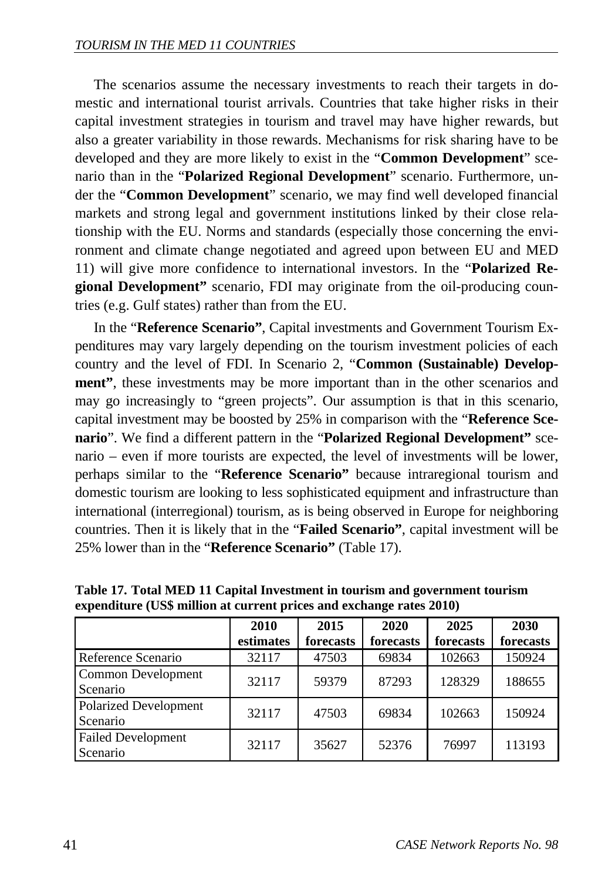The scenarios assume the necessary investments to reach their targets in domestic and international tourist arrivals. Countries that take higher risks in their capital investment strategies in tourism and travel may have higher rewards, but also a greater variability in those rewards. Mechanisms for risk sharing have to be developed and they are more likely to exist in the "**Common Development**" scenario than in the "**Polarized Regional Development**" scenario. Furthermore, under the "**Common Development**" scenario, we may find well developed financial markets and strong legal and government institutions linked by their close relationship with the EU. Norms and standards (especially those concerning the environment and climate change negotiated and agreed upon between EU and MED 11) will give more confidence to international investors. In the "**Polarized Regional Development"** scenario, FDI may originate from the oil-producing countries (e.g. Gulf states) rather than from the EU.

In the "**Reference Scenario"**, Capital investments and Government Tourism Expenditures may vary largely depending on the tourism investment policies of each country and the level of FDI. In Scenario 2, "**Common (Sustainable) Development"**, these investments may be more important than in the other scenarios and may go increasingly to "green projects". Our assumption is that in this scenario, capital investment may be boosted by 25% in comparison with the "**Reference Scenario**". We find a different pattern in the "**Polarized Regional Development"** scenario – even if more tourists are expected, the level of investments will be lower, perhaps similar to the "**Reference Scenario"** because intraregional tourism and domestic tourism are looking to less sophisticated equipment and infrastructure than international (interregional) tourism, as is being observed in Europe for neighboring countries. Then it is likely that in the "**Failed Scenario"**, capital investment will be 25% lower than in the "**Reference Scenario"** (Table 17).

**Table 17. Total MED 11 Capital Investment in tourism and government tourism expenditure (US$ million at current prices and exchange rates 2010)**

| | 2010 estimates | 2015 forecasts | 2020 forecasts | 2025 forecasts | 2030 forecasts |
|---|---|---|---|---|---|
| Reference Scenario | 32117 | 47503 | 69834 | 102663 | 150924 |
| Common Development Scenario | 32117 | 59379 | 87293 | 128329 | 188655 |
| Polarized Development Scenario | 32117 | 47503 | 69834 | 102663 | 150924 |
| Failed Development Scenario | 32117 | 35627 | 52376 | 76997 | 113193 |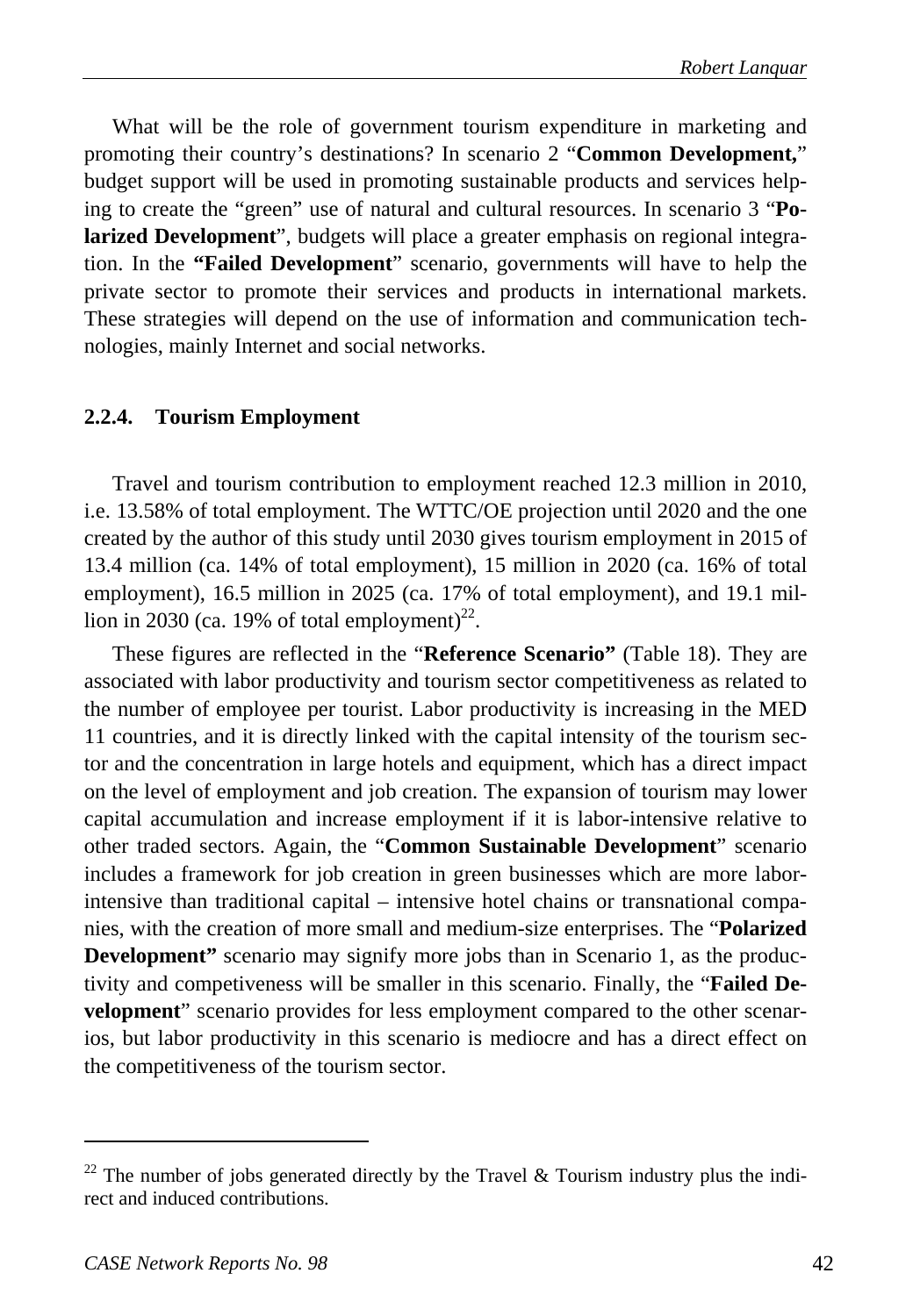What will be the role of government tourism expenditure in marketing and promoting their country's destinations? In scenario 2 "**Common Development,**" budget support will be used in promoting sustainable products and services helping to create the "green" use of natural and cultural resources. In scenario 3 "**Polarized Development**", budgets will place a greater emphasis on regional integration. In the **"Failed Development**" scenario, governments will have to help the private sector to promote their services and products in international markets. These strategies will depend on the use of information and communication technologies, mainly Internet and social networks.

### 2.2.4. Tourism Employment

Travel and tourism contribution to employment reached 12.3 million in 2010, i.e. 13.58% of total employment. The WTTC/OE projection until 2020 and the one created by the author of this study until 2030 gives tourism employment in 2015 of 13.4 million (ca. 14% of total employment), 15 million in 2020 (ca. 16% of total employment), 16.5 million in 2025 (ca. 17% of total employment), and 19.1 million in 2030 (ca. 19% of total employment)[22].

These figures are reflected in the "**Reference Scenario"** (Table 18). They are associated with labor productivity and tourism sector competitiveness as related to the number of employee per tourist. Labor productivity is increasing in the MED 11 countries, and it is directly linked with the capital intensity of the tourism sector and the concentration in large hotels and equipment, which has a direct impact on the level of employment and job creation. The expansion of tourism may lower capital accumulation and increase employment if it is labor-intensive relative to other traded sectors. Again, the "**Common Sustainable Development**" scenario includes a framework for job creation in green businesses which are more labor-intensive than traditional capital – intensive hotel chains or transnational companies, with the creation of more small and medium-size enterprises. The "**Polarized Development"** scenario may signify more jobs than in Scenario 1, as the productivity and competiveness will be smaller in this scenario. Finally, the "**Failed Development**" scenario provides for less employment compared to the other scenarios, but labor productivity in this scenario is mediocre and has a direct effect on the competitiveness of the tourism sector.

---

[22] The number of jobs generated directly by the Travel & Tourism industry plus the indirect and induced contributions.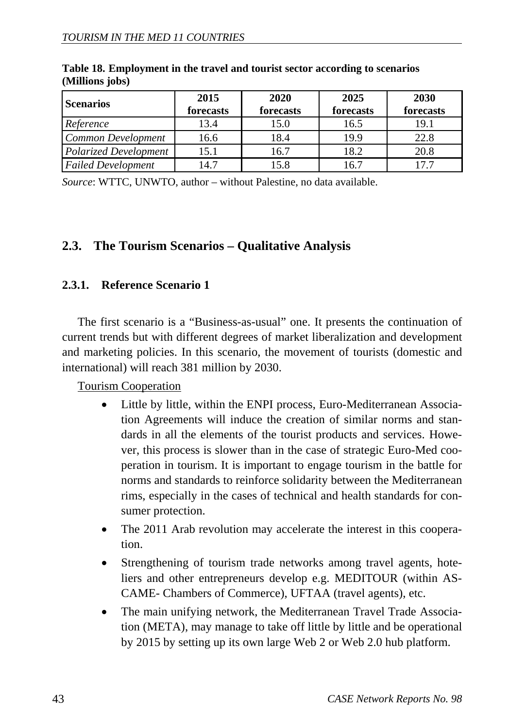**Table 18. Employment in the travel and tourist sector according to scenarios (Millions jobs)**

| Scenarios | 2015 forecasts | 2020 forecasts | 2025 forecasts | 2030 forecasts |
|---|---|---|---|---|
| *Reference* | 13.4 | 15.0 | 16.5 | 19.1 |
| *Common Development* | 16.6 | 18.4 | 19.9 | 22.8 |
| *Polarized Development* | 15.1 | 16.7 | 18.2 | 20.8 |
| *Failed Development* | 14.7 | 15.8 | 16.7 | 17.7 |

*Source*: WTTC, UNWTO, author – without Palestine, no data available.

## 2.3. The Tourism Scenarios – Qualitative Analysis

### 2.3.1. Reference Scenario 1

The first scenario is a "Business-as-usual" one. It presents the continuation of current trends but with different degrees of market liberalization and development and marketing policies. In this scenario, the movement of tourists (domestic and international) will reach 381 million by 2030.

Tourism Cooperation

- Little by little, within the ENPI process, Euro-Mediterranean Association Agreements will induce the creation of similar norms and standards in all the elements of the tourist products and services. However, this process is slower than in the case of strategic Euro-Med cooperation in tourism. It is important to engage tourism in the battle for norms and standards to reinforce solidarity between the Mediterranean rims, especially in the cases of technical and health standards for consumer protection.
- The 2011 Arab revolution may accelerate the interest in this cooperation.
- Strengthening of tourism trade networks among travel agents, hoteliers and other entrepreneurs develop e.g. MEDITOUR (within ASCAME- Chambers of Commerce), UFTAA (travel agents), etc.
- The main unifying network, the Mediterranean Travel Trade Association (META), may manage to take off little by little and be operational by 2015 by setting up its own large Web 2 or Web 2.0 hub platform.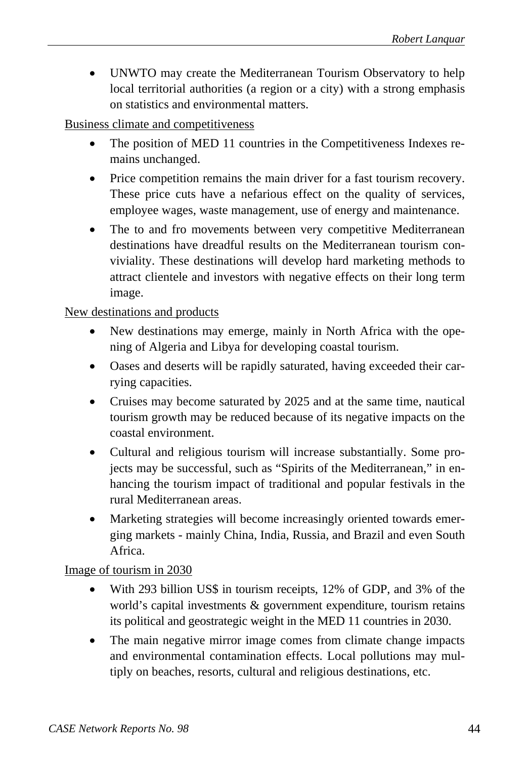- UNWTO may create the Mediterranean Tourism Observatory to help local territorial authorities (a region or a city) with a strong emphasis on statistics and environmental matters.

<u>Business climate and competitiveness</u>

- The position of MED 11 countries in the Competitiveness Indexes remains unchanged.
- Price competition remains the main driver for a fast tourism recovery. These price cuts have a nefarious effect on the quality of services, employee wages, waste management, use of energy and maintenance.
- The to and fro movements between very competitive Mediterranean destinations have dreadful results on the Mediterranean tourism conviviality. These destinations will develop hard marketing methods to attract clientele and investors with negative effects on their long term image.

<u>New destinations and products</u>

- New destinations may emerge, mainly in North Africa with the opening of Algeria and Libya for developing coastal tourism.
- Oases and deserts will be rapidly saturated, having exceeded their carrying capacities.
- Cruises may become saturated by 2025 and at the same time, nautical tourism growth may be reduced because of its negative impacts on the coastal environment.
- Cultural and religious tourism will increase substantially. Some projects may be successful, such as "Spirits of the Mediterranean," in enhancing the tourism impact of traditional and popular festivals in the rural Mediterranean areas.
- Marketing strategies will become increasingly oriented towards emerging markets - mainly China, India, Russia, and Brazil and even South Africa.

<u>Image of tourism in 2030</u>

- With 293 billion US$ in tourism receipts, 12% of GDP, and 3% of the world's capital investments & government expenditure, tourism retains its political and geostrategic weight in the MED 11 countries in 2030.
- The main negative mirror image comes from climate change impacts and environmental contamination effects. Local pollutions may multiply on beaches, resorts, cultural and religious destinations, etc.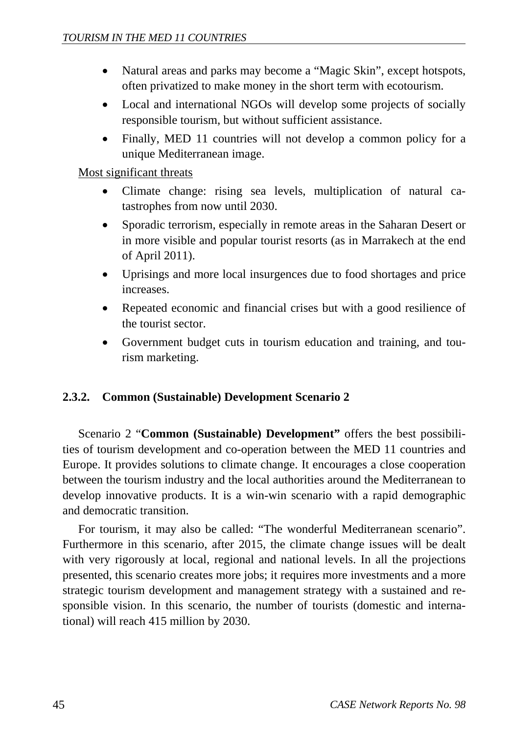- Natural areas and parks may become a "Magic Skin", except hotspots, often privatized to make money in the short term with ecotourism.
- Local and international NGOs will develop some projects of socially responsible tourism, but without sufficient assistance.
- Finally, MED 11 countries will not develop a common policy for a unique Mediterranean image.

<u>Most significant threats</u>

- Climate change: rising sea levels, multiplication of natural catastrophes from now until 2030.
- Sporadic terrorism, especially in remote areas in the Saharan Desert or in more visible and popular tourist resorts (as in Marrakech at the end of April 2011).
- Uprisings and more local insurgences due to food shortages and price increases.
- Repeated economic and financial crises but with a good resilience of the tourist sector.
- Government budget cuts in tourism education and training, and tourism marketing.

### 2.3.2. Common (Sustainable) Development Scenario 2

Scenario 2 "**Common (Sustainable) Development"** offers the best possibilities of tourism development and co-operation between the MED 11 countries and Europe. It provides solutions to climate change. It encourages a close cooperation between the tourism industry and the local authorities around the Mediterranean to develop innovative products. It is a win-win scenario with a rapid demographic and democratic transition.

For tourism, it may also be called: "The wonderful Mediterranean scenario". Furthermore in this scenario, after 2015, the climate change issues will be dealt with very rigorously at local, regional and national levels. In all the projections presented, this scenario creates more jobs; it requires more investments and a more strategic tourism development and management strategy with a sustained and responsible vision. In this scenario, the number of tourists (domestic and international) will reach 415 million by 2030.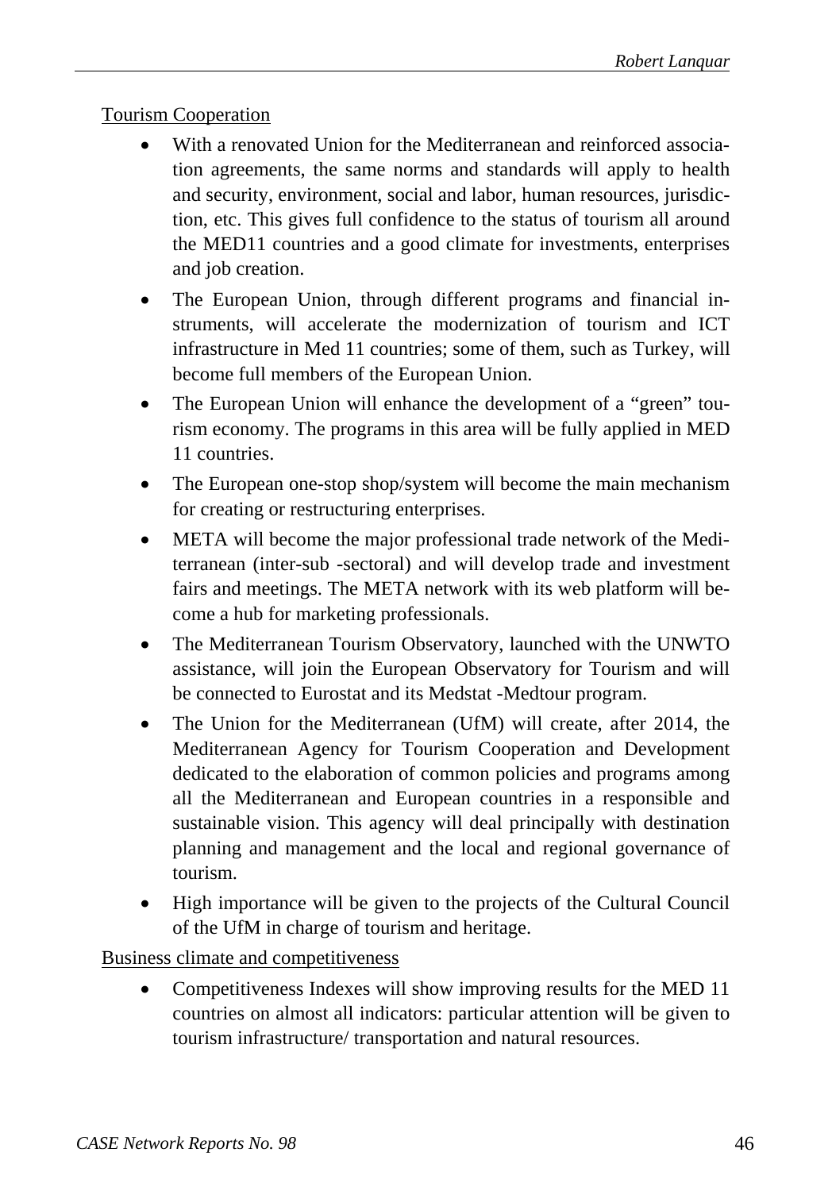Tourism Cooperation

- With a renovated Union for the Mediterranean and reinforced association agreements, the same norms and standards will apply to health and security, environment, social and labor, human resources, jurisdiction, etc. This gives full confidence to the status of tourism all around the MED11 countries and a good climate for investments, enterprises and job creation.
- The European Union, through different programs and financial instruments, will accelerate the modernization of tourism and ICT infrastructure in Med 11 countries; some of them, such as Turkey, will become full members of the European Union.
- The European Union will enhance the development of a "green" tourism economy. The programs in this area will be fully applied in MED 11 countries.
- The European one-stop shop/system will become the main mechanism for creating or restructuring enterprises.
- META will become the major professional trade network of the Mediterranean (inter-sub -sectoral) and will develop trade and investment fairs and meetings. The META network with its web platform will become a hub for marketing professionals.
- The Mediterranean Tourism Observatory, launched with the UNWTO assistance, will join the European Observatory for Tourism and will be connected to Eurostat and its Medstat -Medtour program.
- The Union for the Mediterranean (UfM) will create, after 2014, the Mediterranean Agency for Tourism Cooperation and Development dedicated to the elaboration of common policies and programs among all the Mediterranean and European countries in a responsible and sustainable vision. This agency will deal principally with destination planning and management and the local and regional governance of tourism.
- High importance will be given to the projects of the Cultural Council of the UfM in charge of tourism and heritage.

Business climate and competitiveness

- Competitiveness Indexes will show improving results for the MED 11 countries on almost all indicators: particular attention will be given to tourism infrastructure/ transportation and natural resources.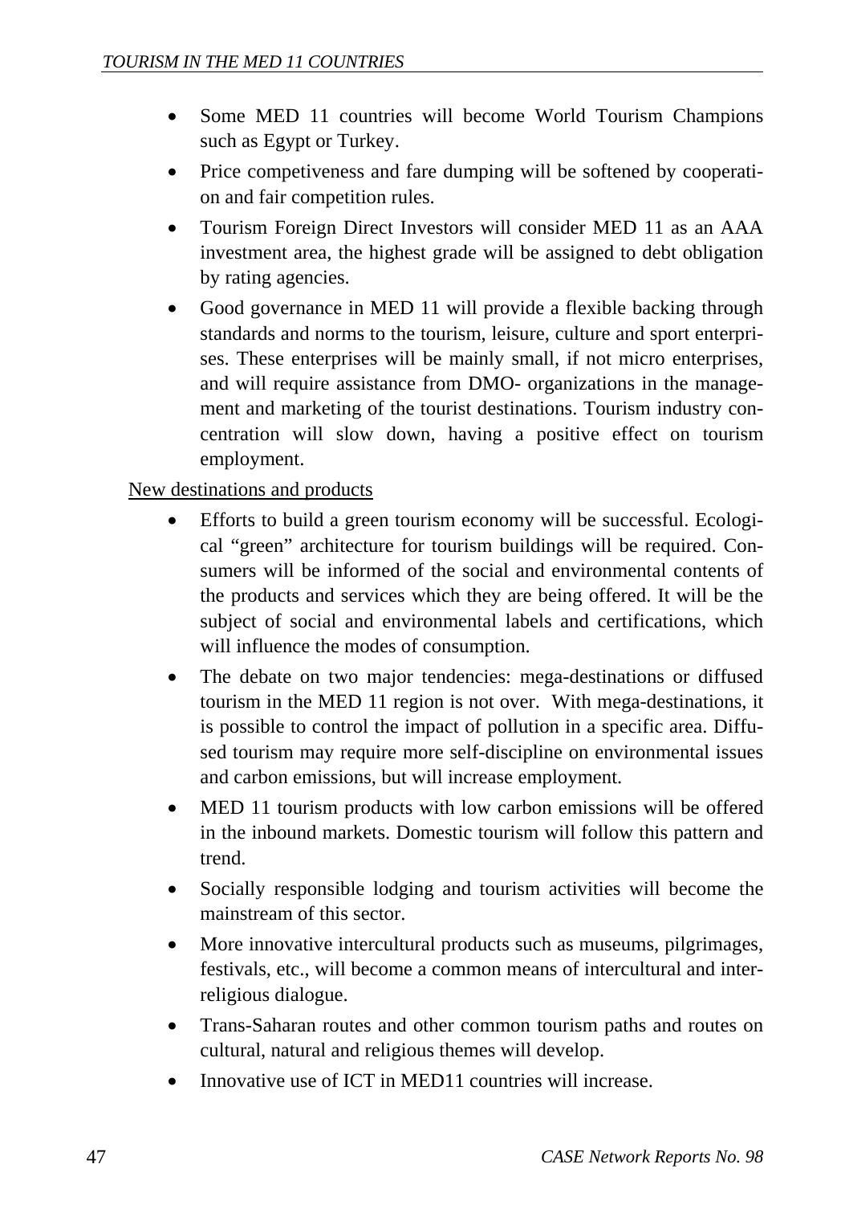- Some MED 11 countries will become World Tourism Champions such as Egypt or Turkey.
- Price competiveness and fare dumping will be softened by cooperation and fair competition rules.
- Tourism Foreign Direct Investors will consider MED 11 as an AAA investment area, the highest grade will be assigned to debt obligation by rating agencies.
- Good governance in MED 11 will provide a flexible backing through standards and norms to the tourism, leisure, culture and sport enterprises. These enterprises will be mainly small, if not micro enterprises, and will require assistance from DMO- organizations in the management and marketing of the tourist destinations. Tourism industry concentration will slow down, having a positive effect on tourism employment.

<u>New destinations and products</u>

- Efforts to build a green tourism economy will be successful. Ecological "green" architecture for tourism buildings will be required. Consumers will be informed of the social and environmental contents of the products and services which they are being offered. It will be the subject of social and environmental labels and certifications, which will influence the modes of consumption.
- The debate on two major tendencies: mega-destinations or diffused tourism in the MED 11 region is not over. With mega-destinations, it is possible to control the impact of pollution in a specific area. Diffused tourism may require more self-discipline on environmental issues and carbon emissions, but will increase employment.
- MED 11 tourism products with low carbon emissions will be offered in the inbound markets. Domestic tourism will follow this pattern and trend.
- Socially responsible lodging and tourism activities will become the mainstream of this sector.
- More innovative intercultural products such as museums, pilgrimages, festivals, etc., will become a common means of intercultural and inter-religious dialogue.
- Trans-Saharan routes and other common tourism paths and routes on cultural, natural and religious themes will develop.
- Innovative use of ICT in MED11 countries will increase.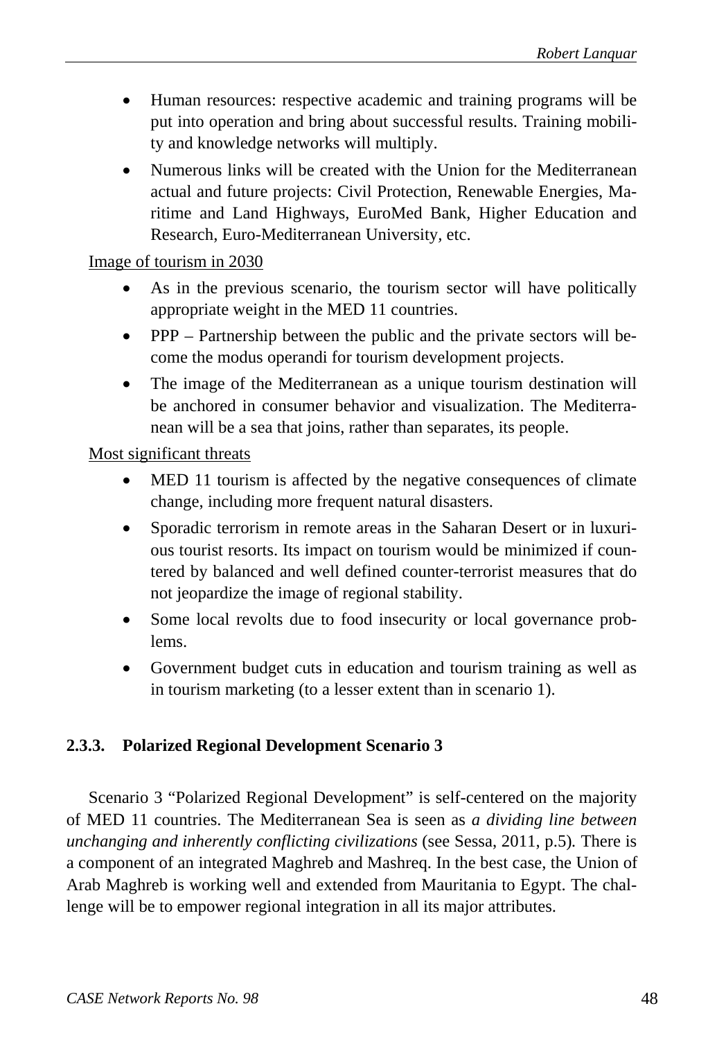- Human resources: respective academic and training programs will be put into operation and bring about successful results. Training mobility and knowledge networks will multiply.
- Numerous links will be created with the Union for the Mediterranean actual and future projects: Civil Protection, Renewable Energies, Maritime and Land Highways, EuroMed Bank, Higher Education and Research, Euro-Mediterranean University, etc.

<u>Image of tourism in 2030</u>

- As in the previous scenario, the tourism sector will have politically appropriate weight in the MED 11 countries.
- PPP – Partnership between the public and the private sectors will become the modus operandi for tourism development projects.
- The image of the Mediterranean as a unique tourism destination will be anchored in consumer behavior and visualization. The Mediterranean will be a sea that joins, rather than separates, its people.

<u>Most significant threats</u>

- MED 11 tourism is affected by the negative consequences of climate change, including more frequent natural disasters.
- Sporadic terrorism in remote areas in the Saharan Desert or in luxurious tourist resorts. Its impact on tourism would be minimized if countered by balanced and well defined counter-terrorist measures that do not jeopardize the image of regional stability.
- Some local revolts due to food insecurity or local governance problems.
- Government budget cuts in education and tourism training as well as in tourism marketing (to a lesser extent than in scenario 1).

### 2.3.3. Polarized Regional Development Scenario 3

Scenario 3 "Polarized Regional Development" is self-centered on the majority of MED 11 countries. The Mediterranean Sea is seen as *a dividing line between unchanging and inherently conflicting civilizations* (see Sessa, 2011, p.5). There is a component of an integrated Maghreb and Mashreq. In the best case, the Union of Arab Maghreb is working well and extended from Mauritania to Egypt. The challenge will be to empower regional integration in all its major attributes.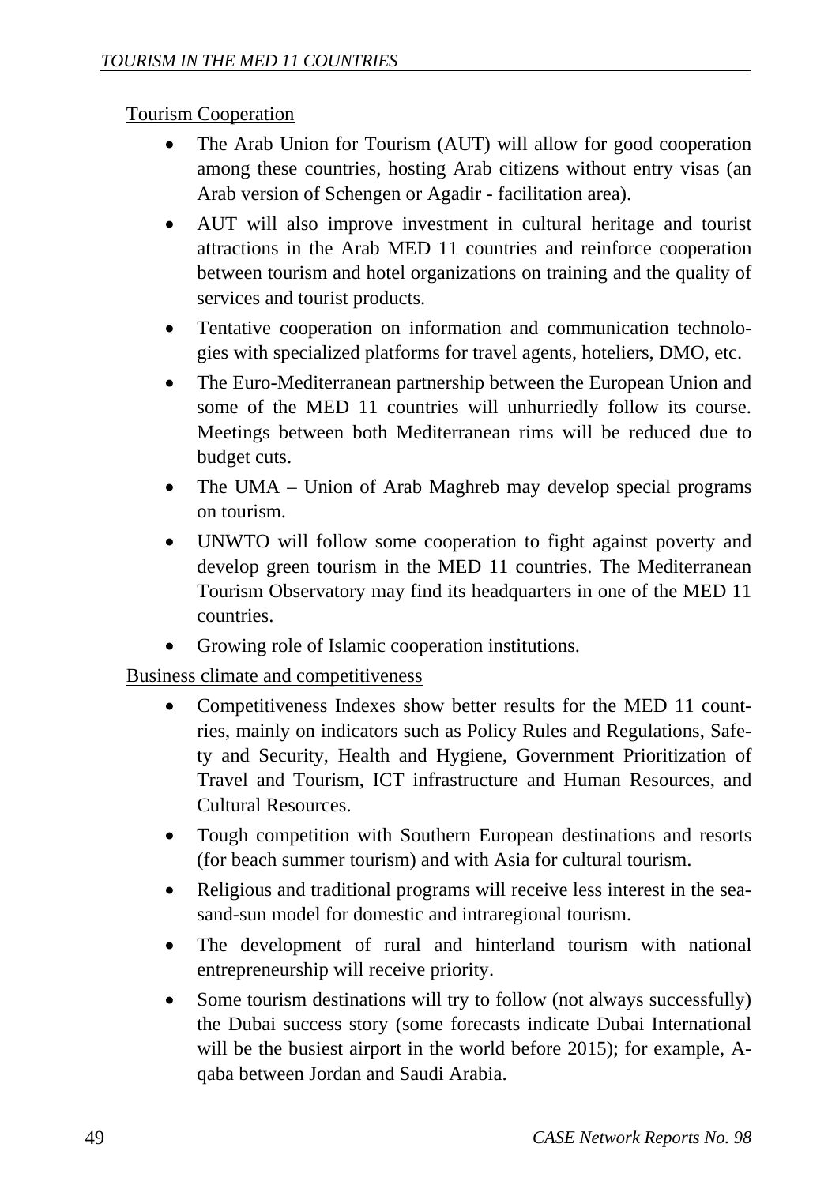Tourism Cooperation

- The Arab Union for Tourism (AUT) will allow for good cooperation among these countries, hosting Arab citizens without entry visas (an Arab version of Schengen or Agadir - facilitation area).
- AUT will also improve investment in cultural heritage and tourist attractions in the Arab MED 11 countries and reinforce cooperation between tourism and hotel organizations on training and the quality of services and tourist products.
- Tentative cooperation on information and communication technologies with specialized platforms for travel agents, hoteliers, DMO, etc.
- The Euro-Mediterranean partnership between the European Union and some of the MED 11 countries will unhurriedly follow its course. Meetings between both Mediterranean rims will be reduced due to budget cuts.
- The UMA – Union of Arab Maghreb may develop special programs on tourism.
- UNWTO will follow some cooperation to fight against poverty and develop green tourism in the MED 11 countries. The Mediterranean Tourism Observatory may find its headquarters in one of the MED 11 countries.
- Growing role of Islamic cooperation institutions.

Business climate and competitiveness

- Competitiveness Indexes show better results for the MED 11 countries, mainly on indicators such as Policy Rules and Regulations, Safety and Security, Health and Hygiene, Government Prioritization of Travel and Tourism, ICT infrastructure and Human Resources, and Cultural Resources.
- Tough competition with Southern European destinations and resorts (for beach summer tourism) and with Asia for cultural tourism.
- Religious and traditional programs will receive less interest in the sea-sand-sun model for domestic and intraregional tourism.
- The development of rural and hinterland tourism with national entrepreneurship will receive priority.
- Some tourism destinations will try to follow (not always successfully) the Dubai success story (some forecasts indicate Dubai International will be the busiest airport in the world before 2015); for example, Aqaba between Jordan and Saudi Arabia.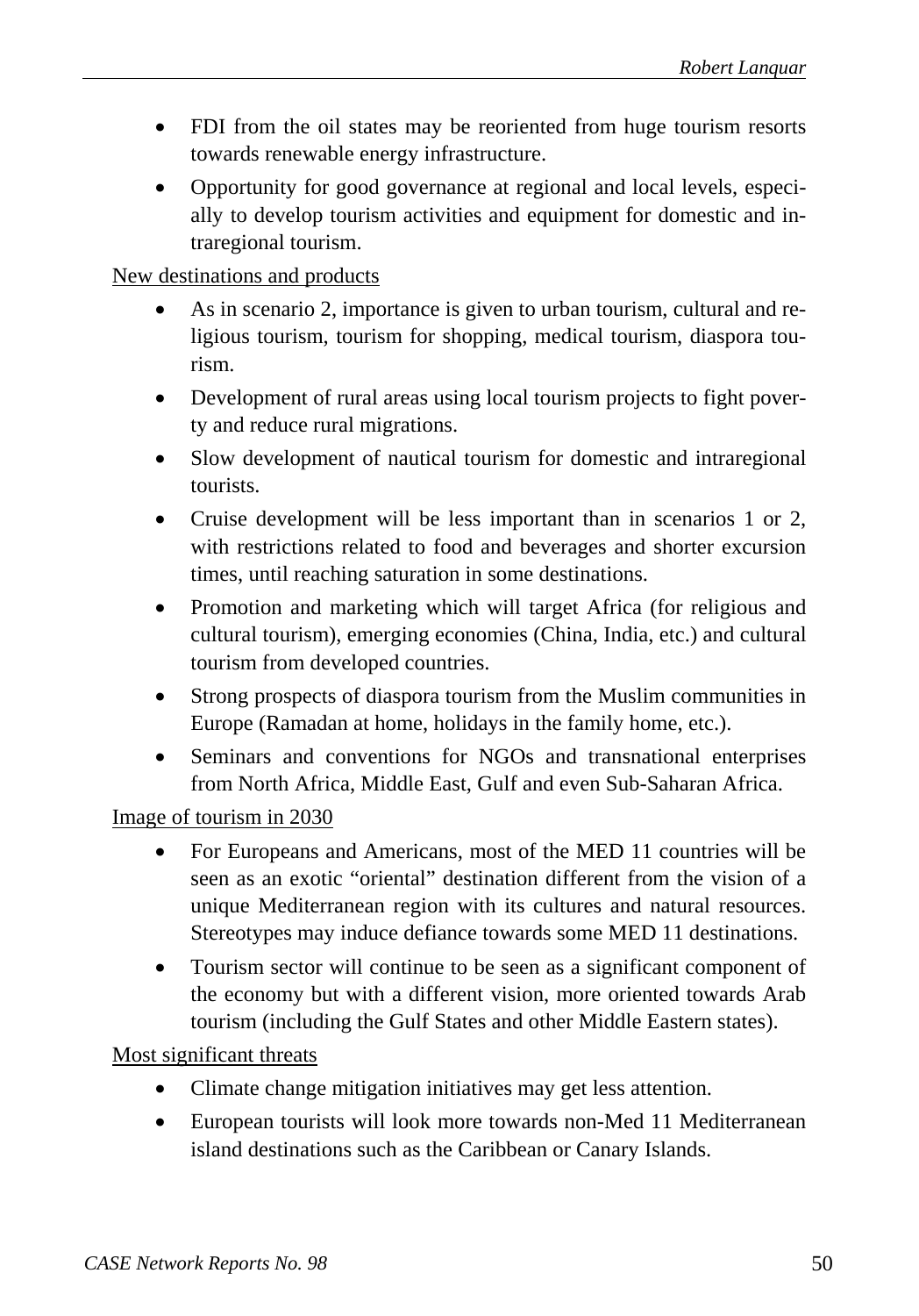- FDI from the oil states may be reoriented from huge tourism resorts towards renewable energy infrastructure.
- Opportunity for good governance at regional and local levels, especially to develop tourism activities and equipment for domestic and intraregional tourism.

<u>New destinations and products</u>

- As in scenario 2, importance is given to urban tourism, cultural and religious tourism, tourism for shopping, medical tourism, diaspora tourism.
- Development of rural areas using local tourism projects to fight poverty and reduce rural migrations.
- Slow development of nautical tourism for domestic and intraregional tourists.
- Cruise development will be less important than in scenarios 1 or 2, with restrictions related to food and beverages and shorter excursion times, until reaching saturation in some destinations.
- Promotion and marketing which will target Africa (for religious and cultural tourism), emerging economies (China, India, etc.) and cultural tourism from developed countries.
- Strong prospects of diaspora tourism from the Muslim communities in Europe (Ramadan at home, holidays in the family home, etc.).
- Seminars and conventions for NGOs and transnational enterprises from North Africa, Middle East, Gulf and even Sub-Saharan Africa.

<u>Image of tourism in 2030</u>

- For Europeans and Americans, most of the MED 11 countries will be seen as an exotic “oriental” destination different from the vision of a unique Mediterranean region with its cultures and natural resources. Stereotypes may induce defiance towards some MED 11 destinations.
- Tourism sector will continue to be seen as a significant component of the economy but with a different vision, more oriented towards Arab tourism (including the Gulf States and other Middle Eastern states).

<u>Most significant threats</u>

- Climate change mitigation initiatives may get less attention.
- European tourists will look more towards non-Med 11 Mediterranean island destinations such as the Caribbean or Canary Islands.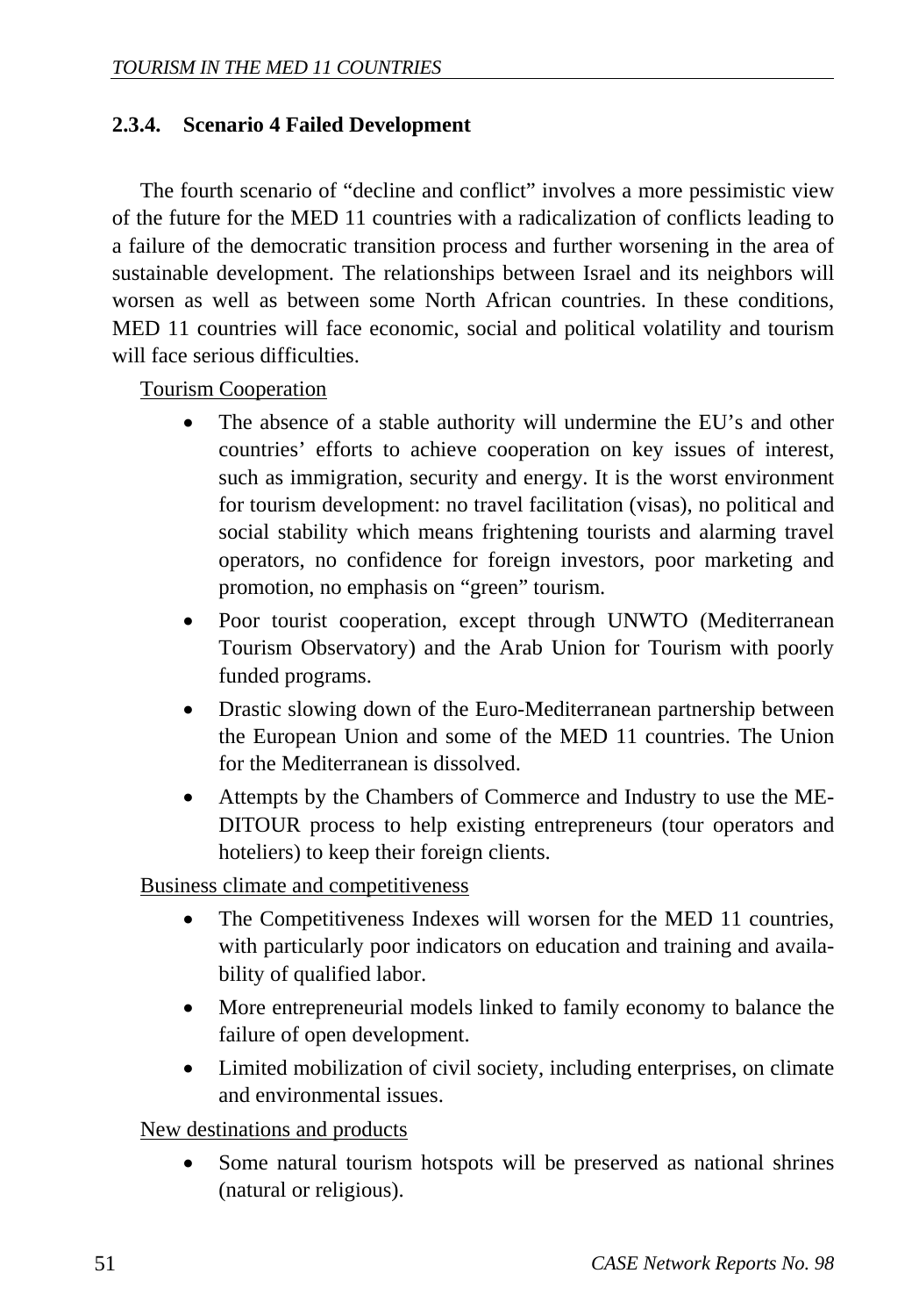### 2.3.4. Scenario 4 Failed Development

The fourth scenario of "decline and conflict" involves a more pessimistic view of the future for the MED 11 countries with a radicalization of conflicts leading to a failure of the democratic transition process and further worsening in the area of sustainable development. The relationships between Israel and its neighbors will worsen as well as between some North African countries. In these conditions, MED 11 countries will face economic, social and political volatility and tourism will face serious difficulties.

Tourism Cooperation

- The absence of a stable authority will undermine the EU's and other countries' efforts to achieve cooperation on key issues of interest, such as immigration, security and energy. It is the worst environment for tourism development: no travel facilitation (visas), no political and social stability which means frightening tourists and alarming travel operators, no confidence for foreign investors, poor marketing and promotion, no emphasis on "green" tourism.
- Poor tourist cooperation, except through UNWTO (Mediterranean Tourism Observatory) and the Arab Union for Tourism with poorly funded programs.
- Drastic slowing down of the Euro-Mediterranean partnership between the European Union and some of the MED 11 countries. The Union for the Mediterranean is dissolved.
- Attempts by the Chambers of Commerce and Industry to use the MEDITOUR process to help existing entrepreneurs (tour operators and hoteliers) to keep their foreign clients.

Business climate and competitiveness

- The Competitiveness Indexes will worsen for the MED 11 countries, with particularly poor indicators on education and training and availability of qualified labor.
- More entrepreneurial models linked to family economy to balance the failure of open development.
- Limited mobilization of civil society, including enterprises, on climate and environmental issues.

New destinations and products

- Some natural tourism hotspots will be preserved as national shrines (natural or religious).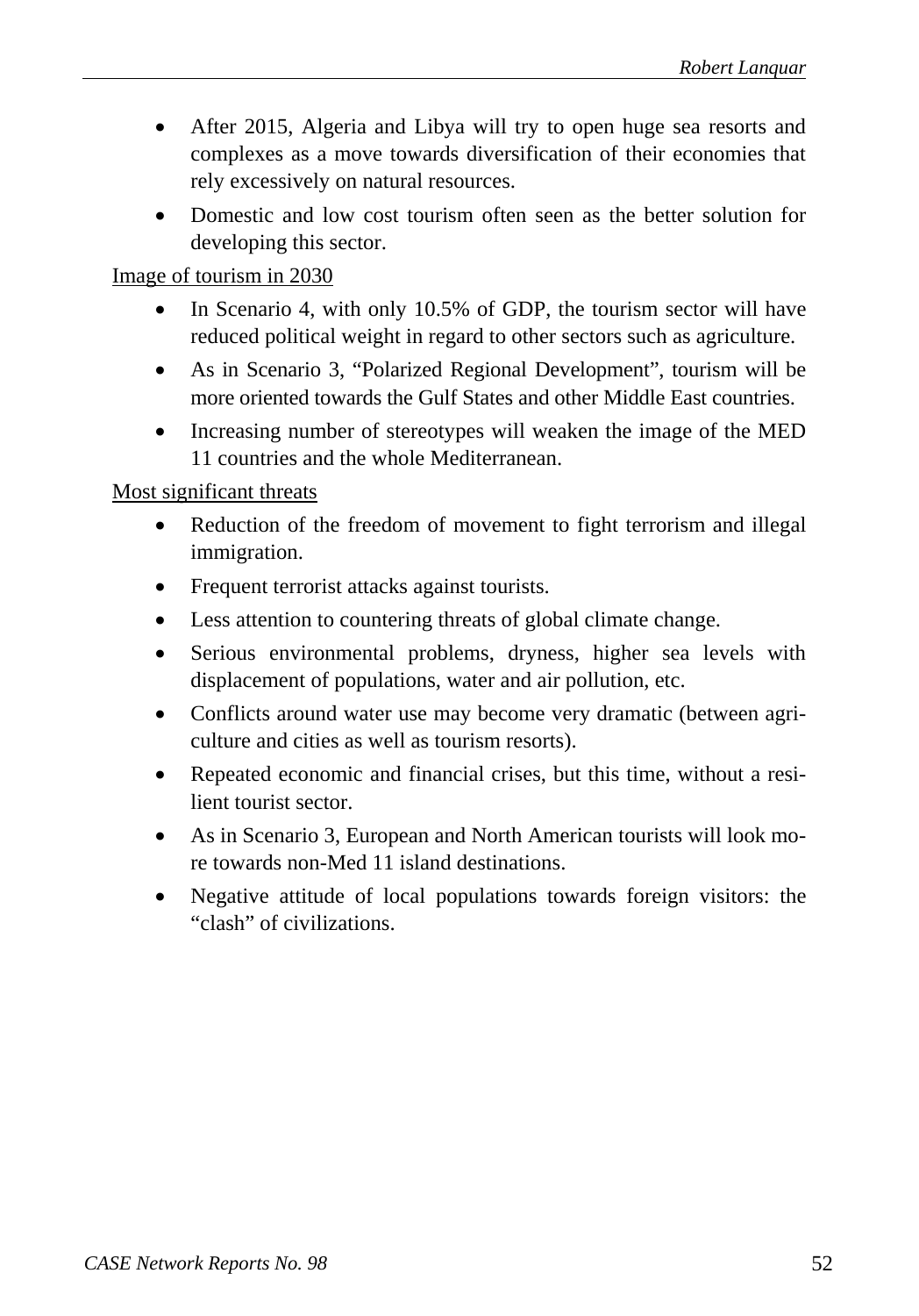- After 2015, Algeria and Libya will try to open huge sea resorts and complexes as a move towards diversification of their economies that rely excessively on natural resources.
- Domestic and low cost tourism often seen as the better solution for developing this sector.

<u>Image of tourism in 2030</u>

- In Scenario 4, with only 10.5% of GDP, the tourism sector will have reduced political weight in regard to other sectors such as agriculture.
- As in Scenario 3, "Polarized Regional Development", tourism will be more oriented towards the Gulf States and other Middle East countries.
- Increasing number of stereotypes will weaken the image of the MED 11 countries and the whole Mediterranean.

<u>Most significant threats</u>

- Reduction of the freedom of movement to fight terrorism and illegal immigration.
- Frequent terrorist attacks against tourists.
- Less attention to countering threats of global climate change.
- Serious environmental problems, dryness, higher sea levels with displacement of populations, water and air pollution, etc.
- Conflicts around water use may become very dramatic (between agriculture and cities as well as tourism resorts).
- Repeated economic and financial crises, but this time, without a resilient tourist sector.
- As in Scenario 3, European and North American tourists will look more towards non-Med 11 island destinations.
- Negative attitude of local populations towards foreign visitors: the "clash" of civilizations.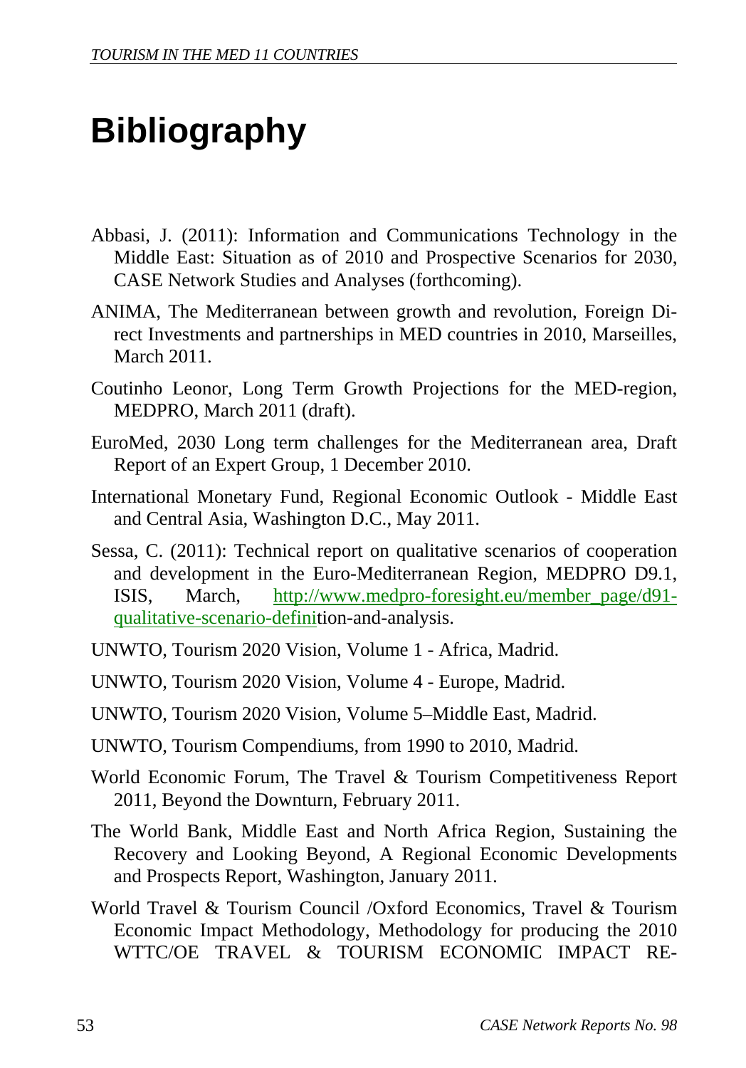# Bibliography

Abbasi, J. (2011): Information and Communications Technology in the Middle East: Situation as of 2010 and Prospective Scenarios for 2030, CASE Network Studies and Analyses (forthcoming).

ANIMA, The Mediterranean between growth and revolution, Foreign Direct Investments and partnerships in MED countries in 2010, Marseilles, March 2011.

Coutinho Leonor, Long Term Growth Projections for the MED-region, MEDPRO, March 2011 (draft).

EuroMed, 2030 Long term challenges for the Mediterranean area, Draft Report of an Expert Group, 1 December 2010.

International Monetary Fund, Regional Economic Outlook - Middle East and Central Asia, Washington D.C., May 2011.

Sessa, C. (2011): Technical report on qualitative scenarios of cooperation and development in the Euro-Mediterranean Region, MEDPRO D9.1, ISIS, March, http://www.medpro-foresight.eu/member_page/d91-qualitative-scenario-definition-and-analysis.

UNWTO, Tourism 2020 Vision, Volume 1 - Africa, Madrid.

UNWTO, Tourism 2020 Vision, Volume 4 - Europe, Madrid.

UNWTO, Tourism 2020 Vision, Volume 5–Middle East, Madrid.

UNWTO, Tourism Compendiums, from 1990 to 2010, Madrid.

World Economic Forum, The Travel & Tourism Competitiveness Report 2011, Beyond the Downturn, February 2011.

The World Bank, Middle East and North Africa Region, Sustaining the Recovery and Looking Beyond, A Regional Economic Developments and Prospects Report, Washington, January 2011.

World Travel & Tourism Council /Oxford Economics, Travel & Tourism Economic Impact Methodology, Methodology for producing the 2010 WTTC/OE TRAVEL & TOURISM ECONOMIC IMPACT RE-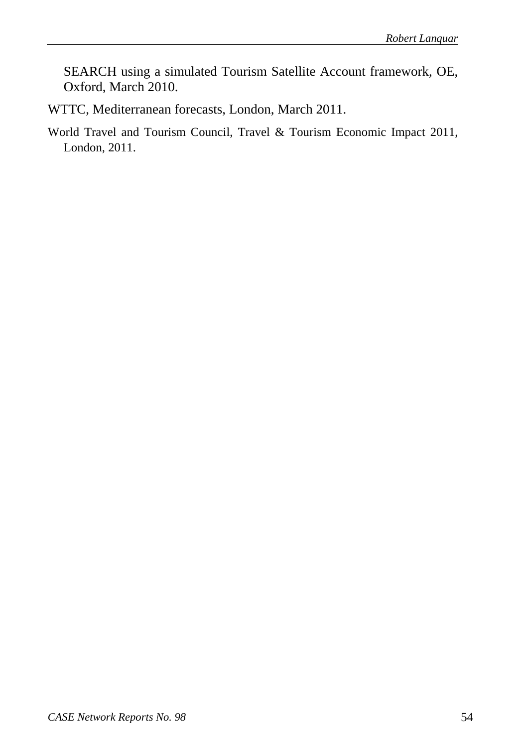SEARCH using a simulated Tourism Satellite Account framework, OE, Oxford, March 2010.

WTTC, Mediterranean forecasts, London, March 2011.

World Travel and Tourism Council, Travel & Tourism Economic Impact 2011, London, 2011.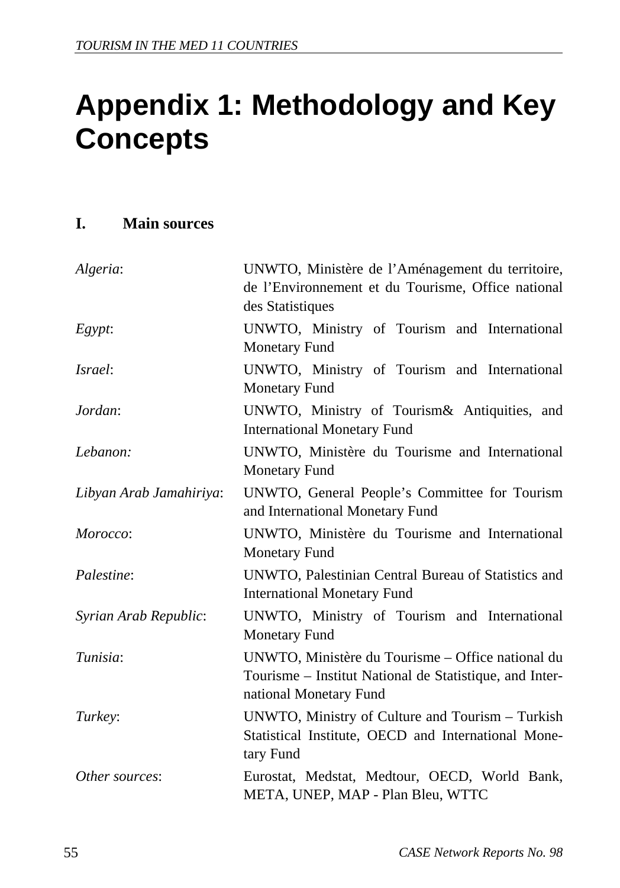# Appendix 1: Methodology and Key Concepts

## I. Main sources

| | |
|---|---|
| *Algeria*: | UNWTO, Ministère de l'Aménagement du territoire, de l'Environnement et du Tourisme, Office national des Statistiques |
| *Egypt*: | UNWTO, Ministry of Tourism and International Monetary Fund |
| *Israel*: | UNWTO, Ministry of Tourism and International Monetary Fund |
| *Jordan*: | UNWTO, Ministry of Tourism& Antiquities, and International Monetary Fund |
| *Lebanon:* | UNWTO, Ministère du Tourisme and International Monetary Fund |
| *Libyan Arab Jamahiriya*: | UNWTO, General People's Committee for Tourism and International Monetary Fund |
| *Morocco*: | UNWTO, Ministère du Tourisme and International Monetary Fund |
| *Palestine*: | UNWTO, Palestinian Central Bureau of Statistics and International Monetary Fund |
| *Syrian Arab Republic*: | UNWTO, Ministry of Tourism and International Monetary Fund |
| *Tunisia*: | UNWTO, Ministère du Tourisme – Office national du Tourisme – Institut National de Statistique, and International Monetary Fund |
| *Turkey*: | UNWTO, Ministry of Culture and Tourism – Turkish Statistical Institute, OECD and International Monetary Fund |
| *Other sources*: | Eurostat, Medstat, Medtour, OECD, World Bank, META, UNEP, MAP - Plan Bleu, WTTC |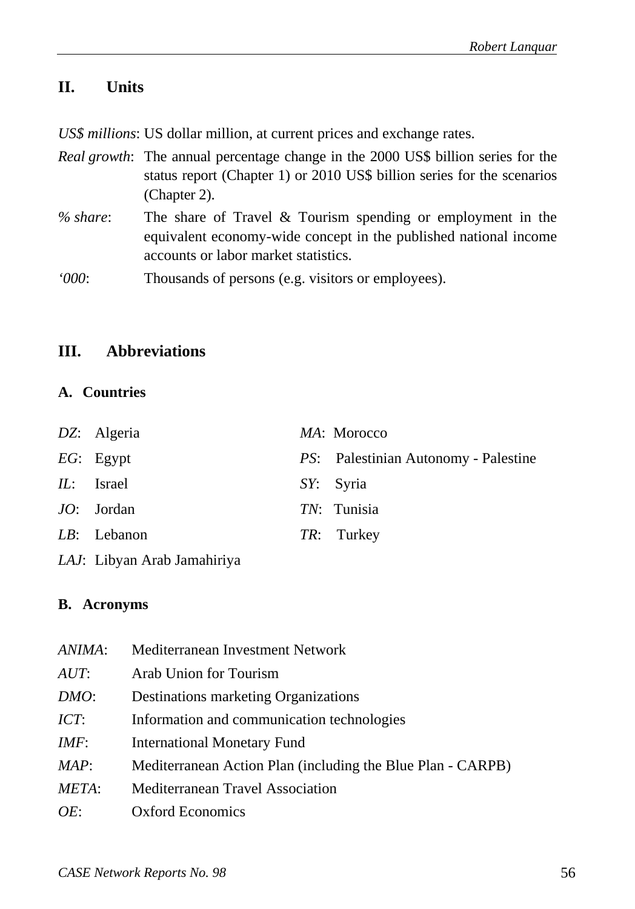## II. Units

*US$ millions*: US dollar million, at current prices and exchange rates.

*Real growth*: The annual percentage change in the 2000 US$ billion series for the status report (Chapter 1) or 2010 US$ billion series for the scenarios (Chapter 2).

*% share*: The share of Travel & Tourism spending or employment in the equivalent economy-wide concept in the published national income accounts or labor market statistics.

*'000*: Thousands of persons (e.g. visitors or employees).

## III. Abbreviations

### A. Countries

*DZ*: Algeria

*EG*: Egypt

*IL*: Israel

*JO*: Jordan

*LB*: Lebanon

*LAJ*: Libyan Arab Jamahiriya

*MA*: Morocco

*PS*: Palestinian Autonomy - Palestine

*SY*: Syria

*TN*: Tunisia

*TR*: Turkey

### B. Acronyms

*ANIMA*: Mediterranean Investment Network

*AUT*: Arab Union for Tourism

*DMO*: Destinations marketing Organizations

*ICT*: Information and communication technologies

*IMF*: International Monetary Fund

*MAP*: Mediterranean Action Plan (including the Blue Plan - CARPB)

*META*: Mediterranean Travel Association

*OE*: Oxford Economics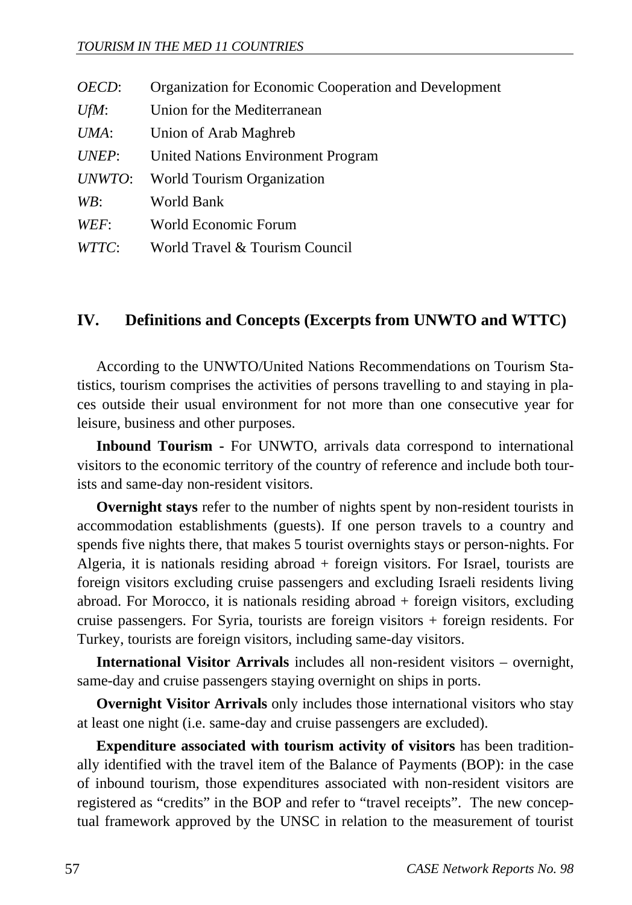*OECD*: Organization for Economic Cooperation and Development

*UfM*: Union for the Mediterranean

*UMA*: Union of Arab Maghreb

*UNEP*: United Nations Environment Program

*UNWTO*: World Tourism Organization

*WB*: World Bank

*WEF*: World Economic Forum

*WTTC*: World Travel & Tourism Council

## IV. Definitions and Concepts (Excerpts from UNWTO and WTTC)

According to the UNWTO/United Nations Recommendations on Tourism Statistics, tourism comprises the activities of persons travelling to and staying in places outside their usual environment for not more than one consecutive year for leisure, business and other purposes.

**Inbound Tourism** - For UNWTO, arrivals data correspond to international visitors to the economic territory of the country of reference and include both tourists and same-day non-resident visitors.

**Overnight stays** refer to the number of nights spent by non-resident tourists in accommodation establishments (guests). If one person travels to a country and spends five nights there, that makes 5 tourist overnights stays or person-nights. For Algeria, it is nationals residing abroad + foreign visitors. For Israel, tourists are foreign visitors excluding cruise passengers and excluding Israeli residents living abroad. For Morocco, it is nationals residing abroad + foreign visitors, excluding cruise passengers. For Syria, tourists are foreign visitors + foreign residents. For Turkey, tourists are foreign visitors, including same-day visitors.

**International Visitor Arrivals** includes all non-resident visitors – overnight, same-day and cruise passengers staying overnight on ships in ports.

**Overnight Visitor Arrivals** only includes those international visitors who stay at least one night (i.e. same-day and cruise passengers are excluded).

**Expenditure associated with tourism activity of visitors** has been traditionally identified with the travel item of the Balance of Payments (BOP): in the case of inbound tourism, those expenditures associated with non-resident visitors are registered as "credits" in the BOP and refer to "travel receipts". The new conceptual framework approved by the UNSC in relation to the measurement of tourist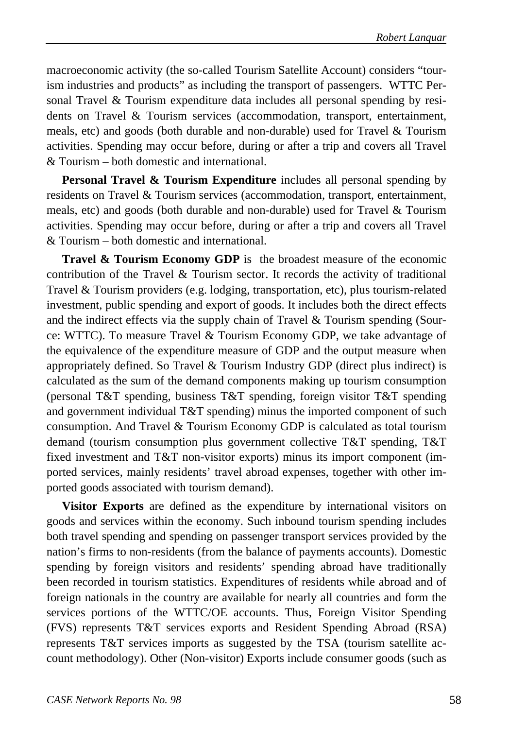macroeconomic activity (the so-called Tourism Satellite Account) considers "tourism industries and products" as including the transport of passengers. WTTC Personal Travel & Tourism expenditure data includes all personal spending by residents on Travel & Tourism services (accommodation, transport, entertainment, meals, etc) and goods (both durable and non-durable) used for Travel & Tourism activities. Spending may occur before, during or after a trip and covers all Travel & Tourism – both domestic and international.

**Personal Travel & Tourism Expenditure** includes all personal spending by residents on Travel & Tourism services (accommodation, transport, entertainment, meals, etc) and goods (both durable and non-durable) used for Travel & Tourism activities. Spending may occur before, during or after a trip and covers all Travel & Tourism – both domestic and international.

**Travel & Tourism Economy GDP** is the broadest measure of the economic contribution of the Travel & Tourism sector. It records the activity of traditional Travel & Tourism providers (e.g. lodging, transportation, etc), plus tourism-related investment, public spending and export of goods. It includes both the direct effects and the indirect effects via the supply chain of Travel & Tourism spending (Source: WTTC). To measure Travel & Tourism Economy GDP, we take advantage of the equivalence of the expenditure measure of GDP and the output measure when appropriately defined. So Travel & Tourism Industry GDP (direct plus indirect) is calculated as the sum of the demand components making up tourism consumption (personal T&T spending, business T&T spending, foreign visitor T&T spending and government individual T&T spending) minus the imported component of such consumption. And Travel & Tourism Economy GDP is calculated as total tourism demand (tourism consumption plus government collective T&T spending, T&T fixed investment and T&T non-visitor exports) minus its import component (imported services, mainly residents' travel abroad expenses, together with other imported goods associated with tourism demand).

**Visitor Exports** are defined as the expenditure by international visitors on goods and services within the economy. Such inbound tourism spending includes both travel spending and spending on passenger transport services provided by the nation's firms to non-residents (from the balance of payments accounts). Domestic spending by foreign visitors and residents' spending abroad have traditionally been recorded in tourism statistics. Expenditures of residents while abroad and of foreign nationals in the country are available for nearly all countries and form the services portions of the WTTC/OE accounts. Thus, Foreign Visitor Spending (FVS) represents T&T services exports and Resident Spending Abroad (RSA) represents T&T services imports as suggested by the TSA (tourism satellite account methodology). Other (Non-visitor) Exports include consumer goods (such as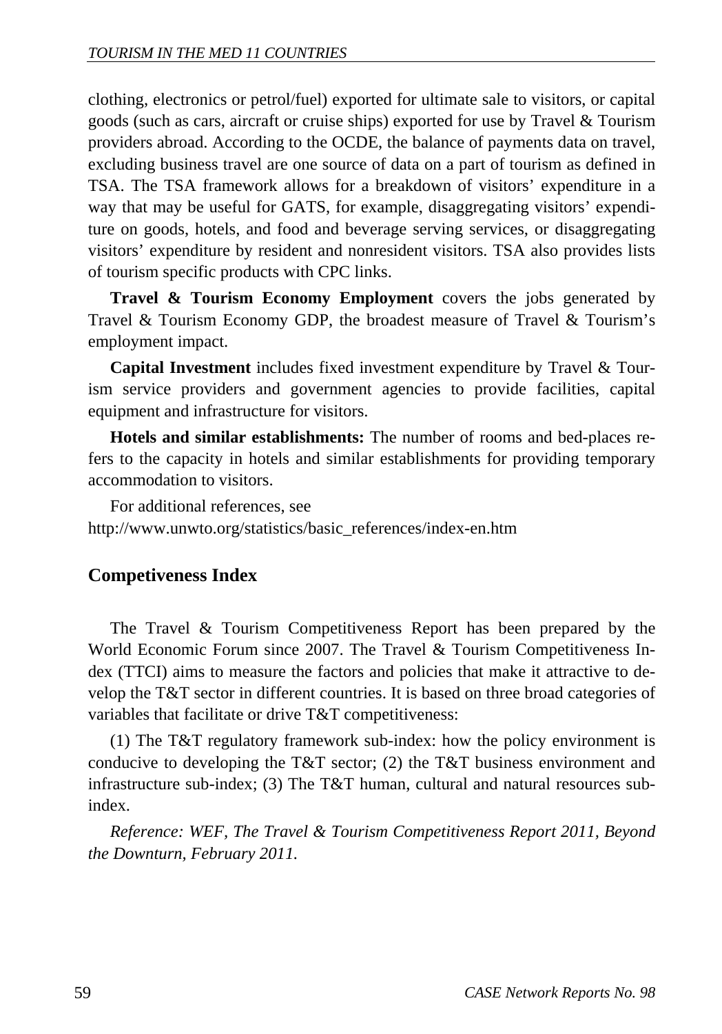clothing, electronics or petrol/fuel) exported for ultimate sale to visitors, or capital goods (such as cars, aircraft or cruise ships) exported for use by Travel & Tourism providers abroad. According to the OCDE, the balance of payments data on travel, excluding business travel are one source of data on a part of tourism as defined in TSA. The TSA framework allows for a breakdown of visitors' expenditure in a way that may be useful for GATS, for example, disaggregating visitors' expenditure on goods, hotels, and food and beverage serving services, or disaggregating visitors' expenditure by resident and nonresident visitors. TSA also provides lists of tourism specific products with CPC links.

**Travel & Tourism Economy Employment** covers the jobs generated by Travel & Tourism Economy GDP, the broadest measure of Travel & Tourism's employment impact.

**Capital Investment** includes fixed investment expenditure by Travel & Tourism service providers and government agencies to provide facilities, capital equipment and infrastructure for visitors.

**Hotels and similar establishments:** The number of rooms and bed-places refers to the capacity in hotels and similar establishments for providing temporary accommodation to visitors.

For additional references, see
http://www.unwto.org/statistics/basic_references/index-en.htm

## Competiveness Index

The Travel & Tourism Competitiveness Report has been prepared by the World Economic Forum since 2007. The Travel & Tourism Competitiveness Index (TTCI) aims to measure the factors and policies that make it attractive to develop the T&T sector in different countries. It is based on three broad categories of variables that facilitate or drive T&T competitiveness:

(1) The T&T regulatory framework sub-index: how the policy environment is conducive to developing the T&T sector; (2) the T&T business environment and infrastructure sub-index; (3) The T&T human, cultural and natural resources sub-index.

*Reference: WEF, The Travel & Tourism Competitiveness Report 2011, Beyond the Downturn, February 2011.*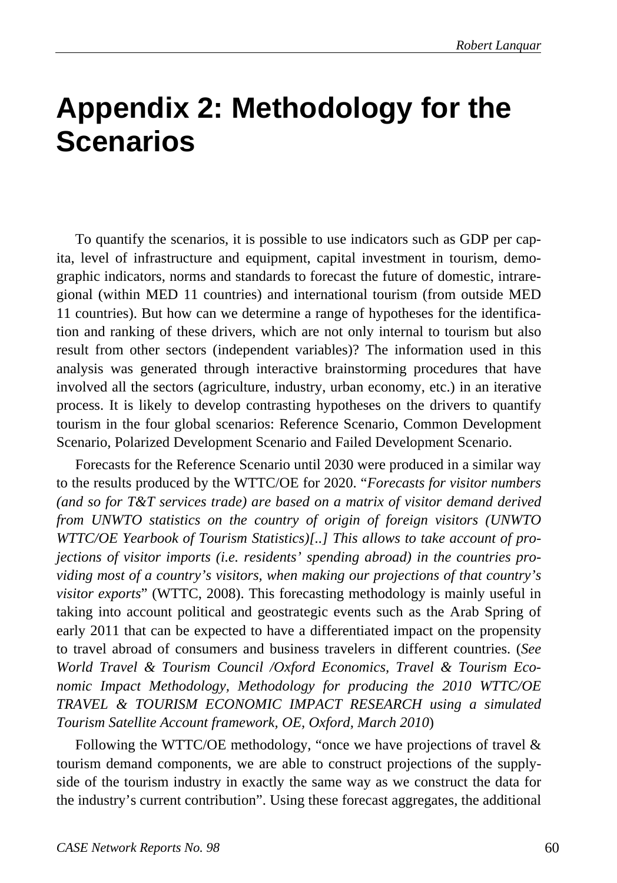# Appendix 2: Methodology for the Scenarios

To quantify the scenarios, it is possible to use indicators such as GDP per capita, level of infrastructure and equipment, capital investment in tourism, demographic indicators, norms and standards to forecast the future of domestic, intraregional (within MED 11 countries) and international tourism (from outside MED 11 countries). But how can we determine a range of hypotheses for the identification and ranking of these drivers, which are not only internal to tourism but also result from other sectors (independent variables)? The information used in this analysis was generated through interactive brainstorming procedures that have involved all the sectors (agriculture, industry, urban economy, etc.) in an iterative process. It is likely to develop contrasting hypotheses on the drivers to quantify tourism in the four global scenarios: Reference Scenario, Common Development Scenario, Polarized Development Scenario and Failed Development Scenario.

Forecasts for the Reference Scenario until 2030 were produced in a similar way to the results produced by the WTTC/OE for 2020. "*Forecasts for visitor numbers (and so for T&T services trade) are based on a matrix of visitor demand derived from UNWTO statistics on the country of origin of foreign visitors (UNWTO WTTC/OE Yearbook of Tourism Statistics)[..] This allows to take account of projections of visitor imports (i.e. residents' spending abroad) in the countries providing most of a country's visitors, when making our projections of that country's visitor exports*" (WTTC, 2008). This forecasting methodology is mainly useful in taking into account political and geostrategic events such as the Arab Spring of early 2011 that can be expected to have a differentiated impact on the propensity to travel abroad of consumers and business travelers in different countries. (*See World Travel & Tourism Council /Oxford Economics, Travel & Tourism Economic Impact Methodology, Methodology for producing the 2010 WTTC/OE TRAVEL & TOURISM ECONOMIC IMPACT RESEARCH using a simulated Tourism Satellite Account framework, OE, Oxford, March 2010*)

Following the WTTC/OE methodology, "once we have projections of travel & tourism demand components, we are able to construct projections of the supply-side of the tourism industry in exactly the same way as we construct the data for the industry's current contribution". Using these forecast aggregates, the additional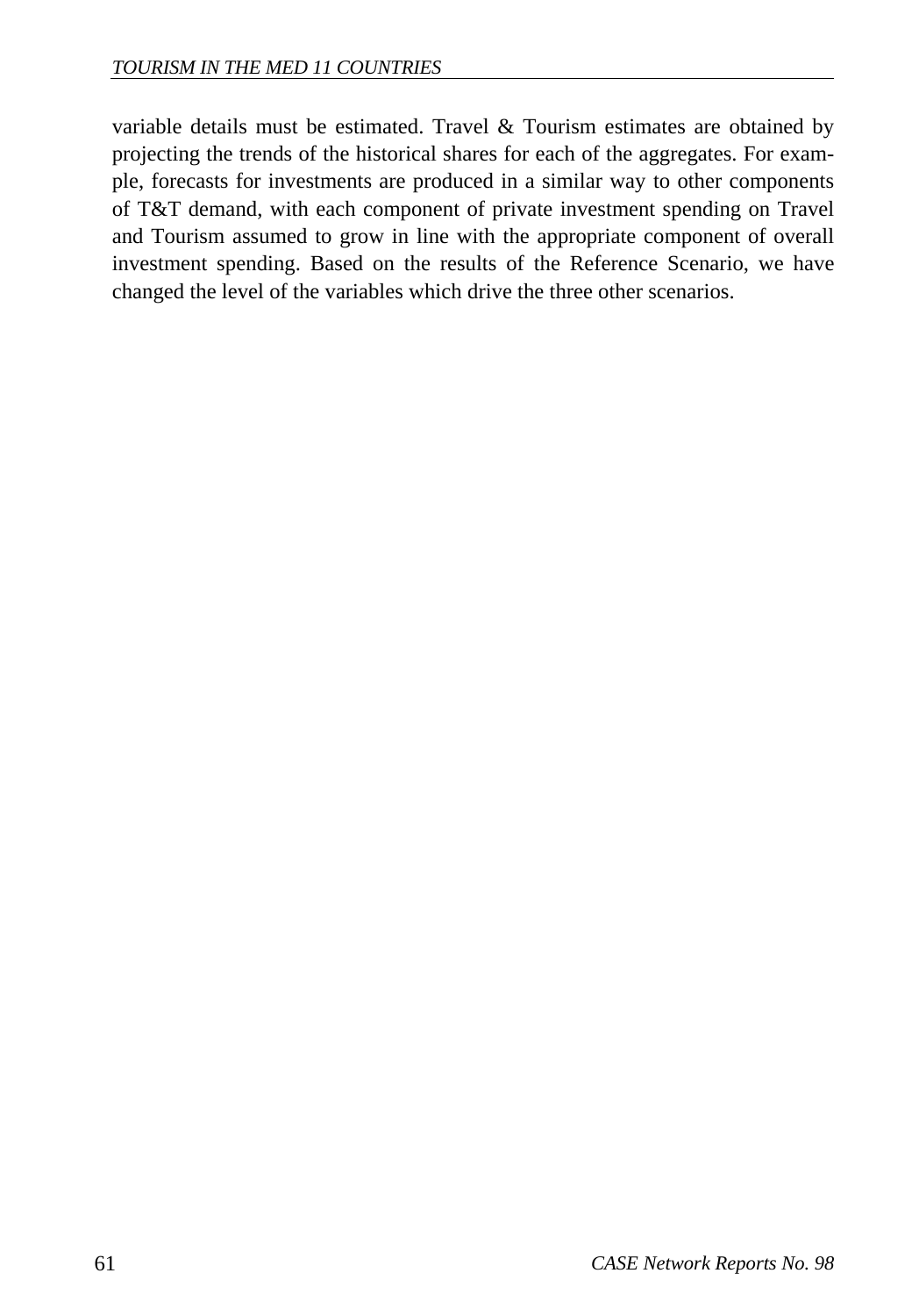variable details must be estimated. Travel & Tourism estimates are obtained by projecting the trends of the historical shares for each of the aggregates. For example, forecasts for investments are produced in a similar way to other components of T&T demand, with each component of private investment spending on Travel and Tourism assumed to grow in line with the appropriate component of overall investment spending. Based on the results of the Reference Scenario, we have changed the level of the variables which drive the three other scenarios.